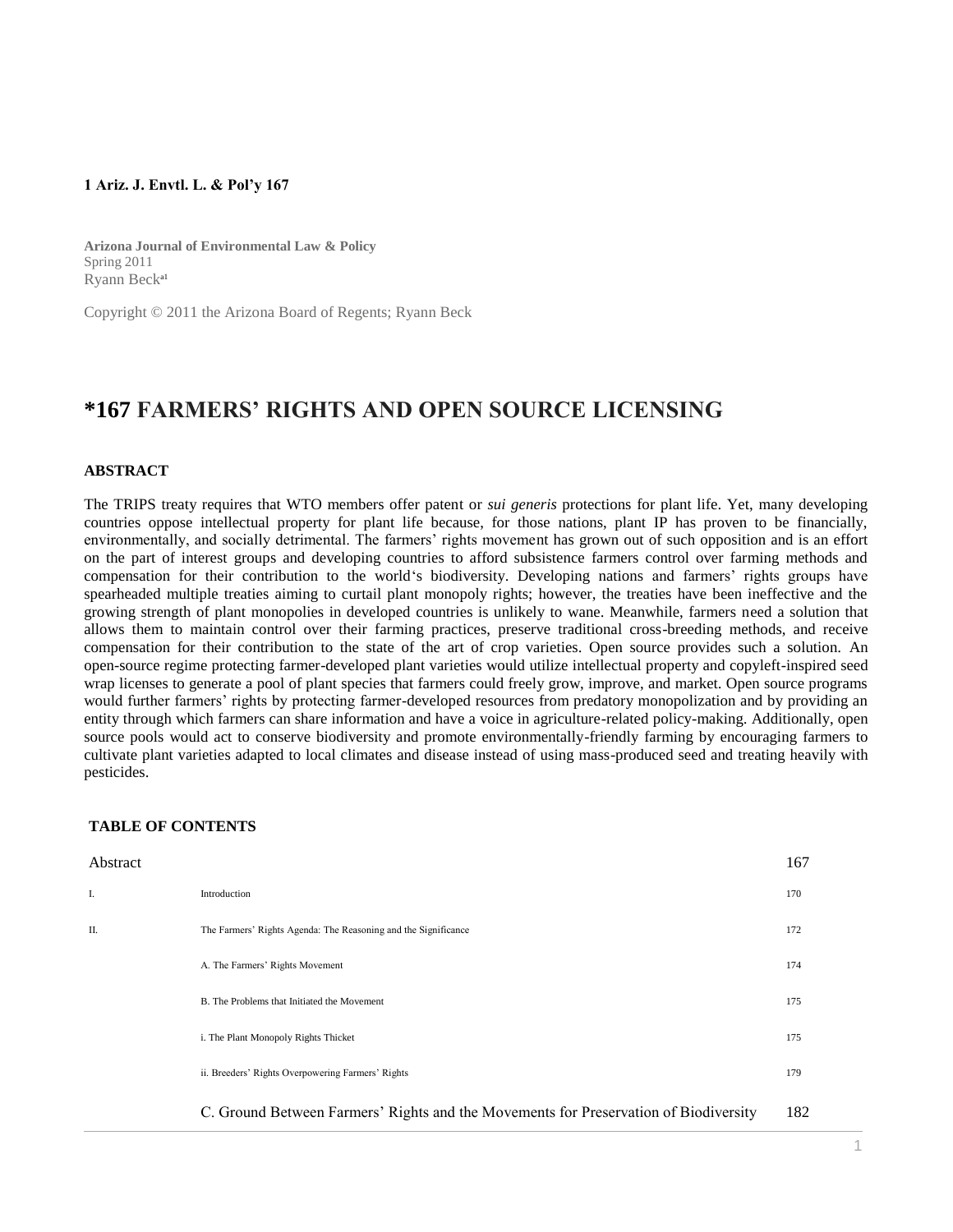**1 Ariz. J. Envtl. L. & Pol'y 167**

**Arizona Journal of Environmental Law & Policy**
Spring 2011
Ryann Beck[a1]

Copyright © 2011 the Arizona Board of Regents; Ryann Beck

# *167 FARMERS' RIGHTS AND OPEN SOURCE LICENSING

### ABSTRACT

The TRIPS treaty requires that WTO members offer patent or *sui generis* protections for plant life. Yet, many developing countries oppose intellectual property for plant life because, for those nations, plant IP has proven to be financially, environmentally, and socially detrimental. The farmers' rights movement has grown out of such opposition and is an effort on the part of interest groups and developing countries to afford subsistence farmers control over farming methods and compensation for their contribution to the world's biodiversity. Developing nations and farmers' rights groups have spearheaded multiple treaties aiming to curtail plant monopoly rights; however, the treaties have been ineffective and the growing strength of plant monopolies in developed countries is unlikely to wane. Meanwhile, farmers need a solution that allows them to maintain control over their farming practices, preserve traditional cross-breeding methods, and receive compensation for their contribution to the state of the art of crop varieties. Open source provides such a solution. An open-source regime protecting farmer-developed plant varieties would utilize intellectual property and copyleft-inspired seed wrap licenses to generate a pool of plant species that farmers could freely grow, improve, and market. Open source programs would further farmers' rights by protecting farmer-developed resources from predatory monopolization and by providing an entity through which farmers can share information and have a voice in agriculture-related policy-making. Additionally, open source pools would act to conserve biodiversity and promote environmentally-friendly farming by encouraging farmers to cultivate plant varieties adapted to local climates and disease instead of using mass-produced seed and treating heavily with pesticides.

### TABLE OF CONTENTS

| | | |
|---|---|---|
| Abstract | | 167 |
| I. | Introduction | 170 |
| II. | The Farmers' Rights Agenda: The Reasoning and the Significance | 172 |
| | A. The Farmers' Rights Movement | 174 |
| | B. The Problems that Initiated the Movement | 175 |
| | i. The Plant Monopoly Rights Thicket | 175 |
| | ii. Breeders' Rights Overpowering Farmers' Rights | 179 |
| | C. Ground Between Farmers' Rights and the Movements for Preservation of Biodiversity | 182 |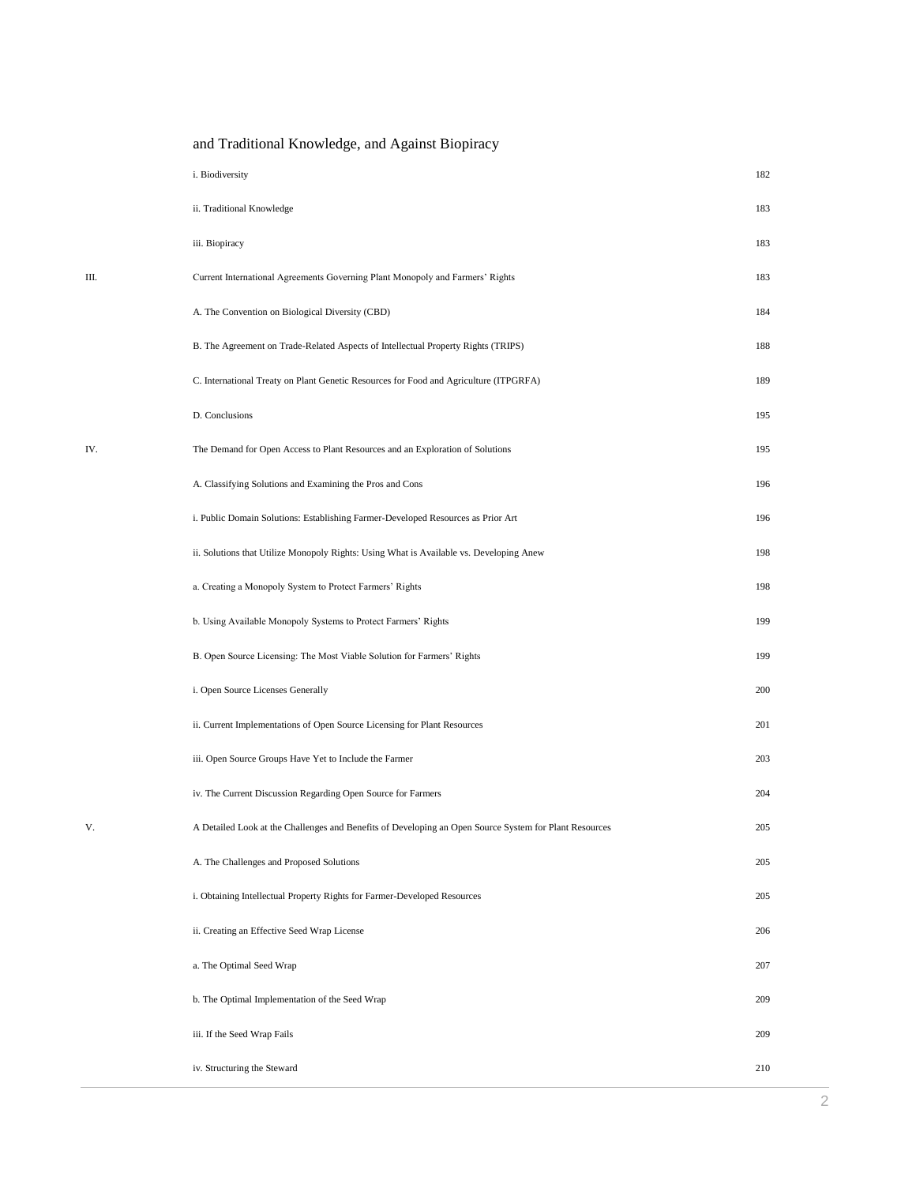and Traditional Knowledge, and Against Biopiracy

| | | |
|---|---|---|
| | i. Biodiversity | 182 |
| | ii. Traditional Knowledge | 183 |
| | iii. Biopiracy | 183 |
| III. | Current International Agreements Governing Plant Monopoly and Farmers' Rights | 183 |
| | A. The Convention on Biological Diversity (CBD) | 184 |
| | B. The Agreement on Trade-Related Aspects of Intellectual Property Rights (TRIPS) | 188 |
| | C. International Treaty on Plant Genetic Resources for Food and Agriculture (ITPGRFA) | 189 |
| | D. Conclusions | 195 |
| IV. | The Demand for Open Access to Plant Resources and an Exploration of Solutions | 195 |
| | A. Classifying Solutions and Examining the Pros and Cons | 196 |
| | i. Public Domain Solutions: Establishing Farmer-Developed Resources as Prior Art | 196 |
| | ii. Solutions that Utilize Monopoly Rights: Using What is Available vs. Developing Anew | 198 |
| | a. Creating a Monopoly System to Protect Farmers' Rights | 198 |
| | b. Using Available Monopoly Systems to Protect Farmers' Rights | 199 |
| | B. Open Source Licensing: The Most Viable Solution for Farmers' Rights | 199 |
| | i. Open Source Licenses Generally | 200 |
| | ii. Current Implementations of Open Source Licensing for Plant Resources | 201 |
| | iii. Open Source Groups Have Yet to Include the Farmer | 203 |
| | iv. The Current Discussion Regarding Open Source for Farmers | 204 |
| V. | A Detailed Look at the Challenges and Benefits of Developing an Open Source System for Plant Resources | 205 |
| | A. The Challenges and Proposed Solutions | 205 |
| | i. Obtaining Intellectual Property Rights for Farmer-Developed Resources | 205 |
| | ii. Creating an Effective Seed Wrap License | 206 |
| | a. The Optimal Seed Wrap | 207 |
| | b. The Optimal Implementation of the Seed Wrap | 209 |
| | iii. If the Seed Wrap Fails | 209 |
| | iv. Structuring the Steward | 210 |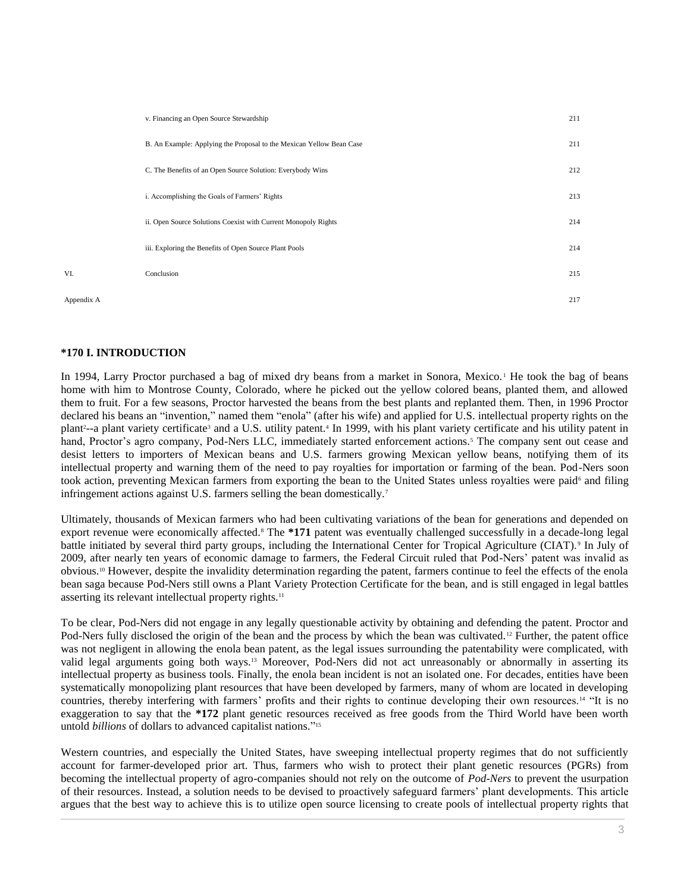| | | |
|---|---|---|
| | v. Financing an Open Source Stewardship | 211 |
| | B. An Example: Applying the Proposal to the Mexican Yellow Bean Case | 211 |
| | C. The Benefits of an Open Source Solution: Everybody Wins | 212 |
| | i. Accomplishing the Goals of Farmers' Rights | 213 |
| | ii. Open Source Solutions Coexist with Current Monopoly Rights | 214 |
| | iii. Exploring the Benefits of Open Source Plant Pools | 214 |
| VI. | Conclusion | 215 |
| Appendix A | | 217 |

## *170 I. INTRODUCTION

In 1994, Larry Proctor purchased a bag of mixed dry beans from a market in Sonora, Mexico.[1] He took the bag of beans home with him to Montrose County, Colorado, where he picked out the yellow colored beans, planted them, and allowed them to fruit. For a few seasons, Proctor harvested the beans from the best plants and replanted them. Then, in 1996 Proctor declared his beans an "invention," named them "enola" (after his wife) and applied for U.S. intellectual property rights on the plant[2]--a plant variety certificate[3] and a U.S. utility patent.[4] In 1999, with his plant variety certificate and his utility patent in hand, Proctor's agro company, Pod-Ners LLC, immediately started enforcement actions.[5] The company sent out cease and desist letters to importers of Mexican beans and U.S. farmers growing Mexican yellow beans, notifying them of its intellectual property and warning them of the need to pay royalties for importation or farming of the bean. Pod-Ners soon took action, preventing Mexican farmers from exporting the bean to the United States unless royalties were paid[6] and filing infringement actions against U.S. farmers selling the bean domestically.[7]

Ultimately, thousands of Mexican farmers who had been cultivating variations of the bean for generations and depended on export revenue were economically affected.[8] The **\*171** patent was eventually challenged successfully in a decade-long legal battle initiated by several third party groups, including the International Center for Tropical Agriculture (CIAT).[9] In July of 2009, after nearly ten years of economic damage to farmers, the Federal Circuit ruled that Pod-Ners' patent was invalid as obvious.[10] However, despite the invalidity determination regarding the patent, farmers continue to feel the effects of the enola bean saga because Pod-Ners still owns a Plant Variety Protection Certificate for the bean, and is still engaged in legal battles asserting its relevant intellectual property rights.[11]

To be clear, Pod-Ners did not engage in any legally questionable activity by obtaining and defending the patent. Proctor and Pod-Ners fully disclosed the origin of the bean and the process by which the bean was cultivated.[12] Further, the patent office was not negligent in allowing the enola bean patent, as the legal issues surrounding the patentability were complicated, with valid legal arguments going both ways.[13] Moreover, Pod-Ners did not act unreasonably or abnormally in asserting its intellectual property as business tools. Finally, the enola bean incident is not an isolated one. For decades, entities have been systematically monopolizing plant resources that have been developed by farmers, many of whom are located in developing countries, thereby interfering with farmers' profits and their rights to continue developing their own resources.[14] "It is no exaggeration to say that the **\*172** plant genetic resources received as free goods from the Third World have been worth untold *billions* of dollars to advanced capitalist nations."[15]

Western countries, and especially the United States, have sweeping intellectual property regimes that do not sufficiently account for farmer-developed prior art. Thus, farmers who wish to protect their plant genetic resources (PGRs) from becoming the intellectual property of agro-companies should not rely on the outcome of *Pod-Ners* to prevent the usurpation of their resources. Instead, a solution needs to be devised to proactively safeguard farmers' plant developments. This article argues that the best way to achieve this is to utilize open source licensing to create pools of intellectual property rights that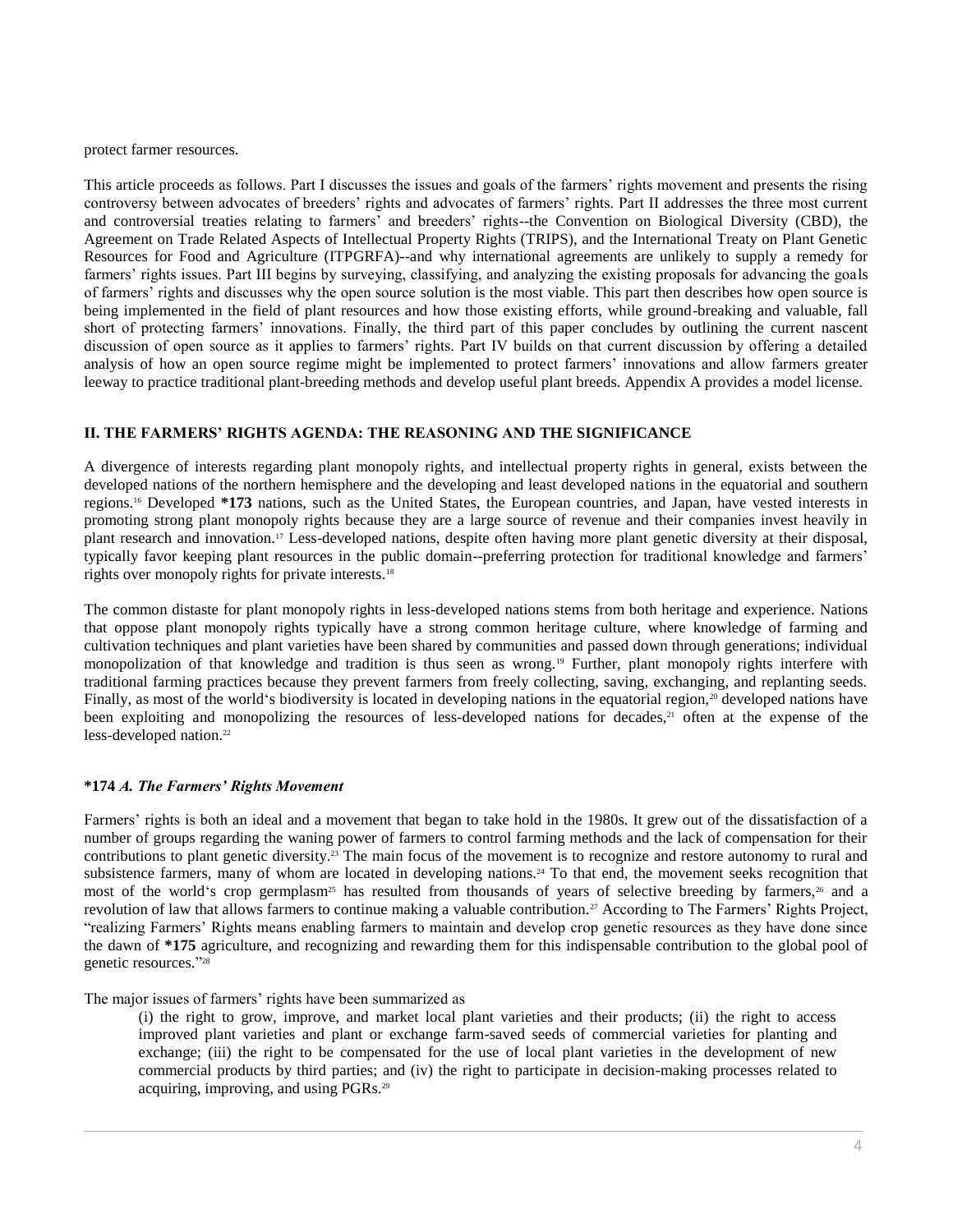protect farmer resources.

This article proceeds as follows. Part I discusses the issues and goals of the farmers' rights movement and presents the rising controversy between advocates of breeders' rights and advocates of farmers' rights. Part II addresses the three most current and controversial treaties relating to farmers' and breeders' rights--the Convention on Biological Diversity (CBD), the Agreement on Trade Related Aspects of Intellectual Property Rights (TRIPS), and the International Treaty on Plant Genetic Resources for Food and Agriculture (ITPGRFA)--and why international agreements are unlikely to supply a remedy for farmers' rights issues. Part III begins by surveying, classifying, and analyzing the existing proposals for advancing the goals of farmers' rights and discusses why the open source solution is the most viable. This part then describes how open source is being implemented in the field of plant resources and how those existing efforts, while ground-breaking and valuable, fall short of protecting farmers' innovations. Finally, the third part of this paper concludes by outlining the current nascent discussion of open source as it applies to farmers' rights. Part IV builds on that current discussion by offering a detailed analysis of how an open source regime might be implemented to protect farmers' innovations and allow farmers greater leeway to practice traditional plant-breeding methods and develop useful plant breeds. Appendix A provides a model license.

## II. THE FARMERS' RIGHTS AGENDA: THE REASONING AND THE SIGNIFICANCE

A divergence of interests regarding plant monopoly rights, and intellectual property rights in general, exists between the developed nations of the northern hemisphere and the developing and least developed nations in the equatorial and southern regions.[16] Developed **\*173** nations, such as the United States, the European countries, and Japan, have vested interests in promoting strong plant monopoly rights because they are a large source of revenue and their companies invest heavily in plant research and innovation.[17] Less-developed nations, despite often having more plant genetic diversity at their disposal, typically favor keeping plant resources in the public domain--preferring protection for traditional knowledge and farmers' rights over monopoly rights for private interests.[18]

The common distaste for plant monopoly rights in less-developed nations stems from both heritage and experience. Nations that oppose plant monopoly rights typically have a strong common heritage culture, where knowledge of farming and cultivation techniques and plant varieties have been shared by communities and passed down through generations; individual monopolization of that knowledge and tradition is thus seen as wrong.[19] Further, plant monopoly rights interfere with traditional farming practices because they prevent farmers from freely collecting, saving, exchanging, and replanting seeds. Finally, as most of the world's biodiversity is located in developing nations in the equatorial region,[20] developed nations have been exploiting and monopolizing the resources of less-developed nations for decades,[21] often at the expense of the less-developed nation.[22]

### \*174 *A. The Farmers' Rights Movement*

Farmers' rights is both an ideal and a movement that began to take hold in the 1980s. It grew out of the dissatisfaction of a number of groups regarding the waning power of farmers to control farming methods and the lack of compensation for their contributions to plant genetic diversity.[23] The main focus of the movement is to recognize and restore autonomy to rural and subsistence farmers, many of whom are located in developing nations.[24] To that end, the movement seeks recognition that most of the world's crop germplasm[25] has resulted from thousands of years of selective breeding by farmers,[26] and a revolution of law that allows farmers to continue making a valuable contribution.[27] According to The Farmers' Rights Project, "realizing Farmers' Rights means enabling farmers to maintain and develop crop genetic resources as they have done since the dawn of **\*175** agriculture, and recognizing and rewarding them for this indispensable contribution to the global pool of genetic resources."[28]

The major issues of farmers' rights have been summarized as

> (i) the right to grow, improve, and market local plant varieties and their products; (ii) the right to access improved plant varieties and plant or exchange farm-saved seeds of commercial varieties for planting and exchange; (iii) the right to be compensated for the use of local plant varieties in the development of new commercial products by third parties; and (iv) the right to participate in decision-making processes related to acquiring, improving, and using PGRs.[29]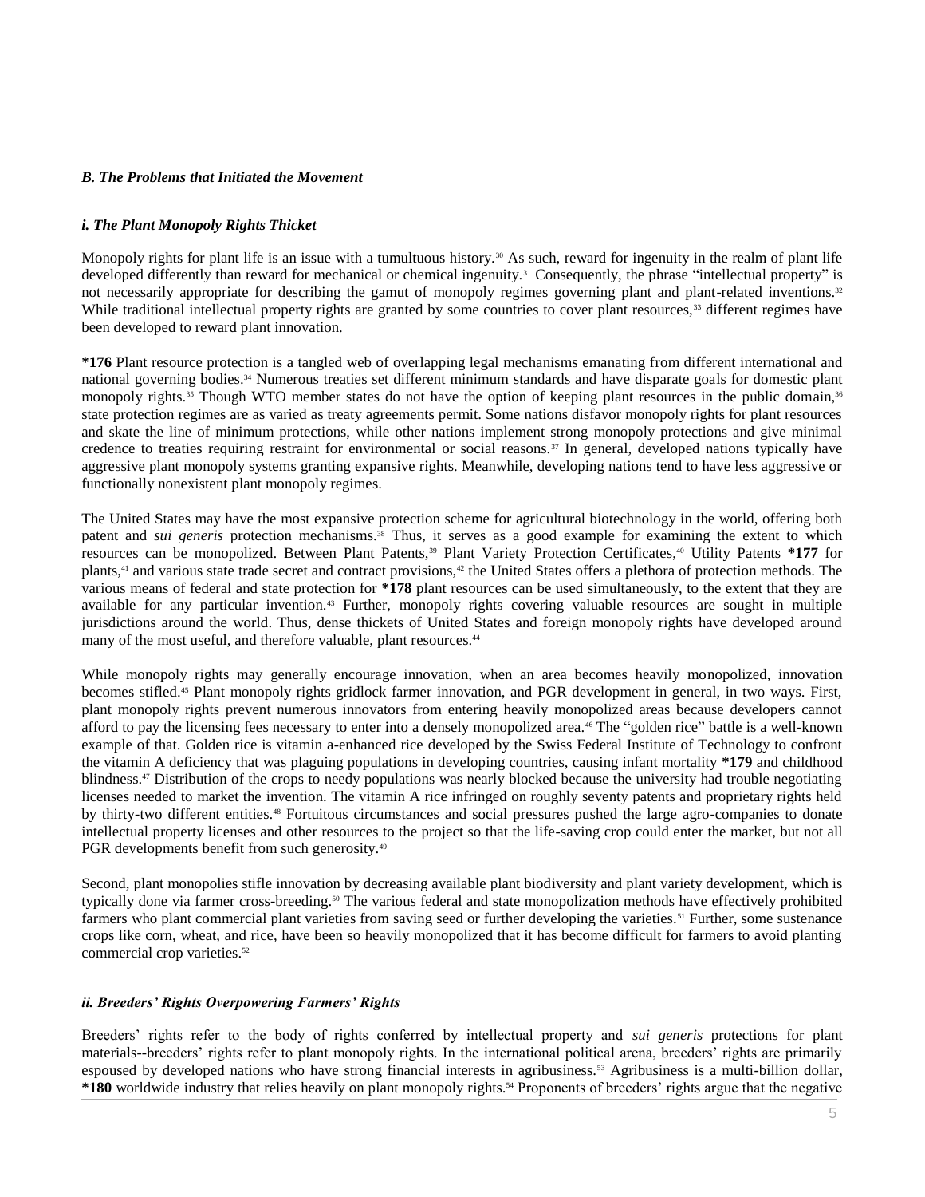### *B. The Problems that Initiated the Movement*

#### *i. The Plant Monopoly Rights Thicket*

Monopoly rights for plant life is an issue with a tumultuous history.[30] As such, reward for ingenuity in the realm of plant life developed differently than reward for mechanical or chemical ingenuity.[31] Consequently, the phrase "intellectual property" is not necessarily appropriate for describing the gamut of monopoly regimes governing plant and plant-related inventions.[32] While traditional intellectual property rights are granted by some countries to cover plant resources,[33] different regimes have been developed to reward plant innovation.

**\*176** Plant resource protection is a tangled web of overlapping legal mechanisms emanating from different international and national governing bodies.[34] Numerous treaties set different minimum standards and have disparate goals for domestic plant monopoly rights.[35] Though WTO member states do not have the option of keeping plant resources in the public domain,[36] state protection regimes are as varied as treaty agreements permit. Some nations disfavor monopoly rights for plant resources and skate the line of minimum protections, while other nations implement strong monopoly protections and give minimal credence to treaties requiring restraint for environmental or social reasons.[37] In general, developed nations typically have aggressive plant monopoly systems granting expansive rights. Meanwhile, developing nations tend to have less aggressive or functionally nonexistent plant monopoly regimes.

The United States may have the most expansive protection scheme for agricultural biotechnology in the world, offering both patent and *sui generis* protection mechanisms.[38] Thus, it serves as a good example for examining the extent to which resources can be monopolized. Between Plant Patents,[39] Plant Variety Protection Certificates,[40] Utility Patents **\*177** for plants,[41] and various state trade secret and contract provisions,[42] the United States offers a plethora of protection methods. The various means of federal and state protection for **\*178** plant resources can be used simultaneously, to the extent that they are available for any particular invention.[43] Further, monopoly rights covering valuable resources are sought in multiple jurisdictions around the world. Thus, dense thickets of United States and foreign monopoly rights have developed around many of the most useful, and therefore valuable, plant resources.[44]

While monopoly rights may generally encourage innovation, when an area becomes heavily monopolized, innovation becomes stifled.[45] Plant monopoly rights gridlock farmer innovation, and PGR development in general, in two ways. First, plant monopoly rights prevent numerous innovators from entering heavily monopolized areas because developers cannot afford to pay the licensing fees necessary to enter into a densely monopolized area.[46] The "golden rice" battle is a well-known example of that. Golden rice is vitamin a-enhanced rice developed by the Swiss Federal Institute of Technology to confront the vitamin A deficiency that was plaguing populations in developing countries, causing infant mortality **\*179** and childhood blindness.[47] Distribution of the crops to needy populations was nearly blocked because the university had trouble negotiating licenses needed to market the invention. The vitamin A rice infringed on roughly seventy patents and proprietary rights held by thirty-two different entities.[48] Fortuitous circumstances and social pressures pushed the large agro-companies to donate intellectual property licenses and other resources to the project so that the life-saving crop could enter the market, but not all PGR developments benefit from such generosity.[49]

Second, plant monopolies stifle innovation by decreasing available plant biodiversity and plant variety development, which is typically done via farmer cross-breeding.[50] The various federal and state monopolization methods have effectively prohibited farmers who plant commercial plant varieties from saving seed or further developing the varieties.[51] Further, some sustenance crops like corn, wheat, and rice, have been so heavily monopolized that it has become difficult for farmers to avoid planting commercial crop varieties.[52]

#### *ii. Breeders' Rights Overpowering Farmers' Rights*

Breeders' rights refer to the body of rights conferred by intellectual property and *sui generis* protections for plant materials--breeders' rights refer to plant monopoly rights. In the international political arena, breeders' rights are primarily espoused by developed nations who have strong financial interests in agribusiness.[53] Agribusiness is a multi-billion dollar, **\*180** worldwide industry that relies heavily on plant monopoly rights.[54] Proponents of breeders' rights argue that the negative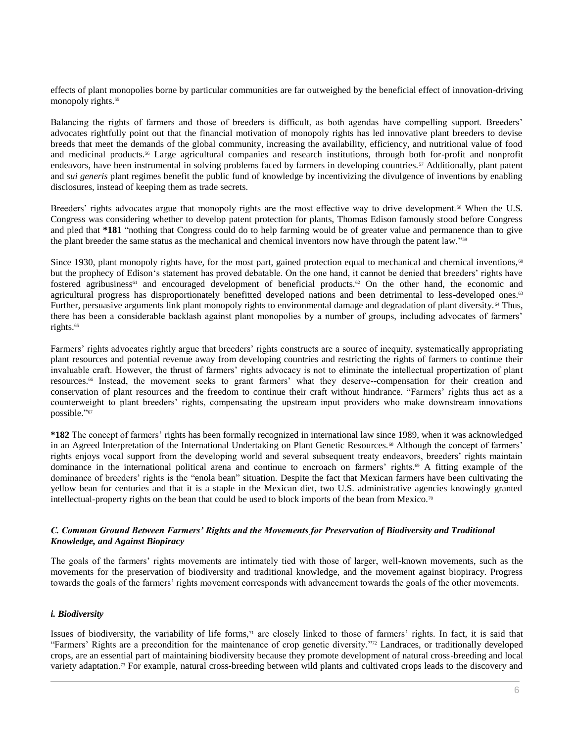effects of plant monopolies borne by particular communities are far outweighed by the beneficial effect of innovation-driving monopoly rights.[55]

Balancing the rights of farmers and those of breeders is difficult, as both agendas have compelling support. Breeders' advocates rightfully point out that the financial motivation of monopoly rights has led innovative plant breeders to devise breeds that meet the demands of the global community, increasing the availability, efficiency, and nutritional value of food and medicinal products.[56] Large agricultural companies and research institutions, through both for-profit and nonprofit endeavors, have been instrumental in solving problems faced by farmers in developing countries.[57] Additionally, plant patent and *sui generis* plant regimes benefit the public fund of knowledge by incentivizing the divulgence of inventions by enabling disclosures, instead of keeping them as trade secrets.

Breeders' rights advocates argue that monopoly rights are the most effective way to drive development.[58] When the U.S. Congress was considering whether to develop patent protection for plants, Thomas Edison famously stood before Congress and pled that **\*181** "nothing that Congress could do to help farming would be of greater value and permanence than to give the plant breeder the same status as the mechanical and chemical inventors now have through the patent law."[59]

Since 1930, plant monopoly rights have, for the most part, gained protection equal to mechanical and chemical inventions,[60] but the prophecy of Edison's statement has proved debatable. On the one hand, it cannot be denied that breeders' rights have fostered agribusiness[61] and encouraged development of beneficial products.[62] On the other hand, the economic and agricultural progress has disproportionately benefitted developed nations and been detrimental to less-developed ones.[63] Further, persuasive arguments link plant monopoly rights to environmental damage and degradation of plant diversity.[64] Thus, there has been a considerable backlash against plant monopolies by a number of groups, including advocates of farmers' rights.[65]

Farmers' rights advocates rightly argue that breeders' rights constructs are a source of inequity, systematically appropriating plant resources and potential revenue away from developing countries and restricting the rights of farmers to continue their invaluable craft. However, the thrust of farmers' rights advocacy is not to eliminate the intellectual propertization of plant resources.[66] Instead, the movement seeks to grant farmers' what they deserve--compensation for their creation and conservation of plant resources and the freedom to continue their craft without hindrance. "Farmers' rights thus act as a counterweight to plant breeders' rights, compensating the upstream input providers who make downstream innovations possible."[67]

**\*182** The concept of farmers' rights has been formally recognized in international law since 1989, when it was acknowledged in an Agreed Interpretation of the International Undertaking on Plant Genetic Resources.[68] Although the concept of farmers' rights enjoys vocal support from the developing world and several subsequent treaty endeavors, breeders' rights maintain dominance in the international political arena and continue to encroach on farmers' rights.[69] A fitting example of the dominance of breeders' rights is the "enola bean" situation. Despite the fact that Mexican farmers have been cultivating the yellow bean for centuries and that it is a staple in the Mexican diet, two U.S. administrative agencies knowingly granted intellectual-property rights on the bean that could be used to block imports of the bean from Mexico.[70]

### *C. Common Ground Between Farmers' Rights and the Movements for Preservation of Biodiversity and Traditional Knowledge, and Against Biopiracy*

The goals of the farmers' rights movements are intimately tied with those of larger, well-known movements, such as the movements for the preservation of biodiversity and traditional knowledge, and the movement against biopiracy. Progress towards the goals of the farmers' rights movement corresponds with advancement towards the goals of the other movements.

#### *i. Biodiversity*

Issues of biodiversity, the variability of life forms,[71] are closely linked to those of farmers' rights. In fact, it is said that "Farmers' Rights are a precondition for the maintenance of crop genetic diversity."[72] Landraces, or traditionally developed crops, are an essential part of maintaining biodiversity because they promote development of natural cross-breeding and local variety adaptation.[73] For example, natural cross-breeding between wild plants and cultivated crops leads to the discovery and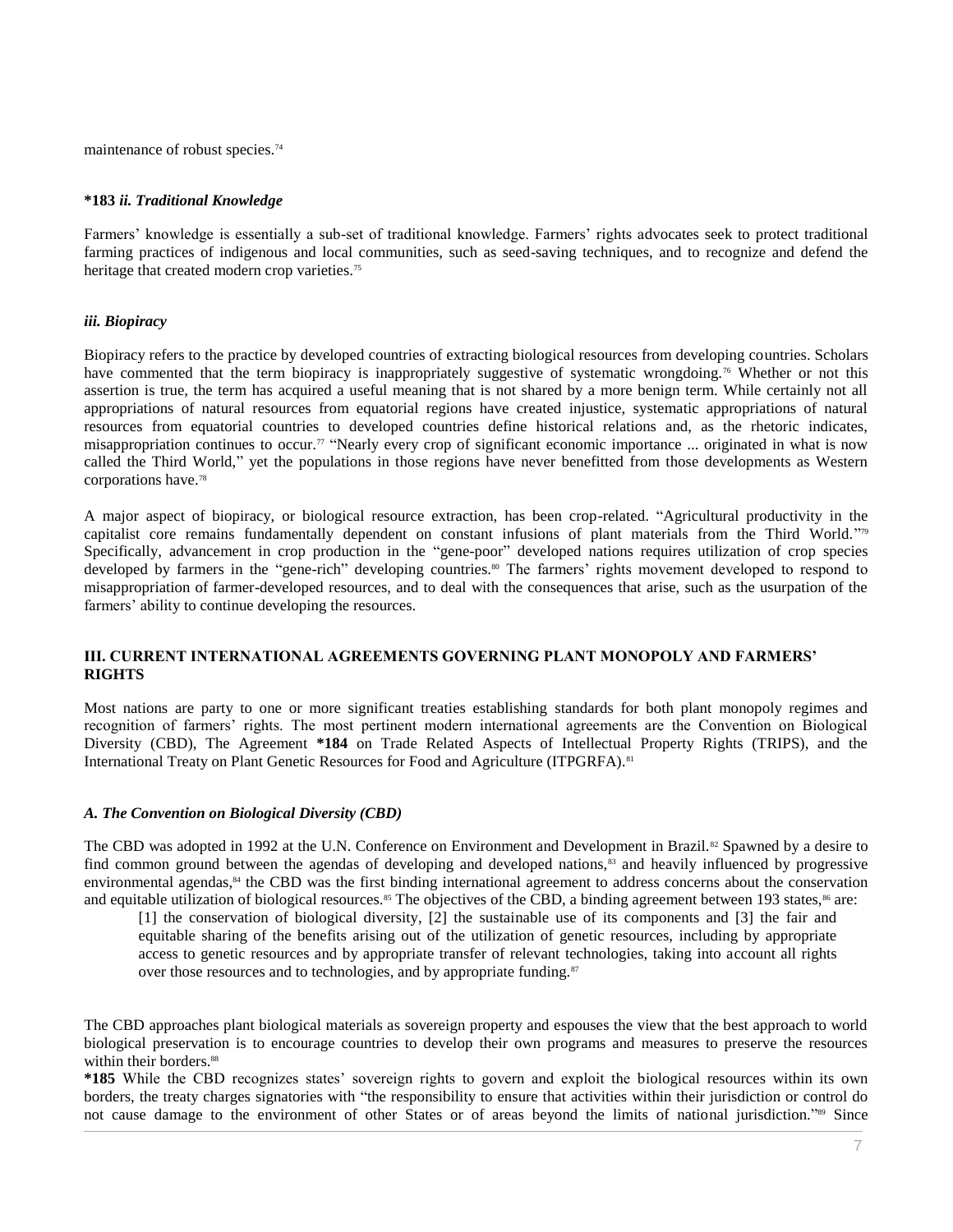maintenance of robust species.[74]

### *183 *ii. Traditional Knowledge*

Farmers' knowledge is essentially a sub-set of traditional knowledge. Farmers' rights advocates seek to protect traditional farming practices of indigenous and local communities, such as seed-saving techniques, and to recognize and defend the heritage that created modern crop varieties.[75]

### *iii. Biopiracy*

Biopiracy refers to the practice by developed countries of extracting biological resources from developing countries. Scholars have commented that the term biopiracy is inappropriately suggestive of systematic wrongdoing.[76] Whether or not this assertion is true, the term has acquired a useful meaning that is not shared by a more benign term. While certainly not all appropriations of natural resources from equatorial regions have created injustice, systematic appropriations of natural resources from equatorial countries to developed countries define historical relations and, as the rhetoric indicates, misappropriation continues to occur.[77] "Nearly every crop of significant economic importance ... originated in what is now called the Third World," yet the populations in those regions have never benefitted from those developments as Western corporations have.[78]

A major aspect of biopiracy, or biological resource extraction, has been crop-related. "Agricultural productivity in the capitalist core remains fundamentally dependent on constant infusions of plant materials from the Third World."[79] Specifically, advancement in crop production in the "gene-poor" developed nations requires utilization of crop species developed by farmers in the "gene-rich" developing countries.[80] The farmers' rights movement developed to respond to misappropriation of farmer-developed resources, and to deal with the consequences that arise, such as the usurpation of the farmers' ability to continue developing the resources.

## III. CURRENT INTERNATIONAL AGREEMENTS GOVERNING PLANT MONOPOLY AND FARMERS' RIGHTS

Most nations are party to one or more significant treaties establishing standards for both plant monopoly regimes and recognition of farmers' rights. The most pertinent modern international agreements are the Convention on Biological Diversity (CBD), The Agreement **\*184** on Trade Related Aspects of Intellectual Property Rights (TRIPS), and the International Treaty on Plant Genetic Resources for Food and Agriculture (ITPGRFA).[81]

### *A. The Convention on Biological Diversity (CBD)*

The CBD was adopted in 1992 at the U.N. Conference on Environment and Development in Brazil.[82] Spawned by a desire to find common ground between the agendas of developing and developed nations,[83] and heavily influenced by progressive environmental agendas,[84] the CBD was the first binding international agreement to address concerns about the conservation and equitable utilization of biological resources.[85] The objectives of the CBD, a binding agreement between 193 states,[86] are:

> [1] the conservation of biological diversity, [2] the sustainable use of its components and [3] the fair and equitable sharing of the benefits arising out of the utilization of genetic resources, including by appropriate access to genetic resources and by appropriate transfer of relevant technologies, taking into account all rights over those resources and to technologies, and by appropriate funding.[87]

The CBD approaches plant biological materials as sovereign property and espouses the view that the best approach to world biological preservation is to encourage countries to develop their own programs and measures to preserve the resources within their borders.[88]

**\*185** While the CBD recognizes states' sovereign rights to govern and exploit the biological resources within its own borders, the treaty charges signatories with "the responsibility to ensure that activities within their jurisdiction or control do not cause damage to the environment of other States or of areas beyond the limits of national jurisdiction."[89] Since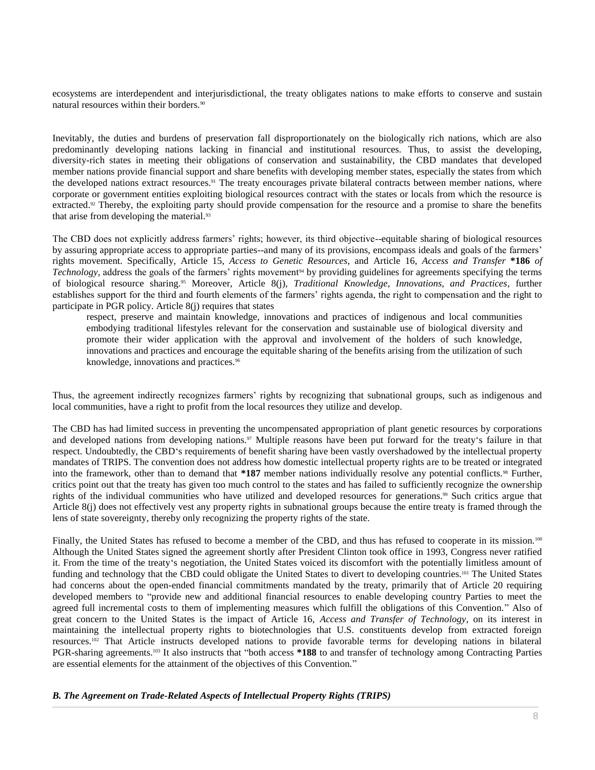ecosystems are interdependent and interjurisdictional, the treaty obligates nations to make efforts to conserve and sustain natural resources within their borders.[90]

Inevitably, the duties and burdens of preservation fall disproportionately on the biologically rich nations, which are also predominantly developing nations lacking in financial and institutional resources. Thus, to assist the developing, diversity-rich states in meeting their obligations of conservation and sustainability, the CBD mandates that developed member nations provide financial support and share benefits with developing member states, especially the states from which the developed nations extract resources.[91] The treaty encourages private bilateral contracts between member nations, where corporate or government entities exploiting biological resources contract with the states or locals from which the resource is extracted.[92] Thereby, the exploiting party should provide compensation for the resource and a promise to share the benefits that arise from developing the material.[93]

The CBD does not explicitly address farmers' rights; however, its third objective--equitable sharing of biological resources by assuring appropriate access to appropriate parties--and many of its provisions, encompass ideals and goals of the farmers' rights movement. Specifically, Article 15, *Access to Genetic Resources*, and Article 16, *Access and Transfer* **\*186** *of Technology*, address the goals of the farmers' rights movement[94] by providing guidelines for agreements specifying the terms of biological resource sharing.[95] Moreover, Article 8(j), *Traditional Knowledge, Innovations, and Practices*, further establishes support for the third and fourth elements of the farmers' rights agenda, the right to compensation and the right to participate in PGR policy. Article 8(j) requires that states

> respect, preserve and maintain knowledge, innovations and practices of indigenous and local communities embodying traditional lifestyles relevant for the conservation and sustainable use of biological diversity and promote their wider application with the approval and involvement of the holders of such knowledge, innovations and practices and encourage the equitable sharing of the benefits arising from the utilization of such knowledge, innovations and practices.[96]

Thus, the agreement indirectly recognizes farmers' rights by recognizing that subnational groups, such as indigenous and local communities, have a right to profit from the local resources they utilize and develop.

The CBD has had limited success in preventing the uncompensated appropriation of plant genetic resources by corporations and developed nations from developing nations.[97] Multiple reasons have been put forward for the treaty's failure in that respect. Undoubtedly, the CBD's requirements of benefit sharing have been vastly overshadowed by the intellectual property mandates of TRIPS. The convention does not address how domestic intellectual property rights are to be treated or integrated into the framework, other than to demand that **\*187** member nations individually resolve any potential conflicts.[98] Further, critics point out that the treaty has given too much control to the states and has failed to sufficiently recognize the ownership rights of the individual communities who have utilized and developed resources for generations.[99] Such critics argue that Article 8(j) does not effectively vest any property rights in subnational groups because the entire treaty is framed through the lens of state sovereignty, thereby only recognizing the property rights of the state.

Finally, the United States has refused to become a member of the CBD, and thus has refused to cooperate in its mission.[100] Although the United States signed the agreement shortly after President Clinton took office in 1993, Congress never ratified it. From the time of the treaty's negotiation, the United States voiced its discomfort with the potentially limitless amount of funding and technology that the CBD could obligate the United States to divert to developing countries.[101] The United States had concerns about the open-ended financial commitments mandated by the treaty, primarily that of Article 20 requiring developed members to "provide new and additional financial resources to enable developing country Parties to meet the agreed full incremental costs to them of implementing measures which fulfill the obligations of this Convention." Also of great concern to the United States is the impact of Article 16, *Access and Transfer of Technology*, on its interest in maintaining the intellectual property rights to biotechnologies that U.S. constituents develop from extracted foreign resources.[102] That Article instructs developed nations to provide favorable terms for developing nations in bilateral PGR-sharing agreements.[103] It also instructs that "both access **\*188** to and transfer of technology among Contracting Parties are essential elements for the attainment of the objectives of this Convention."

### *B. The Agreement on Trade-Related Aspects of Intellectual Property Rights (TRIPS)*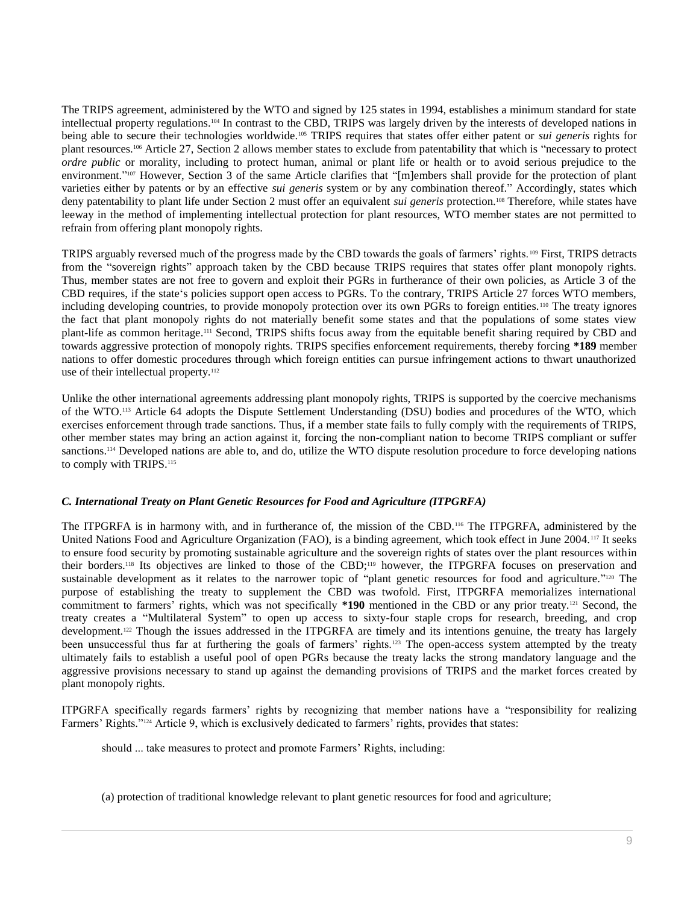The TRIPS agreement, administered by the WTO and signed by 125 states in 1994, establishes a minimum standard for state intellectual property regulations.[104] In contrast to the CBD, TRIPS was largely driven by the interests of developed nations in being able to secure their technologies worldwide.[105] TRIPS requires that states offer either patent or *sui generis* rights for plant resources.[106] Article 27, Section 2 allows member states to exclude from patentability that which is "necessary to protect *ordre public* or morality, including to protect human, animal or plant life or health or to avoid serious prejudice to the environment."[107] However, Section 3 of the same Article clarifies that "[m]embers shall provide for the protection of plant varieties either by patents or by an effective *sui generis* system or by any combination thereof." Accordingly, states which deny patentability to plant life under Section 2 must offer an equivalent *sui generis* protection.[108] Therefore, while states have leeway in the method of implementing intellectual protection for plant resources, WTO member states are not permitted to refrain from offering plant monopoly rights.

TRIPS arguably reversed much of the progress made by the CBD towards the goals of farmers' rights.[109] First, TRIPS detracts from the "sovereign rights" approach taken by the CBD because TRIPS requires that states offer plant monopoly rights. Thus, member states are not free to govern and exploit their PGRs in furtherance of their own policies, as Article 3 of the CBD requires, if the state's policies support open access to PGRs. To the contrary, TRIPS Article 27 forces WTO members, including developing countries, to provide monopoly protection over its own PGRs to foreign entities.[110] The treaty ignores the fact that plant monopoly rights do not materially benefit some states and that the populations of some states view plant-life as common heritage.[111] Second, TRIPS shifts focus away from the equitable benefit sharing required by CBD and towards aggressive protection of monopoly rights. TRIPS specifies enforcement requirements, thereby forcing **\*189** member nations to offer domestic procedures through which foreign entities can pursue infringement actions to thwart unauthorized use of their intellectual property.[112]

Unlike the other international agreements addressing plant monopoly rights, TRIPS is supported by the coercive mechanisms of the WTO.[113] Article 64 adopts the Dispute Settlement Understanding (DSU) bodies and procedures of the WTO, which exercises enforcement through trade sanctions. Thus, if a member state fails to fully comply with the requirements of TRIPS, other member states may bring an action against it, forcing the non-compliant nation to become TRIPS compliant or suffer sanctions.[114] Developed nations are able to, and do, utilize the WTO dispute resolution procedure to force developing nations to comply with TRIPS.[115]

### *C. International Treaty on Plant Genetic Resources for Food and Agriculture (ITPGRFA)*

The ITPGRFA is in harmony with, and in furtherance of, the mission of the CBD.[116] The ITPGRFA, administered by the United Nations Food and Agriculture Organization (FAO), is a binding agreement, which took effect in June 2004.[117] It seeks to ensure food security by promoting sustainable agriculture and the sovereign rights of states over the plant resources within their borders.[118] Its objectives are linked to those of the CBD;[119] however, the ITPGRFA focuses on preservation and sustainable development as it relates to the narrower topic of "plant genetic resources for food and agriculture."[120] The purpose of establishing the treaty to supplement the CBD was twofold. First, ITPGRFA memorializes international commitment to farmers' rights, which was not specifically **\*190** mentioned in the CBD or any prior treaty.[121] Second, the treaty creates a "Multilateral System" to open up access to sixty-four staple crops for research, breeding, and crop development.[122] Though the issues addressed in the ITPGRFA are timely and its intentions genuine, the treaty has largely been unsuccessful thus far at furthering the goals of farmers' rights.[123] The open-access system attempted by the treaty ultimately fails to establish a useful pool of open PGRs because the treaty lacks the strong mandatory language and the aggressive provisions necessary to stand up against the demanding provisions of TRIPS and the market forces created by plant monopoly rights.

ITPGRFA specifically regards farmers' rights by recognizing that member nations have a "responsibility for realizing Farmers' Rights."[124] Article 9, which is exclusively dedicated to farmers' rights, provides that states:

> should ... take measures to protect and promote Farmers' Rights, including:
>
> (a) protection of traditional knowledge relevant to plant genetic resources for food and agriculture;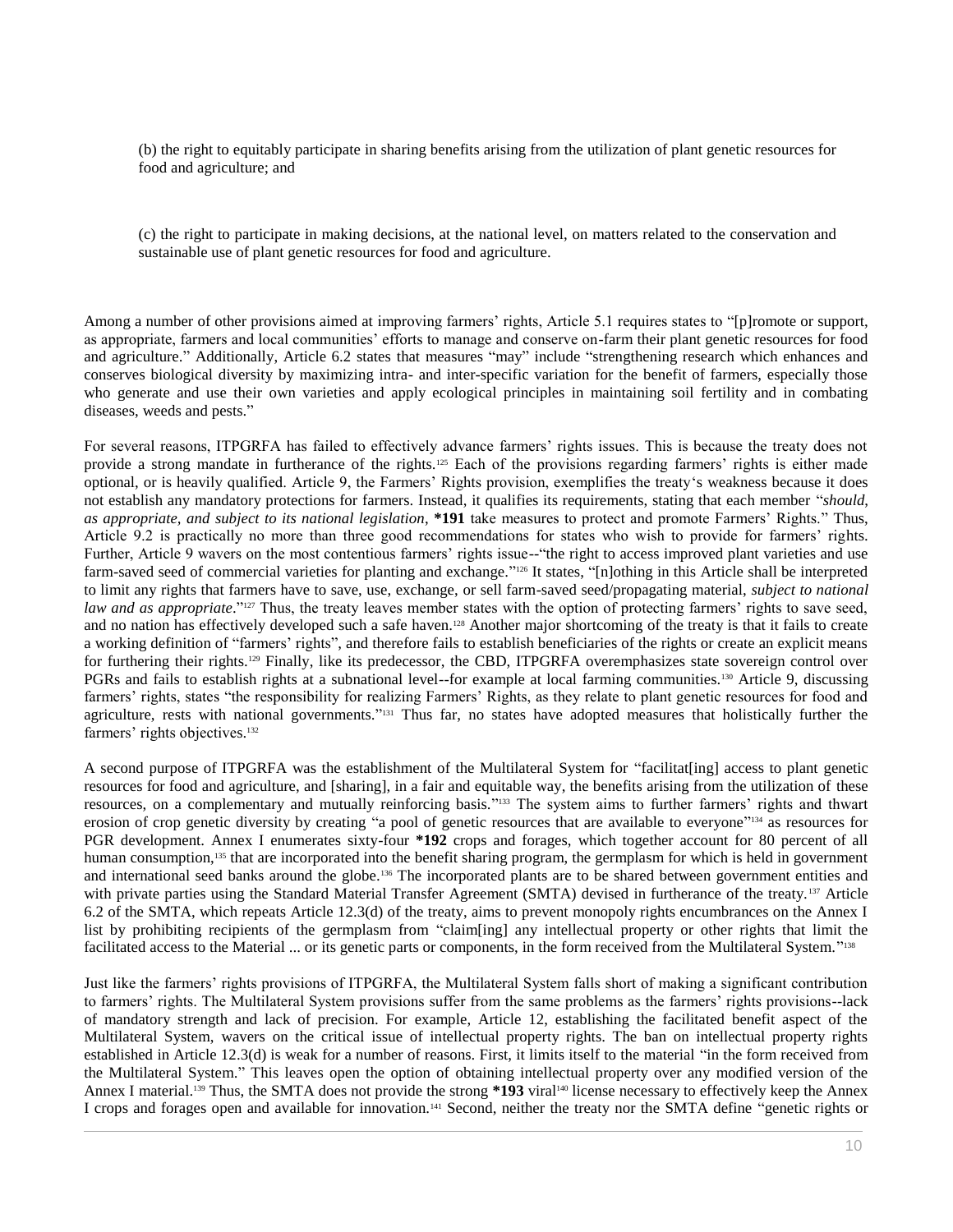(b) the right to equitably participate in sharing benefits arising from the utilization of plant genetic resources for food and agriculture; and

(c) the right to participate in making decisions, at the national level, on matters related to the conservation and sustainable use of plant genetic resources for food and agriculture.

Among a number of other provisions aimed at improving farmers' rights, Article 5.1 requires states to "[p]romote or support, as appropriate, farmers and local communities' efforts to manage and conserve on-farm their plant genetic resources for food and agriculture." Additionally, Article 6.2 states that measures "may" include "strengthening research which enhances and conserves biological diversity by maximizing intra- and inter-specific variation for the benefit of farmers, especially those who generate and use their own varieties and apply ecological principles in maintaining soil fertility and in combating diseases, weeds and pests."

For several reasons, ITPGRFA has failed to effectively advance farmers' rights issues. This is because the treaty does not provide a strong mandate in furtherance of the rights.[125] Each of the provisions regarding farmers' rights is either made optional, or is heavily qualified. Article 9, the Farmers' Rights provision, exemplifies the treaty's weakness because it does not establish any mandatory protections for farmers. Instead, it qualifies its requirements, stating that each member "*should, as appropriate, and subject to its national legislation*, **\*191** take measures to protect and promote Farmers' Rights." Thus, Article 9.2 is practically no more than three good recommendations for states who wish to provide for farmers' rights. Further, Article 9 wavers on the most contentious farmers' rights issue--"the right to access improved plant varieties and use farm-saved seed of commercial varieties for planting and exchange."[126] It states, "[n]othing in this Article shall be interpreted to limit any rights that farmers have to save, use, exchange, or sell farm-saved seed/propagating material, *subject to national law and as appropriate*."[127] Thus, the treaty leaves member states with the option of protecting farmers' rights to save seed, and no nation has effectively developed such a safe haven.[128] Another major shortcoming of the treaty is that it fails to create a working definition of "farmers' rights", and therefore fails to establish beneficiaries of the rights or create an explicit means for furthering their rights.[129] Finally, like its predecessor, the CBD, ITPGRFA overemphasizes state sovereign control over PGRs and fails to establish rights at a subnational level--for example at local farming communities.[130] Article 9, discussing farmers' rights, states "the responsibility for realizing Farmers' Rights, as they relate to plant genetic resources for food and agriculture, rests with national governments."[131] Thus far, no states have adopted measures that holistically further the farmers' rights objectives.[132]

A second purpose of ITPGRFA was the establishment of the Multilateral System for "facilitat[ing] access to plant genetic resources for food and agriculture, and [sharing], in a fair and equitable way, the benefits arising from the utilization of these resources, on a complementary and mutually reinforcing basis."[133] The system aims to further farmers' rights and thwart erosion of crop genetic diversity by creating "a pool of genetic resources that are available to everyone"[134] as resources for PGR development. Annex I enumerates sixty-four **\*192** crops and forages, which together account for 80 percent of all human consumption,[135] that are incorporated into the benefit sharing program, the germplasm for which is held in government and international seed banks around the globe.[136] The incorporated plants are to be shared between government entities and with private parties using the Standard Material Transfer Agreement (SMTA) devised in furtherance of the treaty.[137] Article 6.2 of the SMTA, which repeats Article 12.3(d) of the treaty, aims to prevent monopoly rights encumbrances on the Annex I list by prohibiting recipients of the germplasm from "claim[ing] any intellectual property or other rights that limit the facilitated access to the Material ... or its genetic parts or components, in the form received from the Multilateral System."[138]

Just like the farmers' rights provisions of ITPGRFA, the Multilateral System falls short of making a significant contribution to farmers' rights. The Multilateral System provisions suffer from the same problems as the farmers' rights provisions--lack of mandatory strength and lack of precision. For example, Article 12, establishing the facilitated benefit aspect of the Multilateral System, wavers on the critical issue of intellectual property rights. The ban on intellectual property rights established in Article 12.3(d) is weak for a number of reasons. First, it limits itself to the material "in the form received from the Multilateral System." This leaves open the option of obtaining intellectual property over any modified version of the Annex I material.[139] Thus, the SMTA does not provide the strong **\*193** viral[140] license necessary to effectively keep the Annex I crops and forages open and available for innovation.[141] Second, neither the treaty nor the SMTA define "genetic rights or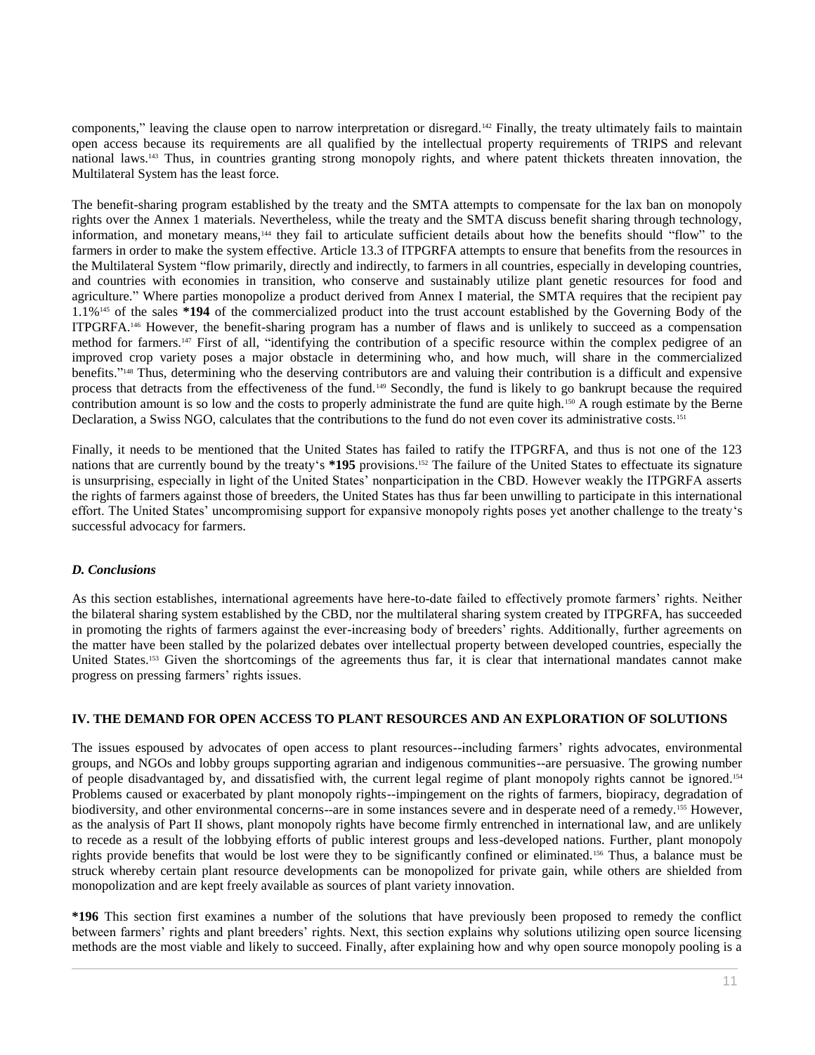components," leaving the clause open to narrow interpretation or disregard.[142] Finally, the treaty ultimately fails to maintain open access because its requirements are all qualified by the intellectual property requirements of TRIPS and relevant national laws.[143] Thus, in countries granting strong monopoly rights, and where patent thickets threaten innovation, the Multilateral System has the least force.

The benefit-sharing program established by the treaty and the SMTA attempts to compensate for the lax ban on monopoly rights over the Annex 1 materials. Nevertheless, while the treaty and the SMTA discuss benefit sharing through technology, information, and monetary means,[144] they fail to articulate sufficient details about how the benefits should "flow" to the farmers in order to make the system effective. Article 13.3 of ITPGRFA attempts to ensure that benefits from the resources in the Multilateral System "flow primarily, directly and indirectly, to farmers in all countries, especially in developing countries, and countries with economies in transition, who conserve and sustainably utilize plant genetic resources for food and agriculture." Where parties monopolize a product derived from Annex I material, the SMTA requires that the recipient pay 1.1%[145] of the sales **\*194** of the commercialized product into the trust account established by the Governing Body of the ITPGRFA.[146] However, the benefit-sharing program has a number of flaws and is unlikely to succeed as a compensation method for farmers.[147] First of all, "identifying the contribution of a specific resource within the complex pedigree of an improved crop variety poses a major obstacle in determining who, and how much, will share in the commercialized benefits."[148] Thus, determining who the deserving contributors are and valuing their contribution is a difficult and expensive process that detracts from the effectiveness of the fund.[149] Secondly, the fund is likely to go bankrupt because the required contribution amount is so low and the costs to properly administrate the fund are quite high.[150] A rough estimate by the Berne Declaration, a Swiss NGO, calculates that the contributions to the fund do not even cover its administrative costs.[151]

Finally, it needs to be mentioned that the United States has failed to ratify the ITPGRFA, and thus is not one of the 123 nations that are currently bound by the treaty's **\*195** provisions.[152] The failure of the United States to effectuate its signature is unsurprising, especially in light of the United States' nonparticipation in the CBD. However weakly the ITPGRFA asserts the rights of farmers against those of breeders, the United States has thus far been unwilling to participate in this international effort. The United States' uncompromising support for expansive monopoly rights poses yet another challenge to the treaty's successful advocacy for farmers.

### *D. Conclusions*

As this section establishes, international agreements have here-to-date failed to effectively promote farmers' rights. Neither the bilateral sharing system established by the CBD, nor the multilateral sharing system created by ITPGRFA, has succeeded in promoting the rights of farmers against the ever-increasing body of breeders' rights. Additionally, further agreements on the matter have been stalled by the polarized debates over intellectual property between developed countries, especially the United States.[153] Given the shortcomings of the agreements thus far, it is clear that international mandates cannot make progress on pressing farmers' rights issues.

## IV. THE DEMAND FOR OPEN ACCESS TO PLANT RESOURCES AND AN EXPLORATION OF SOLUTIONS

The issues espoused by advocates of open access to plant resources--including farmers' rights advocates, environmental groups, and NGOs and lobby groups supporting agrarian and indigenous communities--are persuasive. The growing number of people disadvantaged by, and dissatisfied with, the current legal regime of plant monopoly rights cannot be ignored.[154] Problems caused or exacerbated by plant monopoly rights--impingement on the rights of farmers, biopiracy, degradation of biodiversity, and other environmental concerns--are in some instances severe and in desperate need of a remedy.[155] However, as the analysis of Part II shows, plant monopoly rights have become firmly entrenched in international law, and are unlikely to recede as a result of the lobbying efforts of public interest groups and less-developed nations. Further, plant monopoly rights provide benefits that would be lost were they to be significantly confined or eliminated.[156] Thus, a balance must be struck whereby certain plant resource developments can be monopolized for private gain, while others are shielded from monopolization and are kept freely available as sources of plant variety innovation.

**\*196** This section first examines a number of the solutions that have previously been proposed to remedy the conflict between farmers' rights and plant breeders' rights. Next, this section explains why solutions utilizing open source licensing methods are the most viable and likely to succeed. Finally, after explaining how and why open source monopoly pooling is a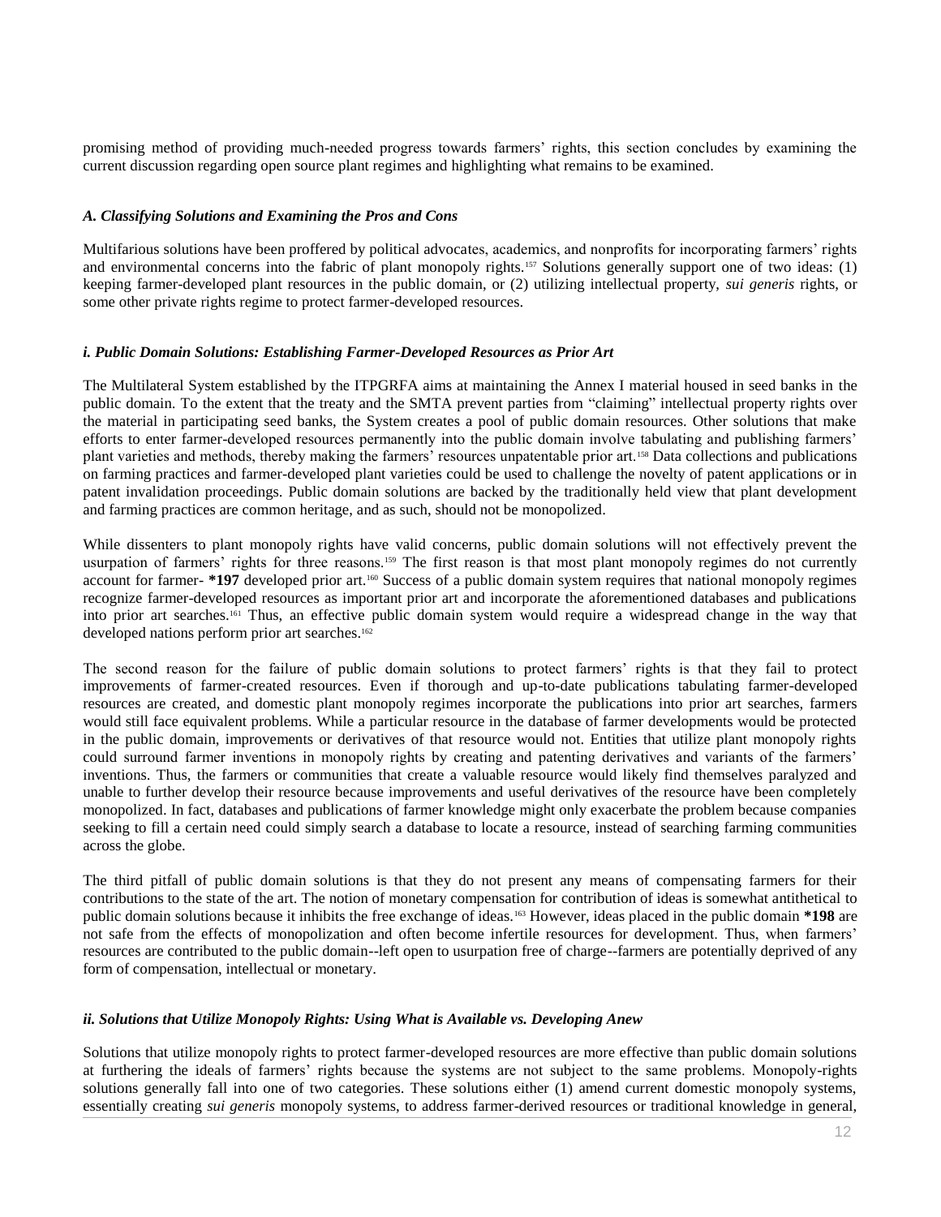promising method of providing much-needed progress towards farmers' rights, this section concludes by examining the current discussion regarding open source plant regimes and highlighting what remains to be examined.

### *A. Classifying Solutions and Examining the Pros and Cons*

Multifarious solutions have been proffered by political advocates, academics, and nonprofits for incorporating farmers' rights and environmental concerns into the fabric of plant monopoly rights.[157] Solutions generally support one of two ideas: (1) keeping farmer-developed plant resources in the public domain, or (2) utilizing intellectual property, *sui generis* rights, or some other private rights regime to protect farmer-developed resources.

#### *i. Public Domain Solutions: Establishing Farmer-Developed Resources as Prior Art*

The Multilateral System established by the ITPGRFA aims at maintaining the Annex I material housed in seed banks in the public domain. To the extent that the treaty and the SMTA prevent parties from "claiming" intellectual property rights over the material in participating seed banks, the System creates a pool of public domain resources. Other solutions that make efforts to enter farmer-developed resources permanently into the public domain involve tabulating and publishing farmers' plant varieties and methods, thereby making the farmers' resources unpatentable prior art.[158] Data collections and publications on farming practices and farmer-developed plant varieties could be used to challenge the novelty of patent applications or in patent invalidation proceedings. Public domain solutions are backed by the traditionally held view that plant development and farming practices are common heritage, and as such, should not be monopolized.

While dissenters to plant monopoly rights have valid concerns, public domain solutions will not effectively prevent the usurpation of farmers' rights for three reasons.[159] The first reason is that most plant monopoly regimes do not currently account for farmer- **\*197** developed prior art.[160] Success of a public domain system requires that national monopoly regimes recognize farmer-developed resources as important prior art and incorporate the aforementioned databases and publications into prior art searches.[161] Thus, an effective public domain system would require a widespread change in the way that developed nations perform prior art searches.[162]

The second reason for the failure of public domain solutions to protect farmers' rights is that they fail to protect improvements of farmer-created resources. Even if thorough and up-to-date publications tabulating farmer-developed resources are created, and domestic plant monopoly regimes incorporate the publications into prior art searches, farmers would still face equivalent problems. While a particular resource in the database of farmer developments would be protected in the public domain, improvements or derivatives of that resource would not. Entities that utilize plant monopoly rights could surround farmer inventions in monopoly rights by creating and patenting derivatives and variants of the farmers' inventions. Thus, the farmers or communities that create a valuable resource would likely find themselves paralyzed and unable to further develop their resource because improvements and useful derivatives of the resource have been completely monopolized. In fact, databases and publications of farmer knowledge might only exacerbate the problem because companies seeking to fill a certain need could simply search a database to locate a resource, instead of searching farming communities across the globe.

The third pitfall of public domain solutions is that they do not present any means of compensating farmers for their contributions to the state of the art. The notion of monetary compensation for contribution of ideas is somewhat antithetical to public domain solutions because it inhibits the free exchange of ideas.[163] However, ideas placed in the public domain **\*198** are not safe from the effects of monopolization and often become infertile resources for development. Thus, when farmers' resources are contributed to the public domain--left open to usurpation free of charge--farmers are potentially deprived of any form of compensation, intellectual or monetary.

#### *ii. Solutions that Utilize Monopoly Rights: Using What is Available vs. Developing Anew*

Solutions that utilize monopoly rights to protect farmer-developed resources are more effective than public domain solutions at furthering the ideals of farmers' rights because the systems are not subject to the same problems. Monopoly-rights solutions generally fall into one of two categories. These solutions either (1) amend current domestic monopoly systems, essentially creating *sui generis* monopoly systems, to address farmer-derived resources or traditional knowledge in general,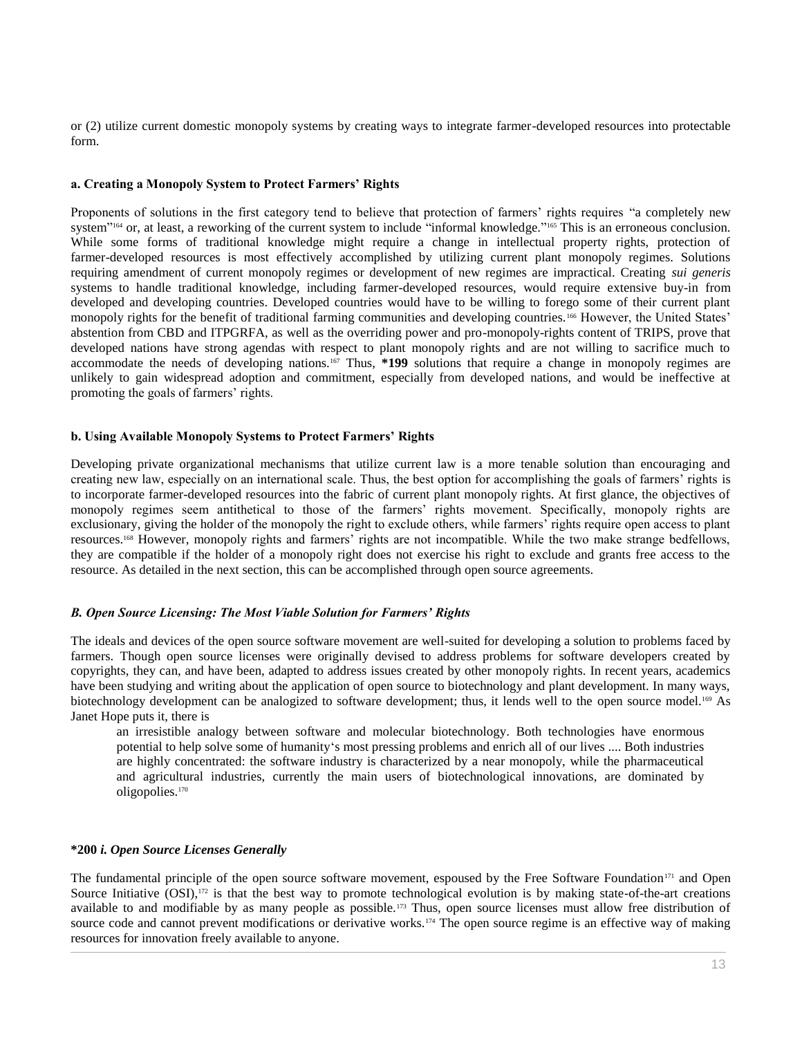or (2) utilize current domestic monopoly systems by creating ways to integrate farmer-developed resources into protectable form.

#### a. Creating a Monopoly System to Protect Farmers' Rights

Proponents of solutions in the first category tend to believe that protection of farmers' rights requires "a completely new system"[164] or, at least, a reworking of the current system to include "informal knowledge."[165] This is an erroneous conclusion. While some forms of traditional knowledge might require a change in intellectual property rights, protection of farmer-developed resources is most effectively accomplished by utilizing current plant monopoly regimes. Solutions requiring amendment of current monopoly regimes or development of new regimes are impractical. Creating *sui generis* systems to handle traditional knowledge, including farmer-developed resources, would require extensive buy-in from developed and developing countries. Developed countries would have to be willing to forego some of their current plant monopoly rights for the benefit of traditional farming communities and developing countries.[166] However, the United States' abstention from CBD and ITPGRFA, as well as the overriding power and pro-monopoly-rights content of TRIPS, prove that developed nations have strong agendas with respect to plant monopoly rights and are not willing to sacrifice much to accommodate the needs of developing nations.[167] Thus, **\*199** solutions that require a change in monopoly regimes are unlikely to gain widespread adoption and commitment, especially from developed nations, and would be ineffective at promoting the goals of farmers' rights.

#### b. Using Available Monopoly Systems to Protect Farmers' Rights

Developing private organizational mechanisms that utilize current law is a more tenable solution than encouraging and creating new law, especially on an international scale. Thus, the best option for accomplishing the goals of farmers' rights is to incorporate farmer-developed resources into the fabric of current plant monopoly rights. At first glance, the objectives of monopoly regimes seem antithetical to those of the farmers' rights movement. Specifically, monopoly rights are exclusionary, giving the holder of the monopoly the right to exclude others, while farmers' rights require open access to plant resources.[168] However, monopoly rights and farmers' rights are not incompatible. While the two make strange bedfellows, they are compatible if the holder of a monopoly right does not exercise his right to exclude and grants free access to the resource. As detailed in the next section, this can be accomplished through open source agreements.

### *B. Open Source Licensing: The Most Viable Solution for Farmers' Rights*

The ideals and devices of the open source software movement are well-suited for developing a solution to problems faced by farmers. Though open source licenses were originally devised to address problems for software developers created by copyrights, they can, and have been, adapted to address issues created by other monopoly rights. In recent years, academics have been studying and writing about the application of open source to biotechnology and plant development. In many ways, biotechnology development can be analogized to software development; thus, it lends well to the open source model.[169] As Janet Hope puts it, there is

> an irresistible analogy between software and molecular biotechnology. Both technologies have enormous potential to help solve some of humanity's most pressing problems and enrich all of our lives .... Both industries are highly concentrated: the software industry is characterized by a near monopoly, while the pharmaceutical and agricultural industries, currently the main users of biotechnological innovations, are dominated by oligopolies.[170]

#### **\*200** *i. Open Source Licenses Generally*

The fundamental principle of the open source software movement, espoused by the Free Software Foundation[171] and Open Source Initiative (OSI),[172] is that the best way to promote technological evolution is by making state-of-the-art creations available to and modifiable by as many people as possible.[173] Thus, open source licenses must allow free distribution of source code and cannot prevent modifications or derivative works.[174] The open source regime is an effective way of making resources for innovation freely available to anyone.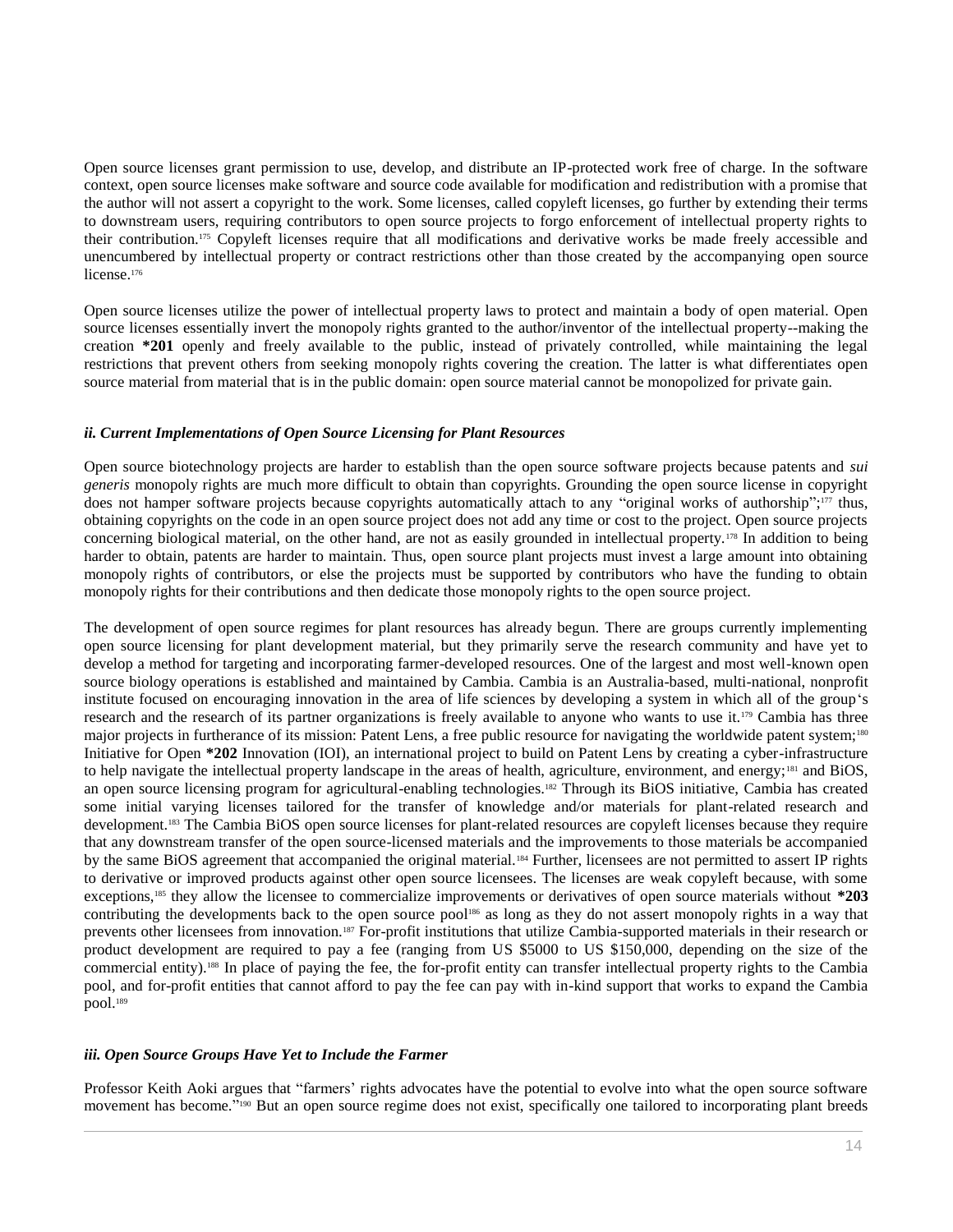Open source licenses grant permission to use, develop, and distribute an IP-protected work free of charge. In the software context, open source licenses make software and source code available for modification and redistribution with a promise that the author will not assert a copyright to the work. Some licenses, called copyleft licenses, go further by extending their terms to downstream users, requiring contributors to open source projects to forgo enforcement of intellectual property rights to their contribution.[175] Copyleft licenses require that all modifications and derivative works be made freely accessible and unencumbered by intellectual property or contract restrictions other than those created by the accompanying open source license.[176]

Open source licenses utilize the power of intellectual property laws to protect and maintain a body of open material. Open source licenses essentially invert the monopoly rights granted to the author/inventor of the intellectual property--making the creation **\*201** openly and freely available to the public, instead of privately controlled, while maintaining the legal restrictions that prevent others from seeking monopoly rights covering the creation. The latter is what differentiates open source material from material that is in the public domain: open source material cannot be monopolized for private gain.

#### *ii. Current Implementations of Open Source Licensing for Plant Resources*

Open source biotechnology projects are harder to establish than the open source software projects because patents and *sui generis* monopoly rights are much more difficult to obtain than copyrights. Grounding the open source license in copyright does not hamper software projects because copyrights automatically attach to any "original works of authorship";[177] thus, obtaining copyrights on the code in an open source project does not add any time or cost to the project. Open source projects concerning biological material, on the other hand, are not as easily grounded in intellectual property.[178] In addition to being harder to obtain, patents are harder to maintain. Thus, open source plant projects must invest a large amount into obtaining monopoly rights of contributors, or else the projects must be supported by contributors who have the funding to obtain monopoly rights for their contributions and then dedicate those monopoly rights to the open source project.

The development of open source regimes for plant resources has already begun. There are groups currently implementing open source licensing for plant development material, but they primarily serve the research community and have yet to develop a method for targeting and incorporating farmer-developed resources. One of the largest and most well-known open source biology operations is established and maintained by Cambia. Cambia is an Australia-based, multi-national, nonprofit institute focused on encouraging innovation in the area of life sciences by developing a system in which all of the group's research and the research of its partner organizations is freely available to anyone who wants to use it.[179] Cambia has three major projects in furtherance of its mission: Patent Lens, a free public resource for navigating the worldwide patent system;[180] Initiative for Open **\*202** Innovation (IOI), an international project to build on Patent Lens by creating a cyber-infrastructure to help navigate the intellectual property landscape in the areas of health, agriculture, environment, and energy;[181] and BiOS, an open source licensing program for agricultural-enabling technologies.[182] Through its BiOS initiative, Cambia has created some initial varying licenses tailored for the transfer of knowledge and/or materials for plant-related research and development.[183] The Cambia BiOS open source licenses for plant-related resources are copyleft licenses because they require that any downstream transfer of the open source-licensed materials and the improvements to those materials be accompanied by the same BiOS agreement that accompanied the original material.[184] Further, licensees are not permitted to assert IP rights to derivative or improved products against other open source licensees. The licenses are weak copyleft because, with some exceptions,[185] they allow the licensee to commercialize improvements or derivatives of open source materials without **\*203** contributing the developments back to the open source pool[186] as long as they do not assert monopoly rights in a way that prevents other licensees from innovation.[187] For-profit institutions that utilize Cambia-supported materials in their research or product development are required to pay a fee (ranging from US $5000 to US $150,000, depending on the size of the commercial entity).[188] In place of paying the fee, the for-profit entity can transfer intellectual property rights to the Cambia pool, and for-profit entities that cannot afford to pay the fee can pay with in-kind support that works to expand the Cambia pool.[189]

#### *iii. Open Source Groups Have Yet to Include the Farmer*

Professor Keith Aoki argues that "farmers' rights advocates have the potential to evolve into what the open source software movement has become."[190] But an open source regime does not exist, specifically one tailored to incorporating plant breeds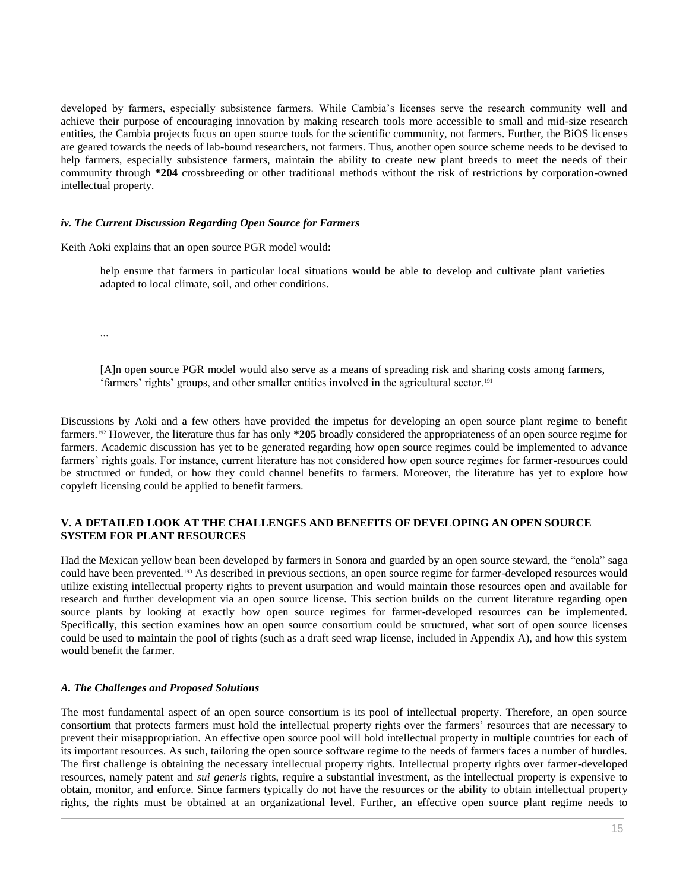developed by farmers, especially subsistence farmers. While Cambia's licenses serve the research community well and achieve their purpose of encouraging innovation by making research tools more accessible to small and mid-size research entities, the Cambia projects focus on open source tools for the scientific community, not farmers. Further, the BiOS licenses are geared towards the needs of lab-bound researchers, not farmers. Thus, another open source scheme needs to be devised to help farmers, especially subsistence farmers, maintain the ability to create new plant breeds to meet the needs of their community through **\*204** crossbreeding or other traditional methods without the risk of restrictions by corporation-owned intellectual property.

#### *iv. The Current Discussion Regarding Open Source for Farmers*

Keith Aoki explains that an open source PGR model would:

> help ensure that farmers in particular local situations would be able to develop and cultivate plant varieties adapted to local climate, soil, and other conditions.
>
> ...
>
> [A]n open source PGR model would also serve as a means of spreading risk and sharing costs among farmers, 'farmers' rights' groups, and other smaller entities involved in the agricultural sector.[191]

Discussions by Aoki and a few others have provided the impetus for developing an open source plant regime to benefit farmers.[192] However, the literature thus far has only **\*205** broadly considered the appropriateness of an open source regime for farmers. Academic discussion has yet to be generated regarding how open source regimes could be implemented to advance farmers' rights goals. For instance, current literature has not considered how open source regimes for farmer-resources could be structured or funded, or how they could channel benefits to farmers. Moreover, the literature has yet to explore how copyleft licensing could be applied to benefit farmers.

## V. A DETAILED LOOK AT THE CHALLENGES AND BENEFITS OF DEVELOPING AN OPEN SOURCE SYSTEM FOR PLANT RESOURCES

Had the Mexican yellow bean been developed by farmers in Sonora and guarded by an open source steward, the "enola" saga could have been prevented.[193] As described in previous sections, an open source regime for farmer-developed resources would utilize existing intellectual property rights to prevent usurpation and would maintain those resources open and available for research and further development via an open source license. This section builds on the current literature regarding open source plants by looking at exactly how open source regimes for farmer-developed resources can be implemented. Specifically, this section examines how an open source consortium could be structured, what sort of open source licenses could be used to maintain the pool of rights (such as a draft seed wrap license, included in Appendix A), and how this system would benefit the farmer.

### *A. The Challenges and Proposed Solutions*

The most fundamental aspect of an open source consortium is its pool of intellectual property. Therefore, an open source consortium that protects farmers must hold the intellectual property rights over the farmers' resources that are necessary to prevent their misappropriation. An effective open source pool will hold intellectual property in multiple countries for each of its important resources. As such, tailoring the open source software regime to the needs of farmers faces a number of hurdles. The first challenge is obtaining the necessary intellectual property rights. Intellectual property rights over farmer-developed resources, namely patent and *sui generis* rights, require a substantial investment, as the intellectual property is expensive to obtain, monitor, and enforce. Since farmers typically do not have the resources or the ability to obtain intellectual property rights, the rights must be obtained at an organizational level. Further, an effective open source plant regime needs to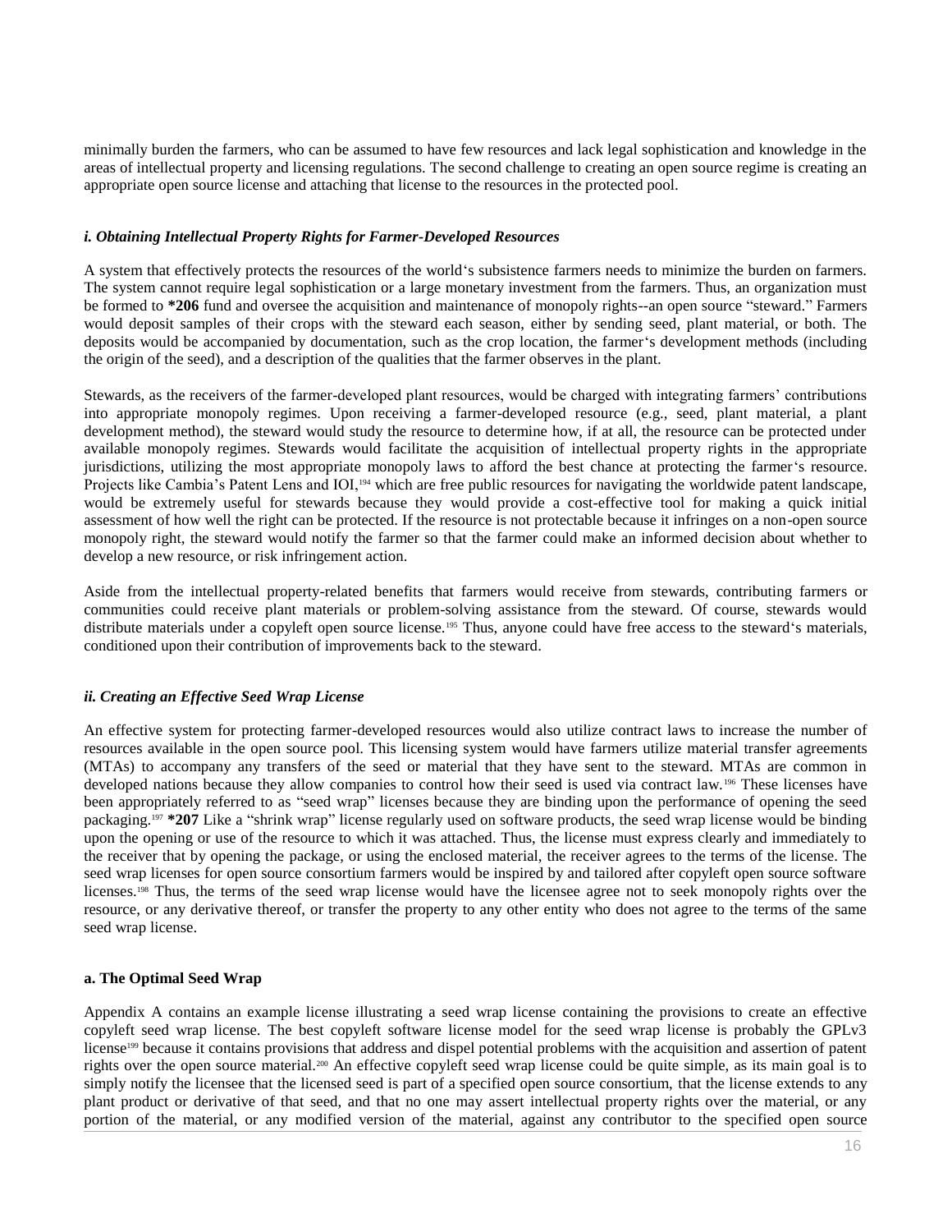minimally burden the farmers, who can be assumed to have few resources and lack legal sophistication and knowledge in the areas of intellectual property and licensing regulations. The second challenge to creating an open source regime is creating an appropriate open source license and attaching that license to the resources in the protected pool.

#### *i. Obtaining Intellectual Property Rights for Farmer-Developed Resources*

A system that effectively protects the resources of the world's subsistence farmers needs to minimize the burden on farmers. The system cannot require legal sophistication or a large monetary investment from the farmers. Thus, an organization must be formed to **\*206** fund and oversee the acquisition and maintenance of monopoly rights--an open source "steward." Farmers would deposit samples of their crops with the steward each season, either by sending seed, plant material, or both. The deposits would be accompanied by documentation, such as the crop location, the farmer's development methods (including the origin of the seed), and a description of the qualities that the farmer observes in the plant.

Stewards, as the receivers of the farmer-developed plant resources, would be charged with integrating farmers' contributions into appropriate monopoly regimes. Upon receiving a farmer-developed resource (e.g., seed, plant material, a plant development method), the steward would study the resource to determine how, if at all, the resource can be protected under available monopoly regimes. Stewards would facilitate the acquisition of intellectual property rights in the appropriate jurisdictions, utilizing the most appropriate monopoly laws to afford the best chance at protecting the farmer's resource. Projects like Cambia's Patent Lens and IOI,[194] which are free public resources for navigating the worldwide patent landscape, would be extremely useful for stewards because they would provide a cost-effective tool for making a quick initial assessment of how well the right can be protected. If the resource is not protectable because it infringes on a non-open source monopoly right, the steward would notify the farmer so that the farmer could make an informed decision about whether to develop a new resource, or risk infringement action.

Aside from the intellectual property-related benefits that farmers would receive from stewards, contributing farmers or communities could receive plant materials or problem-solving assistance from the steward. Of course, stewards would distribute materials under a copyleft open source license.[195] Thus, anyone could have free access to the steward's materials, conditioned upon their contribution of improvements back to the steward.

#### *ii. Creating an Effective Seed Wrap License*

An effective system for protecting farmer-developed resources would also utilize contract laws to increase the number of resources available in the open source pool. This licensing system would have farmers utilize material transfer agreements (MTAs) to accompany any transfers of the seed or material that they have sent to the steward. MTAs are common in developed nations because they allow companies to control how their seed is used via contract law.[196] These licenses have been appropriately referred to as "seed wrap" licenses because they are binding upon the performance of opening the seed packaging.[197] **\*207** Like a "shrink wrap" license regularly used on software products, the seed wrap license would be binding upon the opening or use of the resource to which it was attached. Thus, the license must express clearly and immediately to the receiver that by opening the package, or using the enclosed material, the receiver agrees to the terms of the license. The seed wrap licenses for open source consortium farmers would be inspired by and tailored after copyleft open source software licenses.[198] Thus, the terms of the seed wrap license would have the licensee agree not to seek monopoly rights over the resource, or any derivative thereof, or transfer the property to any other entity who does not agree to the terms of the same seed wrap license.

#### **a. The Optimal Seed Wrap**

Appendix A contains an example license illustrating a seed wrap license containing the provisions to create an effective copyleft seed wrap license. The best copyleft software license model for the seed wrap license is probably the GPLv3 license[199] because it contains provisions that address and dispel potential problems with the acquisition and assertion of patent rights over the open source material.[200] An effective copyleft seed wrap license could be quite simple, as its main goal is to simply notify the licensee that the licensed seed is part of a specified open source consortium, that the license extends to any plant product or derivative of that seed, and that no one may assert intellectual property rights over the material, or any portion of the material, or any modified version of the material, against any contributor to the specified open source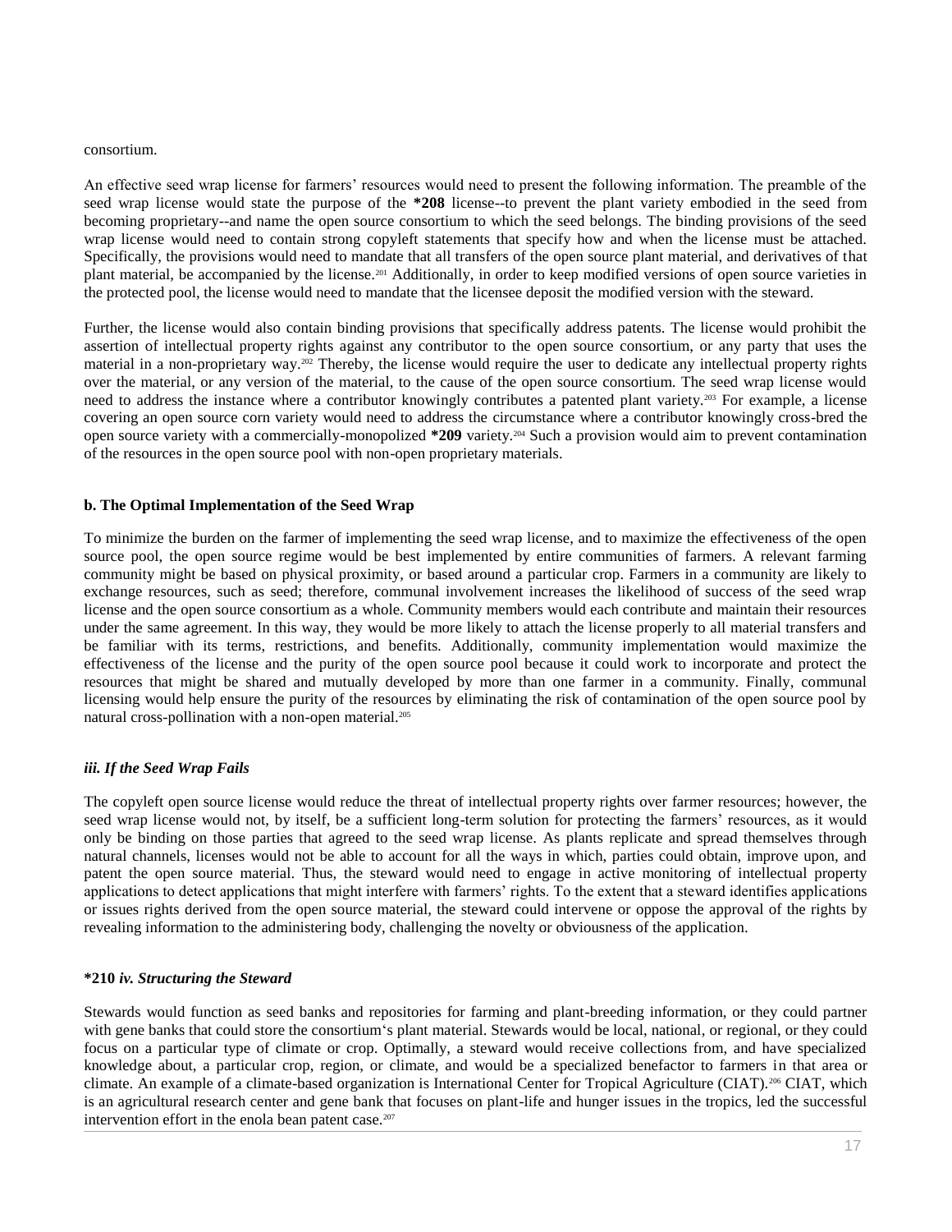consortium.

An effective seed wrap license for farmers' resources would need to present the following information. The preamble of the seed wrap license would state the purpose of the **\*208** license--to prevent the plant variety embodied in the seed from becoming proprietary--and name the open source consortium to which the seed belongs. The binding provisions of the seed wrap license would need to contain strong copyleft statements that specify how and when the license must be attached. Specifically, the provisions would need to mandate that all transfers of the open source plant material, and derivatives of that plant material, be accompanied by the license.[201] Additionally, in order to keep modified versions of open source varieties in the protected pool, the license would need to mandate that the licensee deposit the modified version with the steward.

Further, the license would also contain binding provisions that specifically address patents. The license would prohibit the assertion of intellectual property rights against any contributor to the open source consortium, or any party that uses the material in a non-proprietary way.[202] Thereby, the license would require the user to dedicate any intellectual property rights over the material, or any version of the material, to the cause of the open source consortium. The seed wrap license would need to address the instance where a contributor knowingly contributes a patented plant variety.[203] For example, a license covering an open source corn variety would need to address the circumstance where a contributor knowingly cross-bred the open source variety with a commercially-monopolized **\*209** variety.[204] Such a provision would aim to prevent contamination of the resources in the open source pool with non-open proprietary materials.

**b. The Optimal Implementation of the Seed Wrap**

To minimize the burden on the farmer of implementing the seed wrap license, and to maximize the effectiveness of the open source pool, the open source regime would be best implemented by entire communities of farmers. A relevant farming community might be based on physical proximity, or based around a particular crop. Farmers in a community are likely to exchange resources, such as seed; therefore, communal involvement increases the likelihood of success of the seed wrap license and the open source consortium as a whole. Community members would each contribute and maintain their resources under the same agreement. In this way, they would be more likely to attach the license properly to all material transfers and be familiar with its terms, restrictions, and benefits. Additionally, community implementation would maximize the effectiveness of the license and the purity of the open source pool because it could work to incorporate and protect the resources that might be shared and mutually developed by more than one farmer in a community. Finally, communal licensing would help ensure the purity of the resources by eliminating the risk of contamination of the open source pool by natural cross-pollination with a non-open material.[205]

***iii. If the Seed Wrap Fails***

The copyleft open source license would reduce the threat of intellectual property rights over farmer resources; however, the seed wrap license would not, by itself, be a sufficient long-term solution for protecting the farmers' resources, as it would only be binding on those parties that agreed to the seed wrap license. As plants replicate and spread themselves through natural channels, licenses would not be able to account for all the ways in which, parties could obtain, improve upon, and patent the open source material. Thus, the steward would need to engage in active monitoring of intellectual property applications to detect applications that might interfere with farmers' rights. To the extent that a steward identifies applications or issues rights derived from the open source material, the steward could intervene or oppose the approval of the rights by revealing information to the administering body, challenging the novelty or obviousness of the application.

**\*210** ***iv. Structuring the Steward***

Stewards would function as seed banks and repositories for farming and plant-breeding information, or they could partner with gene banks that could store the consortium's plant material. Stewards would be local, national, or regional, or they could focus on a particular type of climate or crop. Optimally, a steward would receive collections from, and have specialized knowledge about, a particular crop, region, or climate, and would be a specialized benefactor to farmers in that area or climate. An example of a climate-based organization is International Center for Tropical Agriculture (CIAT).[206] CIAT, which is an agricultural research center and gene bank that focuses on plant-life and hunger issues in the tropics, led the successful intervention effort in the enola bean patent case.[207]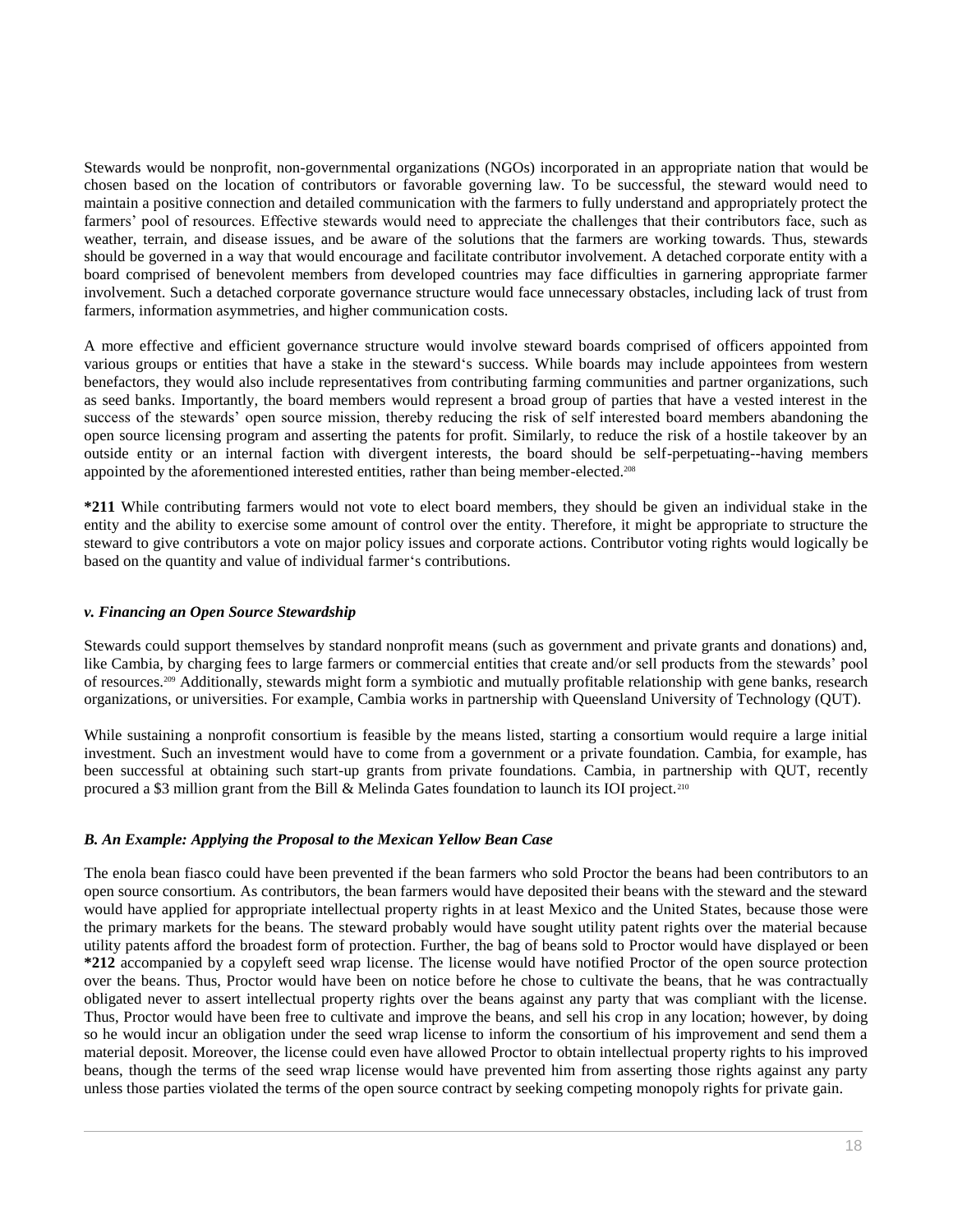Stewards would be nonprofit, non-governmental organizations (NGOs) incorporated in an appropriate nation that would be chosen based on the location of contributors or favorable governing law. To be successful, the steward would need to maintain a positive connection and detailed communication with the farmers to fully understand and appropriately protect the farmers' pool of resources. Effective stewards would need to appreciate the challenges that their contributors face, such as weather, terrain, and disease issues, and be aware of the solutions that the farmers are working towards. Thus, stewards should be governed in a way that would encourage and facilitate contributor involvement. A detached corporate entity with a board comprised of benevolent members from developed countries may face difficulties in garnering appropriate farmer involvement. Such a detached corporate governance structure would face unnecessary obstacles, including lack of trust from farmers, information asymmetries, and higher communication costs.

A more effective and efficient governance structure would involve steward boards comprised of officers appointed from various groups or entities that have a stake in the steward's success. While boards may include appointees from western benefactors, they would also include representatives from contributing farming communities and partner organizations, such as seed banks. Importantly, the board members would represent a broad group of parties that have a vested interest in the success of the stewards' open source mission, thereby reducing the risk of self interested board members abandoning the open source licensing program and asserting the patents for profit. Similarly, to reduce the risk of a hostile takeover by an outside entity or an internal faction with divergent interests, the board should be self-perpetuating--having members appointed by the aforementioned interested entities, rather than being member-elected.[208]

**\*211** While contributing farmers would not vote to elect board members, they should be given an individual stake in the entity and the ability to exercise some amount of control over the entity. Therefore, it might be appropriate to structure the steward to give contributors a vote on major policy issues and corporate actions. Contributor voting rights would logically be based on the quantity and value of individual farmer's contributions.

#### *v. Financing an Open Source Stewardship*

Stewards could support themselves by standard nonprofit means (such as government and private grants and donations) and, like Cambia, by charging fees to large farmers or commercial entities that create and/or sell products from the stewards' pool of resources.[209] Additionally, stewards might form a symbiotic and mutually profitable relationship with gene banks, research organizations, or universities. For example, Cambia works in partnership with Queensland University of Technology (QUT).

While sustaining a nonprofit consortium is feasible by the means listed, starting a consortium would require a large initial investment. Such an investment would have to come from a government or a private foundation. Cambia, for example, has been successful at obtaining such start-up grants from private foundations. Cambia, in partnership with QUT, recently procured a \$3 million grant from the Bill & Melinda Gates foundation to launch its IOI project.[210]

### *B. An Example: Applying the Proposal to the Mexican Yellow Bean Case*

The enola bean fiasco could have been prevented if the bean farmers who sold Proctor the beans had been contributors to an open source consortium. As contributors, the bean farmers would have deposited their beans with the steward and the steward would have applied for appropriate intellectual property rights in at least Mexico and the United States, because those were the primary markets for the beans. The steward probably would have sought utility patent rights over the material because utility patents afford the broadest form of protection. Further, the bag of beans sold to Proctor would have displayed or been **\*212** accompanied by a copyleft seed wrap license. The license would have notified Proctor of the open source protection over the beans. Thus, Proctor would have been on notice before he chose to cultivate the beans, that he was contractually obligated never to assert intellectual property rights over the beans against any party that was compliant with the license. Thus, Proctor would have been free to cultivate and improve the beans, and sell his crop in any location; however, by doing so he would incur an obligation under the seed wrap license to inform the consortium of his improvement and send them a material deposit. Moreover, the license could even have allowed Proctor to obtain intellectual property rights to his improved beans, though the terms of the seed wrap license would have prevented him from asserting those rights against any party unless those parties violated the terms of the open source contract by seeking competing monopoly rights for private gain.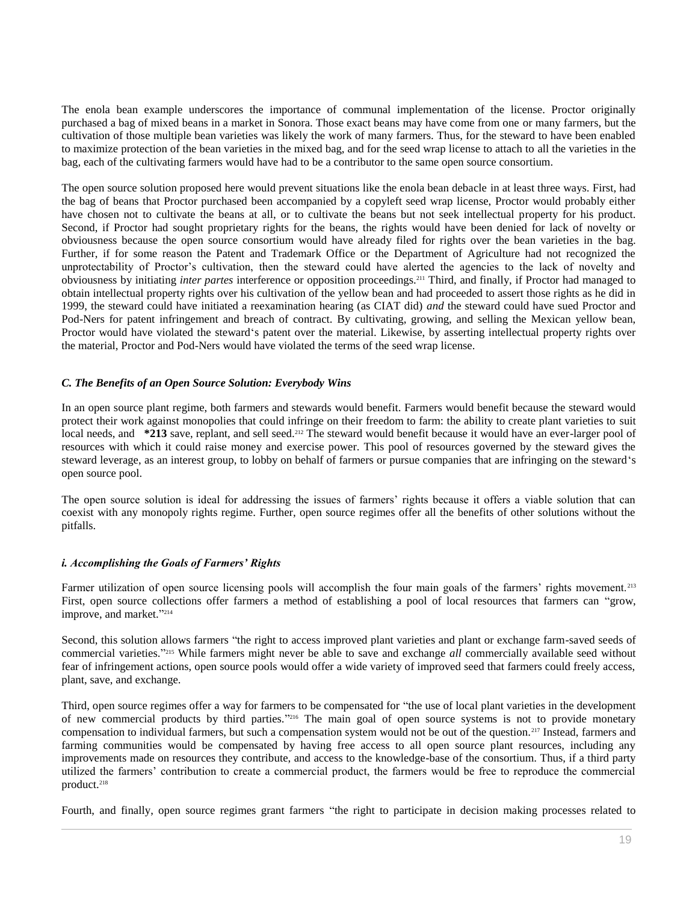The enola bean example underscores the importance of communal implementation of the license. Proctor originally purchased a bag of mixed beans in a market in Sonora. Those exact beans may have come from one or many farmers, but the cultivation of those multiple bean varieties was likely the work of many farmers. Thus, for the steward to have been enabled to maximize protection of the bean varieties in the mixed bag, and for the seed wrap license to attach to all the varieties in the bag, each of the cultivating farmers would have had to be a contributor to the same open source consortium.

The open source solution proposed here would prevent situations like the enola bean debacle in at least three ways. First, had the bag of beans that Proctor purchased been accompanied by a copyleft seed wrap license, Proctor would probably either have chosen not to cultivate the beans at all, or to cultivate the beans but not seek intellectual property for his product. Second, if Proctor had sought proprietary rights for the beans, the rights would have been denied for lack of novelty or obviousness because the open source consortium would have already filed for rights over the bean varieties in the bag. Further, if for some reason the Patent and Trademark Office or the Department of Agriculture had not recognized the unprotectability of Proctor's cultivation, then the steward could have alerted the agencies to the lack of novelty and obviousness by initiating *inter partes* interference or opposition proceedings.[211] Third, and finally, if Proctor had managed to obtain intellectual property rights over his cultivation of the yellow bean and had proceeded to assert those rights as he did in 1999, the steward could have initiated a reexamination hearing (as CIAT did) *and* the steward could have sued Proctor and Pod-Ners for patent infringement and breach of contract. By cultivating, growing, and selling the Mexican yellow bean, Proctor would have violated the steward's patent over the material. Likewise, by asserting intellectual property rights over the material, Proctor and Pod-Ners would have violated the terms of the seed wrap license.

### *C. The Benefits of an Open Source Solution: Everybody Wins*

In an open source plant regime, both farmers and stewards would benefit. Farmers would benefit because the steward would protect their work against monopolies that could infringe on their freedom to farm: the ability to create plant varieties to suit local needs, and **\*213** save, replant, and sell seed.[212] The steward would benefit because it would have an ever-larger pool of resources with which it could raise money and exercise power. This pool of resources governed by the steward gives the steward leverage, as an interest group, to lobby on behalf of farmers or pursue companies that are infringing on the steward's open source pool.

The open source solution is ideal for addressing the issues of farmers' rights because it offers a viable solution that can coexist with any monopoly rights regime. Further, open source regimes offer all the benefits of other solutions without the pitfalls.

#### *i. Accomplishing the Goals of Farmers' Rights*

Farmer utilization of open source licensing pools will accomplish the four main goals of the farmers' rights movement.[213] First, open source collections offer farmers a method of establishing a pool of local resources that farmers can "grow, improve, and market."[214]

Second, this solution allows farmers "the right to access improved plant varieties and plant or exchange farm-saved seeds of commercial varieties."[215] While farmers might never be able to save and exchange *all* commercially available seed without fear of infringement actions, open source pools would offer a wide variety of improved seed that farmers could freely access, plant, save, and exchange.

Third, open source regimes offer a way for farmers to be compensated for "the use of local plant varieties in the development of new commercial products by third parties."[216] The main goal of open source systems is not to provide monetary compensation to individual farmers, but such a compensation system would not be out of the question.[217] Instead, farmers and farming communities would be compensated by having free access to all open source plant resources, including any improvements made on resources they contribute, and access to the knowledge-base of the consortium. Thus, if a third party utilized the farmers' contribution to create a commercial product, the farmers would be free to reproduce the commercial product.[218]

Fourth, and finally, open source regimes grant farmers "the right to participate in decision making processes related to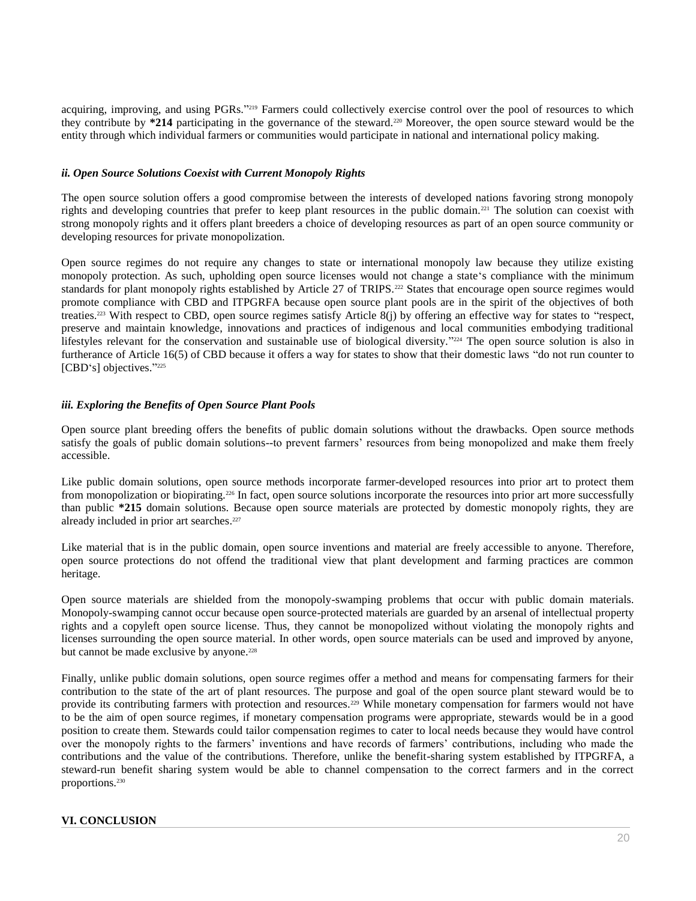acquiring, improving, and using PGRs."[219] Farmers could collectively exercise control over the pool of resources to which they contribute by **\*214** participating in the governance of the steward.[220] Moreover, the open source steward would be the entity through which individual farmers or communities would participate in national and international policy making.

#### *ii. Open Source Solutions Coexist with Current Monopoly Rights*

The open source solution offers a good compromise between the interests of developed nations favoring strong monopoly rights and developing countries that prefer to keep plant resources in the public domain.[221] The solution can coexist with strong monopoly rights and it offers plant breeders a choice of developing resources as part of an open source community or developing resources for private monopolization.

Open source regimes do not require any changes to state or international monopoly law because they utilize existing monopoly protection. As such, upholding open source licenses would not change a state's compliance with the minimum standards for plant monopoly rights established by Article 27 of TRIPS.[222] States that encourage open source regimes would promote compliance with CBD and ITPGRFA because open source plant pools are in the spirit of the objectives of both treaties.[223] With respect to CBD, open source regimes satisfy Article 8(j) by offering an effective way for states to "respect, preserve and maintain knowledge, innovations and practices of indigenous and local communities embodying traditional lifestyles relevant for the conservation and sustainable use of biological diversity."[224] The open source solution is also in furtherance of Article 16(5) of CBD because it offers a way for states to show that their domestic laws "do not run counter to [CBD's] objectives."[225]

#### *iii. Exploring the Benefits of Open Source Plant Pools*

Open source plant breeding offers the benefits of public domain solutions without the drawbacks. Open source methods satisfy the goals of public domain solutions--to prevent farmers' resources from being monopolized and make them freely accessible.

Like public domain solutions, open source methods incorporate farmer-developed resources into prior art to protect them from monopolization or biopirating.[226] In fact, open source solutions incorporate the resources into prior art more successfully than public **\*215** domain solutions. Because open source materials are protected by domestic monopoly rights, they are already included in prior art searches.[227]

Like material that is in the public domain, open source inventions and material are freely accessible to anyone. Therefore, open source protections do not offend the traditional view that plant development and farming practices are common heritage.

Open source materials are shielded from the monopoly-swamping problems that occur with public domain materials. Monopoly-swamping cannot occur because open source-protected materials are guarded by an arsenal of intellectual property rights and a copyleft open source license. Thus, they cannot be monopolized without violating the monopoly rights and licenses surrounding the open source material. In other words, open source materials can be used and improved by anyone, but cannot be made exclusive by anyone.[228]

Finally, unlike public domain solutions, open source regimes offer a method and means for compensating farmers for their contribution to the state of the art of plant resources. The purpose and goal of the open source plant steward would be to provide its contributing farmers with protection and resources.[229] While monetary compensation for farmers would not have to be the aim of open source regimes, if monetary compensation programs were appropriate, stewards would be in a good position to create them. Stewards could tailor compensation regimes to cater to local needs because they would have control over the monopoly rights to the farmers' inventions and have records of farmers' contributions, including who made the contributions and the value of the contributions. Therefore, unlike the benefit-sharing system established by ITPGRFA, a steward-run benefit sharing system would be able to channel compensation to the correct farmers and in the correct proportions.[230]

## VI. CONCLUSION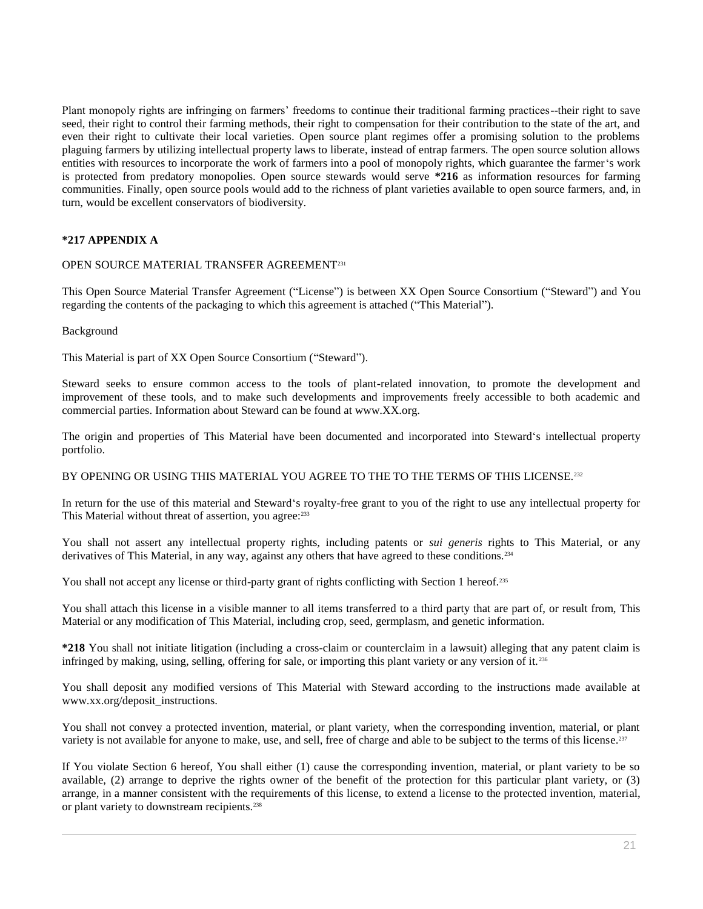Plant monopoly rights are infringing on farmers' freedoms to continue their traditional farming practices--their right to save seed, their right to control their farming methods, their right to compensation for their contribution to the state of the art, and even their right to cultivate their local varieties. Open source plant regimes offer a promising solution to the problems plaguing farmers by utilizing intellectual property laws to liberate, instead of entrap farmers. The open source solution allows entities with resources to incorporate the work of farmers into a pool of monopoly rights, which guarantee the farmer's work is protected from predatory monopolies. Open source stewards would serve **\*216** as information resources for farming communities. Finally, open source pools would add to the richness of plant varieties available to open source farmers, and, in turn, would be excellent conservators of biodiversity.

## *217 APPENDIX A

OPEN SOURCE MATERIAL TRANSFER AGREEMENT[231]

This Open Source Material Transfer Agreement ("License") is between XX Open Source Consortium ("Steward") and You regarding the contents of the packaging to which this agreement is attached ("This Material").

Background

This Material is part of XX Open Source Consortium ("Steward").

Steward seeks to ensure common access to the tools of plant-related innovation, to promote the development and improvement of these tools, and to make such developments and improvements freely accessible to both academic and commercial parties. Information about Steward can be found at www.XX.org.

The origin and properties of This Material have been documented and incorporated into Steward's intellectual property portfolio.

BY OPENING OR USING THIS MATERIAL YOU AGREE TO THE TO THE TERMS OF THIS LICENSE.[232]

In return for the use of this material and Steward's royalty-free grant to you of the right to use any intellectual property for This Material without threat of assertion, you agree:[233]

You shall not assert any intellectual property rights, including patents or *sui generis* rights to This Material, or any derivatives of This Material, in any way, against any others that have agreed to these conditions.[234]

You shall not accept any license or third-party grant of rights conflicting with Section 1 hereof.[235]

You shall attach this license in a visible manner to all items transferred to a third party that are part of, or result from, This Material or any modification of This Material, including crop, seed, germplasm, and genetic information.

**\*218** You shall not initiate litigation (including a cross-claim or counterclaim in a lawsuit) alleging that any patent claim is infringed by making, using, selling, offering for sale, or importing this plant variety or any version of it.[236]

You shall deposit any modified versions of This Material with Steward according to the instructions made available at www.xx.org/deposit_instructions.

You shall not convey a protected invention, material, or plant variety, when the corresponding invention, material, or plant variety is not available for anyone to make, use, and sell, free of charge and able to be subject to the terms of this license.[237]

If You violate Section 6 hereof, You shall either (1) cause the corresponding invention, material, or plant variety to be so available, (2) arrange to deprive the rights owner of the benefit of the protection for this particular plant variety, or (3) arrange, in a manner consistent with the requirements of this license, to extend a license to the protected invention, material, or plant variety to downstream recipients.[238]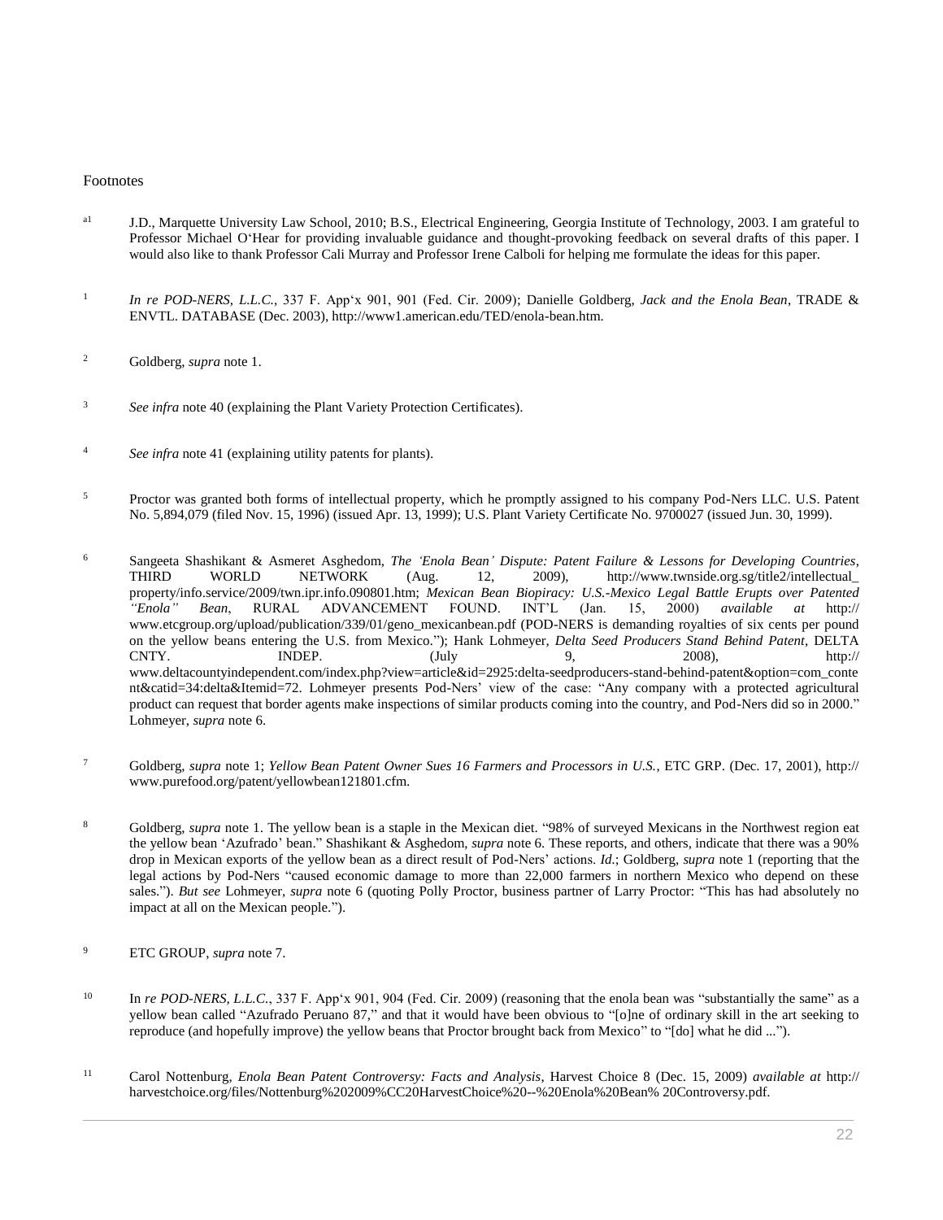Footnotes

[a1] J.D., Marquette University Law School, 2010; B.S., Electrical Engineering, Georgia Institute of Technology, 2003. I am grateful to Professor Michael O'Hear for providing invaluable guidance and thought-provoking feedback on several drafts of this paper. I would also like to thank Professor Cali Murray and Professor Irene Calboli for helping me formulate the ideas for this paper.

[1] *In re POD-NERS, L.L.C.*, 337 F. App'x 901, 901 (Fed. Cir. 2009); Danielle Goldberg, *Jack and the Enola Bean*, TRADE & ENVTL. DATABASE (Dec. 2003), http://www1.american.edu/TED/enola-bean.htm.

[2] Goldberg, *supra* note 1.

[3] *See infra* note 40 (explaining the Plant Variety Protection Certificates).

[4] *See infra* note 41 (explaining utility patents for plants).

[5] Proctor was granted both forms of intellectual property, which he promptly assigned to his company Pod-Ners LLC. U.S. Patent No. 5,894,079 (filed Nov. 15, 1996) (issued Apr. 13, 1999); U.S. Plant Variety Certificate No. 9700027 (issued Jun. 30, 1999).

[6] Sangeeta Shashikant & Asmeret Asghedom, *The 'Enola Bean' Dispute: Patent Failure & Lessons for Developing Countries*, THIRD WORLD NETWORK (Aug. 12, 2009), http://www.twnside.org.sg/title2/intellectual_property/info.service/2009/twn.ipr.info.090801.htm; *Mexican Bean Biopiracy: U.S.-Mexico Legal Battle Erupts over Patented "Enola" Bean*, RURAL ADVANCEMENT FOUND. INT'L (Jan. 15, 2000) *available at* http://www.etcgroup.org/upload/publication/339/01/geno_mexicanbean.pdf (POD-NERS is demanding royalties of six cents per pound on the yellow beans entering the U.S. from Mexico."); Hank Lohmeyer, *Delta Seed Producers Stand Behind Patent*, DELTA CNTY. INDEP. (July 9, 2008), http://www.deltacountyindependent.com/index.php?view=article&id=2925:delta-seedproducers-stand-behind-patent&option=com_content&catid=34:delta&Itemid=72. Lohmeyer presents Pod-Ners' view of the case: "Any company with a protected agricultural product can request that border agents make inspections of similar products coming into the country, and Pod-Ners did so in 2000." Lohmeyer, *supra* note 6.

[7] Goldberg, *supra* note 1; *Yellow Bean Patent Owner Sues 16 Farmers and Processors in U.S.*, ETC GRP. (Dec. 17, 2001), http://www.purefood.org/patent/yellowbean121801.cfm.

[8] Goldberg, *supra* note 1. The yellow bean is a staple in the Mexican diet. "98% of surveyed Mexicans in the Northwest region eat the yellow bean 'Azufrado' bean." Shashikant & Asghedom, *supra* note 6. These reports, and others, indicate that there was a 90% drop in Mexican exports of the yellow bean as a direct result of Pod-Ners' actions. *Id.*; Goldberg, *supra* note 1 (reporting that the legal actions by Pod-Ners "caused economic damage to more than 22,000 farmers in northern Mexico who depend on these sales."). *But see* Lohmeyer, *supra* note 6 (quoting Polly Proctor, business partner of Larry Proctor: "This has had absolutely no impact at all on the Mexican people.").

[9] ETC GROUP, *supra* note 7.

[10] In *re POD-NERS, L.L.C.*, 337 F. App'x 901, 904 (Fed. Cir. 2009) (reasoning that the enola bean was "substantially the same" as a yellow bean called "Azufrado Peruano 87," and that it would have been obvious to "[o]ne of ordinary skill in the art seeking to reproduce (and hopefully improve) the yellow beans that Proctor brought back from Mexico" to "[do] what he did ...").

[11] Carol Nottenburg, *Enola Bean Patent Controversy: Facts and Analysis*, Harvest Choice 8 (Dec. 15, 2009) *available at* http://harvestchoice.org/files/Nottenburg%202009%CC20HarvestChoice%20--%20Enola%20Bean% 20Controversy.pdf.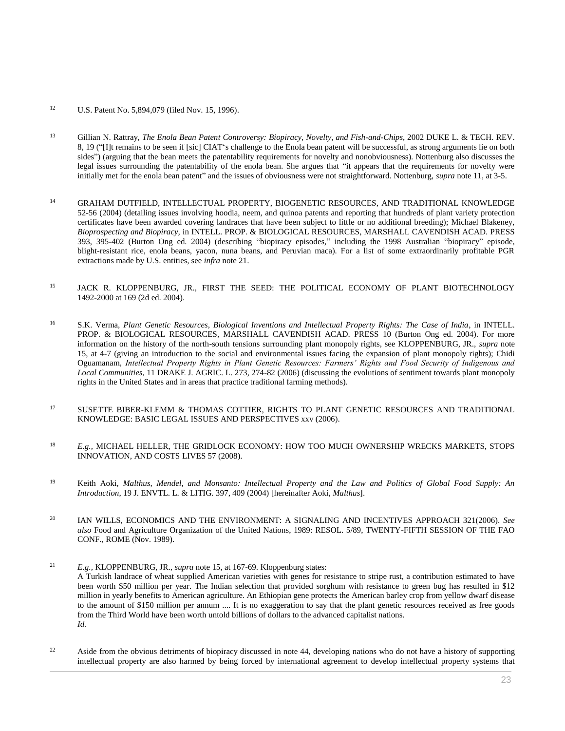[12] U.S. Patent No. 5,894,079 (filed Nov. 15, 1996).

[13] Gillian N. Rattray, *The Enola Bean Patent Controversy: Biopiracy, Novelty, and Fish-and-Chips*, 2002 DUKE L. & TECH. REV. 8, 19 ("[I]t remains to be seen if [sic] CIAT's challenge to the Enola bean patent will be successful, as strong arguments lie on both sides") (arguing that the bean meets the patentability requirements for novelty and nonobviousness). Nottenburg also discusses the legal issues surrounding the patentability of the enola bean. She argues that "it appears that the requirements for novelty were initially met for the enola bean patent" and the issues of obviousness were not straightforward. Nottenburg, *supra* note 11, at 3-5.

[14] GRAHAM DUTFIELD, INTELLECTUAL PROPERTY, BIOGENETIC RESOURCES, AND TRADITIONAL KNOWLEDGE 52-56 (2004) (detailing issues involving hoodia, neem, and quinoa patents and reporting that hundreds of plant variety protection certificates have been awarded covering landraces that have been subject to little or no additional breeding); Michael Blakeney, *Bioprospecting and Biopiracy*, in INTELL. PROP. & BIOLOGICAL RESOURCES, MARSHALL CAVENDISH ACAD. PRESS 393, 395-402 (Burton Ong ed. 2004) (describing "biopiracy episodes," including the 1998 Australian "biopiracy" episode, blight-resistant rice, enola beans, yacon, nuna beans, and Peruvian maca). For a list of some extraordinarily profitable PGR extractions made by U.S. entities, see *infra* note 21.

[15] JACK R. KLOPPENBURG, JR., FIRST THE SEED: THE POLITICAL ECONOMY OF PLANT BIOTECHNOLOGY 1492-2000 at 169 (2d ed. 2004).

[16] S.K. Verma, *Plant Genetic Resources, Biological Inventions and Intellectual Property Rights: The Case of India*, in INTELL. PROP. & BIOLOGICAL RESOURCES, MARSHALL CAVENDISH ACAD. PRESS 10 (Burton Ong ed. 2004). For more information on the history of the north-south tensions surrounding plant monopoly rights, see KLOPPENBURG, JR., *supra* note 15, at 4-7 (giving an introduction to the social and environmental issues facing the expansion of plant monopoly rights); Chidi Oguamanam, *Intellectual Property Rights in Plant Genetic Resources: Farmers' Rights and Food Security of Indigenous and Local Communities*, 11 DRAKE J. AGRIC. L. 273, 274-82 (2006) (discussing the evolutions of sentiment towards plant monopoly rights in the United States and in areas that practice traditional farming methods).

[17] SUSETTE BIBER-KLEMM & THOMAS COTTIER, RIGHTS TO PLANT GENETIC RESOURCES AND TRADITIONAL KNOWLEDGE: BASIC LEGAL ISSUES AND PERSPECTIVES xxv (2006).

[18] *E.g.,* MICHAEL HELLER, THE GRIDLOCK ECONOMY: HOW TOO MUCH OWNERSHIP WRECKS MARKETS, STOPS INNOVATION, AND COSTS LIVES 57 (2008).

[19] Keith Aoki, *Malthus, Mendel, and Monsanto: Intellectual Property and the Law and Politics of Global Food Supply: An Introduction*, 19 J. ENVTL. L. & LITIG. 397, 409 (2004) [hereinafter Aoki, *Malthus*].

[20] IAN WILLS, ECONOMICS AND THE ENVIRONMENT: A SIGNALING AND INCENTIVES APPROACH 321(2006). *See also* Food and Agriculture Organization of the United Nations, 1989: RESOL. 5/89, TWENTY-FIFTH SESSION OF THE FAO CONF., ROME (Nov. 1989).

[21] *E.g.,* KLOPPENBURG, JR., *supra* note 15, at 167-69. Kloppenburg states:

A Turkish landrace of wheat supplied American varieties with genes for resistance to stripe rust, a contribution estimated to have been worth $50 million per year. The Indian selection that provided sorghum with resistance to green bug has resulted in $12 million in yearly benefits to American agriculture. An Ethiopian gene protects the American barley crop from yellow dwarf disease to the amount of $150 million per annum .... It is no exaggeration to say that the plant genetic resources received as free goods from the Third World have been worth untold billions of dollars to the advanced capitalist nations.

*Id.*

[22] Aside from the obvious detriments of biopiracy discussed in note 44, developing nations who do not have a history of supporting intellectual property are also harmed by being forced by international agreement to develop intellectual property systems that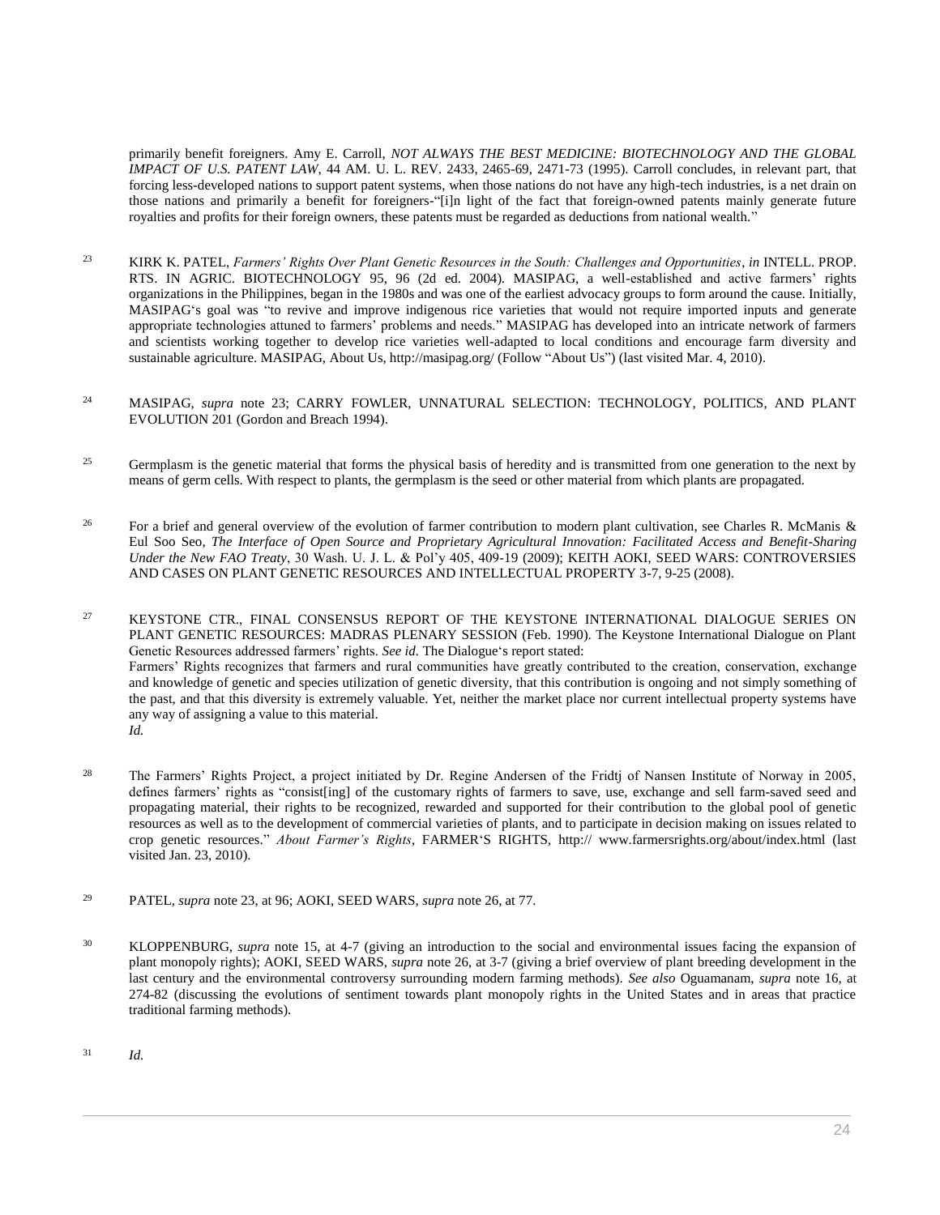primarily benefit foreigners. Amy E. Carroll, *NOT ALWAYS THE BEST MEDICINE: BIOTECHNOLOGY AND THE GLOBAL IMPACT OF U.S. PATENT LAW*, 44 AM. U. L. REV. 2433, 2465-69, 2471-73 (1995). Carroll concludes, in relevant part, that forcing less-developed nations to support patent systems, when those nations do not have any high-tech industries, is a net drain on those nations and primarily a benefit for foreigners-"[i]n light of the fact that foreign-owned patents mainly generate future royalties and profits for their foreign owners, these patents must be regarded as deductions from national wealth."

23 KIRK K. PATEL, *Farmers' Rights Over Plant Genetic Resources in the South: Challenges and Opportunities*, *in* INTELL. PROP. RTS. IN AGRIC. BIOTECHNOLOGY 95, 96 (2d ed. 2004). MASIPAG, a well-established and active farmers' rights organizations in the Philippines, began in the 1980s and was one of the earliest advocacy groups to form around the cause. Initially, MASIPAG's goal was "to revive and improve indigenous rice varieties that would not require imported inputs and generate appropriate technologies attuned to farmers' problems and needs." MASIPAG has developed into an intricate network of farmers and scientists working together to develop rice varieties well-adapted to local conditions and encourage farm diversity and sustainable agriculture. MASIPAG, About Us, http://masipag.org/ (Follow "About Us") (last visited Mar. 4, 2010).

24 MASIPAG, *supra* note 23; CARRY FOWLER, UNNATURAL SELECTION: TECHNOLOGY, POLITICS, AND PLANT EVOLUTION 201 (Gordon and Breach 1994).

25 Germplasm is the genetic material that forms the physical basis of heredity and is transmitted from one generation to the next by means of germ cells. With respect to plants, the germplasm is the seed or other material from which plants are propagated.

26 For a brief and general overview of the evolution of farmer contribution to modern plant cultivation, see Charles R. McManis & Eul Soo Seo, *The Interface of Open Source and Proprietary Agricultural Innovation: Facilitated Access and Benefit-Sharing Under the New FAO Treaty*, 30 Wash. U. J. L. & Pol'y 405, 409-19 (2009); KEITH AOKI, SEED WARS: CONTROVERSIES AND CASES ON PLANT GENETIC RESOURCES AND INTELLECTUAL PROPERTY 3-7, 9-25 (2008).

27 KEYSTONE CTR., FINAL CONSENSUS REPORT OF THE KEYSTONE INTERNATIONAL DIALOGUE SERIES ON PLANT GENETIC RESOURCES: MADRAS PLENARY SESSION (Feb. 1990). The Keystone International Dialogue on Plant Genetic Resources addressed farmers' rights. *See id*. The Dialogue's report stated:

Farmers' Rights recognizes that farmers and rural communities have greatly contributed to the creation, conservation, exchange and knowledge of genetic and species utilization of genetic diversity, that this contribution is ongoing and not simply something of the past, and that this diversity is extremely valuable. Yet, neither the market place nor current intellectual property systems have any way of assigning a value to this material.

*Id.*

28 The Farmers' Rights Project, a project initiated by Dr. Regine Andersen of the Fridtj of Nansen Institute of Norway in 2005, defines farmers' rights as "consist[ing] of the customary rights of farmers to save, use, exchange and sell farm-saved seed and propagating material, their rights to be recognized, rewarded and supported for their contribution to the global pool of genetic resources as well as to the development of commercial varieties of plants, and to participate in decision making on issues related to crop genetic resources." *About Farmer's Rights*, FARMER'S RIGHTS, http:// www.farmersrights.org/about/index.html (last visited Jan. 23, 2010).

29 PATEL, *supra* note 23, at 96; AOKI, SEED WARS, *supra* note 26, at 77.

30 KLOPPENBURG, *supra* note 15, at 4-7 (giving an introduction to the social and environmental issues facing the expansion of plant monopoly rights); AOKI, SEED WARS, *supra* note 26, at 3-7 (giving a brief overview of plant breeding development in the last century and the environmental controversy surrounding modern farming methods). *See also* Oguamanam, *supra* note 16, at 274-82 (discussing the evolutions of sentiment towards plant monopoly rights in the United States and in areas that practice traditional farming methods).

31 *Id.*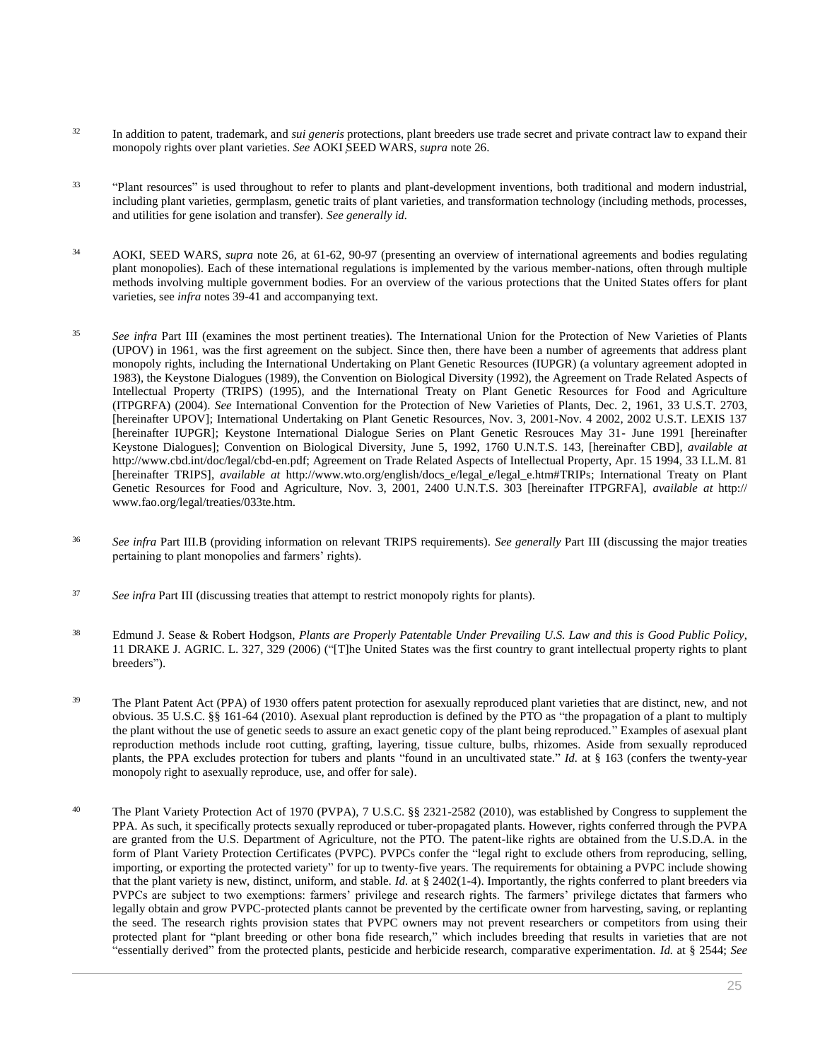[32] In addition to patent, trademark, and *sui generis* protections, plant breeders use trade secret and private contract law to expand their monopoly rights over plant varieties. *See* AOKI SEED WARS, *supra* note 26.

[33] "Plant resources" is used throughout to refer to plants and plant-development inventions, both traditional and modern industrial, including plant varieties, germplasm, genetic traits of plant varieties, and transformation technology (including methods, processes, and utilities for gene isolation and transfer). *See generally id.*

[34] AOKI, SEED WARS, *supra* note 26, at 61-62, 90-97 (presenting an overview of international agreements and bodies regulating plant monopolies). Each of these international regulations is implemented by the various member-nations, often through multiple methods involving multiple government bodies. For an overview of the various protections that the United States offers for plant varieties, see *infra* notes 39-41 and accompanying text.

[35] *See infra* Part III (examines the most pertinent treaties). The International Union for the Protection of New Varieties of Plants (UPOV) in 1961, was the first agreement on the subject. Since then, there have been a number of agreements that address plant monopoly rights, including the International Undertaking on Plant Genetic Resources (IUPGR) (a voluntary agreement adopted in 1983), the Keystone Dialogues (1989), the Convention on Biological Diversity (1992), the Agreement on Trade Related Aspects of Intellectual Property (TRIPS) (1995), and the International Treaty on Plant Genetic Resources for Food and Agriculture (ITPGRFA) (2004). *See* International Convention for the Protection of New Varieties of Plants, Dec. 2, 1961, 33 U.S.T. 2703, [hereinafter UPOV]; International Undertaking on Plant Genetic Resources, Nov. 3, 2001-Nov. 4 2002, 2002 U.S.T. LEXIS 137 [hereinafter IUPGR]; Keystone International Dialogue Series on Plant Genetic Resrouces May 31- June 1991 [hereinafter Keystone Dialogues]; Convention on Biological Diversity, June 5, 1992, 1760 U.N.T.S. 143, [hereinafter CBD], *available at* http://www.cbd.int/doc/legal/cbd-en.pdf; Agreement on Trade Related Aspects of Intellectual Property, Apr. 15 1994, 33 I.L.M. 81 [hereinafter TRIPS], *available at* http://www.wto.org/english/docs_e/legal_e/legal_e.htm#TRIPs; International Treaty on Plant Genetic Resources for Food and Agriculture, Nov. 3, 2001, 2400 U.N.T.S. 303 [hereinafter ITPGRFA], *available at* http:// www.fao.org/legal/treaties/033te.htm.

[36] *See infra* Part III.B (providing information on relevant TRIPS requirements). *See generally* Part III (discussing the major treaties pertaining to plant monopolies and farmers' rights).

[37] *See infra* Part III (discussing treaties that attempt to restrict monopoly rights for plants).

[38] Edmund J. Sease & Robert Hodgson, *Plants are Properly Patentable Under Prevailing U.S. Law and this is Good Public Policy*, 11 DRAKE J. AGRIC. L. 327, 329 (2006) ("[T]he United States was the first country to grant intellectual property rights to plant breeders").

[39] The Plant Patent Act (PPA) of 1930 offers patent protection for asexually reproduced plant varieties that are distinct, new, and not obvious. 35 U.S.C. §§ 161-64 (2010). Asexual plant reproduction is defined by the PTO as "the propagation of a plant to multiply the plant without the use of genetic seeds to assure an exact genetic copy of the plant being reproduced." Examples of asexual plant reproduction methods include root cutting, grafting, layering, tissue culture, bulbs, rhizomes. Aside from sexually reproduced plants, the PPA excludes protection for tubers and plants "found in an uncultivated state." *Id.* at § 163 (confers the twenty-year monopoly right to asexually reproduce, use, and offer for sale).

[40] The Plant Variety Protection Act of 1970 (PVPA), 7 U.S.C. §§ 2321-2582 (2010), was established by Congress to supplement the PPA. As such, it specifically protects sexually reproduced or tuber-propagated plants. However, rights conferred through the PVPA are granted from the U.S. Department of Agriculture, not the PTO. The patent-like rights are obtained from the U.S.D.A. in the form of Plant Variety Protection Certificates (PVPC). PVPCs confer the "legal right to exclude others from reproducing, selling, importing, or exporting the protected variety" for up to twenty-five years. The requirements for obtaining a PVPC include showing that the plant variety is new, distinct, uniform, and stable. *Id.* at § 2402(1-4). Importantly, the rights conferred to plant breeders via PVPCs are subject to two exemptions: farmers' privilege and research rights. The farmers' privilege dictates that farmers who legally obtain and grow PVPC-protected plants cannot be prevented by the certificate owner from harvesting, saving, or replanting the seed. The research rights provision states that PVPC owners may not prevent researchers or competitors from using their protected plant for "plant breeding or other bona fide research," which includes breeding that results in varieties that are not "essentially derived" from the protected plants, pesticide and herbicide research, comparative experimentation. *Id.* at § 2544; *See*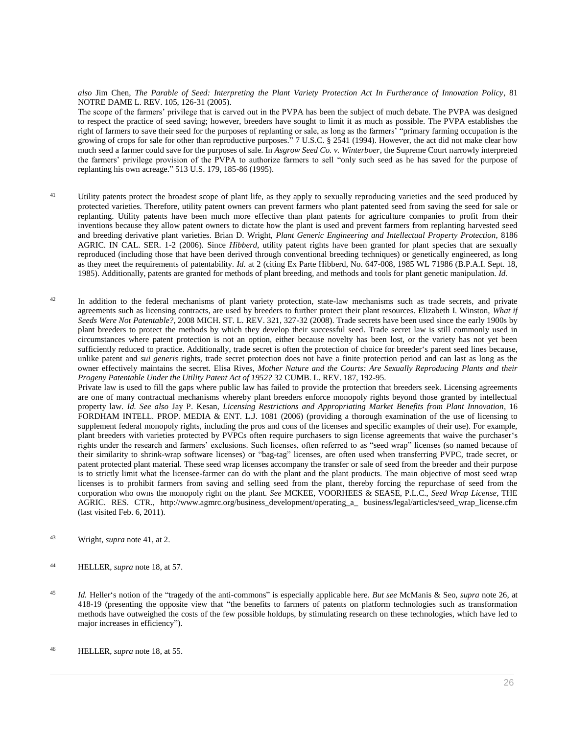*also* Jim Chen, *The Parable of Seed: Interpreting the Plant Variety Protection Act In Furtherance of Innovation Policy*, 81 NOTRE DAME L. REV. 105, 126-31 (2005).

The scope of the farmers' privilege that is carved out in the PVPA has been the subject of much debate. The PVPA was designed to respect the practice of seed saving; however, breeders have sought to limit it as much as possible. The PVPA establishes the right of farmers to save their seed for the purposes of replanting or sale, as long as the farmers' "primary farming occupation is the growing of crops for sale for other than reproductive purposes." 7 U.S.C. § 2541 (1994). However, the act did not make clear how much seed a farmer could save for the purposes of sale. In *Asgrow Seed Co. v. Winterboer*, the Supreme Court narrowly interpreted the farmers' privilege provision of the PVPA to authorize farmers to sell "only such seed as he has saved for the purpose of replanting his own acreage." 513 U.S. 179, 185-86 (1995).

41 Utility patents protect the broadest scope of plant life, as they apply to sexually reproducing varieties and the seed produced by protected varieties. Therefore, utility patent owners can prevent farmers who plant patented seed from saving the seed for sale or replanting. Utility patents have been much more effective than plant patents for agriculture companies to profit from their inventions because they allow patent owners to dictate how the plant is used and prevent farmers from replanting harvested seed and breeding derivative plant varieties. Brian D. Wright, *Plant Generic Engineering and Intellectual Property Protection*, 8186 AGRIC. IN CAL. SER. 1-2 (2006). Since *Hibberd*, utility patent rights have been granted for plant species that are sexually reproduced (including those that have been derived through conventional breeding techniques) or genetically engineered, as long as they meet the requirements of patentability. *Id.* at 2 (citing Ex Parte Hibberd, No. 647-008, 1985 WL 71986 (B.P.A.I. Sept. 18, 1985). Additionally, patents are granted for methods of plant breeding, and methods and tools for plant genetic manipulation. *Id.*

42 In addition to the federal mechanisms of plant variety protection, state-law mechanisms such as trade secrets, and private agreements such as licensing contracts, are used by breeders to further protect their plant resources. Elizabeth I. Winston, *What if Seeds Were Not Patentable?*, 2008 MICH. ST. L. REV. 321, 327-32 (2008). Trade secrets have been used since the early 1900s by plant breeders to protect the methods by which they develop their successful seed. Trade secret law is still commonly used in circumstances where patent protection is not an option, either because novelty has been lost, or the variety has not yet been sufficiently reduced to practice. Additionally, trade secret is often the protection of choice for breeder's parent seed lines because, unlike patent and *sui generis* rights, trade secret protection does not have a finite protection period and can last as long as the owner effectively maintains the secret. Elisa Rives, *Mother Nature and the Courts: Are Sexually Reproducing Plants and their Progeny Patentable Under the Utility Patent Act of 1952?* 32 CUMB. L. REV. 187, 192-95.

Private law is used to fill the gaps where public law has failed to provide the protection that breeders seek. Licensing agreements are one of many contractual mechanisms whereby plant breeders enforce monopoly rights beyond those granted by intellectual property law. *Id. See also* Jay P. Kesan, *Licensing Restrictions and Appropriating Market Benefits from Plant Innovation*, 16 FORDHAM INTELL. PROP. MEDIA & ENT. L.J. 1081 (2006) (providing a thorough examination of the use of licensing to supplement federal monopoly rights, including the pros and cons of the licenses and specific examples of their use). For example, plant breeders with varieties protected by PVPCs often require purchasers to sign license agreements that waive the purchaser's rights under the research and farmers' exclusions. Such licenses, often referred to as "seed wrap" licenses (so named because of their similarity to shrink-wrap software licenses) or "bag-tag" licenses, are often used when transferring PVPC, trade secret, or patent protected plant material. These seed wrap licenses accompany the transfer or sale of seed from the breeder and their purpose is to strictly limit what the licensee-farmer can do with the plant and the plant products. The main objective of most seed wrap licenses is to prohibit farmers from saving and selling seed from the plant, thereby forcing the repurchase of seed from the corporation who owns the monopoly right on the plant. *See* MCKEE, VOORHEES & SEASE, P.L.C., *Seed Wrap License*, THE AGRIC. RES. CTR., http://www.agmrc.org/business_development/operating_a_ business/legal/articles/seed_wrap_license.cfm (last visited Feb. 6, 2011).

43 Wright, *supra* note 41, at 2.

44 HELLER, *supra* note 18, at 57.

45 *Id.* Heller's notion of the "tragedy of the anti-commons" is especially applicable here. *But see* McManis & Seo, *supra* note 26, at 418-19 (presenting the opposite view that "the benefits to farmers of patents on platform technologies such as transformation methods have outweighed the costs of the few possible holdups, by stimulating research on these technologies, which have led to major increases in efficiency").

46 HELLER, *supra* note 18, at 55.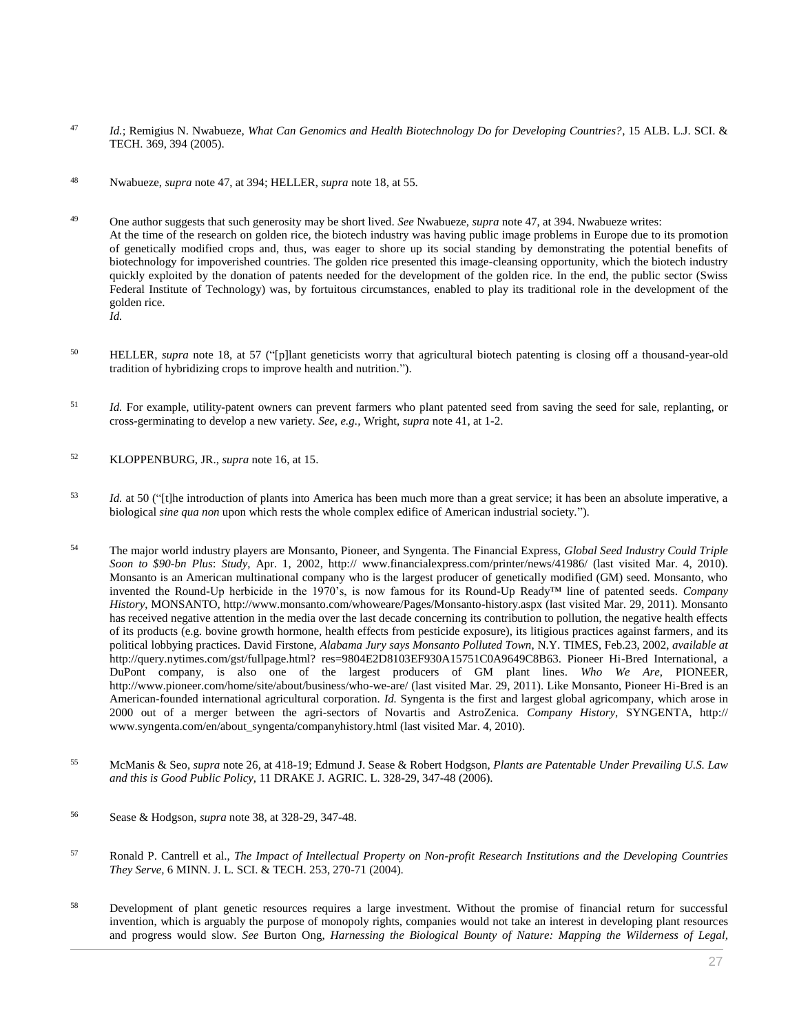[47] *Id.*; Remigius N. Nwabueze, *What Can Genomics and Health Biotechnology Do for Developing Countries?*, 15 ALB. L.J. SCI. & TECH. 369, 394 (2005).

[48] Nwabueze, *supra* note 47, at 394; HELLER, *supra* note 18, at 55.

[49] One author suggests that such generosity may be short lived. *See* Nwabueze, *supra* note 47, at 394. Nwabueze writes:

At the time of the research on golden rice, the biotech industry was having public image problems in Europe due to its promotion of genetically modified crops and, thus, was eager to shore up its social standing by demonstrating the potential benefits of biotechnology for impoverished countries. The golden rice presented this image-cleansing opportunity, which the biotech industry quickly exploited by the donation of patents needed for the development of the golden rice. In the end, the public sector (Swiss Federal Institute of Technology) was, by fortuitous circumstances, enabled to play its traditional role in the development of the golden rice.

*Id.*

[50] HELLER, *supra* note 18, at 57 ("[p]lant geneticists worry that agricultural biotech patenting is closing off a thousand-year-old tradition of hybridizing crops to improve health and nutrition.").

[51] *Id.* For example, utility-patent owners can prevent farmers who plant patented seed from saving the seed for sale, replanting, or cross-germinating to develop a new variety. *See, e.g.*, Wright, *supra* note 41, at 1-2.

[52] KLOPPENBURG, JR., *supra* note 16, at 15.

[53] *Id.* at 50 ("[t]he introduction of plants into America has been much more than a great service; it has been an absolute imperative, a biological *sine qua non* upon which rests the whole complex edifice of American industrial society.").

[54] The major world industry players are Monsanto, Pioneer, and Syngenta. The Financial Express, *Global Seed Industry Could Triple Soon to $90-bn Plus*: *Study*, Apr. 1, 2002, http:// www.financialexpress.com/printer/news/41986/ (last visited Mar. 4, 2010). Monsanto is an American multinational company who is the largest producer of genetically modified (GM) seed. Monsanto, who invented the Round-Up herbicide in the 1970's, is now famous for its Round-Up Ready™ line of patented seeds. *Company History*, MONSANTO, http://www.monsanto.com/whoweare/Pages/Monsanto-history.aspx (last visited Mar. 29, 2011). Monsanto has received negative attention in the media over the last decade concerning its contribution to pollution, the negative health effects of its products (e.g. bovine growth hormone, health effects from pesticide exposure), its litigious practices against farmers, and its political lobbying practices. David Firstone, *Alabama Jury says Monsanto Polluted Town*, N.Y. TIMES, Feb.23, 2002, *available at* http://query.nytimes.com/gst/fullpage.html? res=9804E2D8103EF930A15751C0A9649C8B63. Pioneer Hi-Bred International, a DuPont company, is also one of the largest producers of GM plant lines. *Who We Are*, PIONEER, http://www.pioneer.com/home/site/about/business/who-we-are/ (last visited Mar. 29, 2011). Like Monsanto, Pioneer Hi-Bred is an American-founded international agricultural corporation. *Id.* Syngenta is the first and largest global agricompany, which arose in 2000 out of a merger between the agri-sectors of Novartis and AstroZenica. *Company History*, SYNGENTA, http:// www.syngenta.com/en/about_syngenta/companyhistory.html (last visited Mar. 4, 2010).

[55] McManis & Seo, *supra* note 26, at 418-19; Edmund J. Sease & Robert Hodgson, *Plants are Patentable Under Prevailing U.S. Law and this is Good Public Policy*, 11 DRAKE J. AGRIC. L. 328-29, 347-48 (2006).

[56] Sease & Hodgson, *supra* note 38, at 328-29, 347-48.

[57] Ronald P. Cantrell et al., *The Impact of Intellectual Property on Non-profit Research Institutions and the Developing Countries They Serve*, 6 MINN. J. L. SCI. & TECH. 253, 270-71 (2004).

[58] Development of plant genetic resources requires a large investment. Without the promise of financial return for successful invention, which is arguably the purpose of monopoly rights, companies would not take an interest in developing plant resources and progress would slow. *See* Burton Ong, *Harnessing the Biological Bounty of Nature: Mapping the Wilderness of Legal,*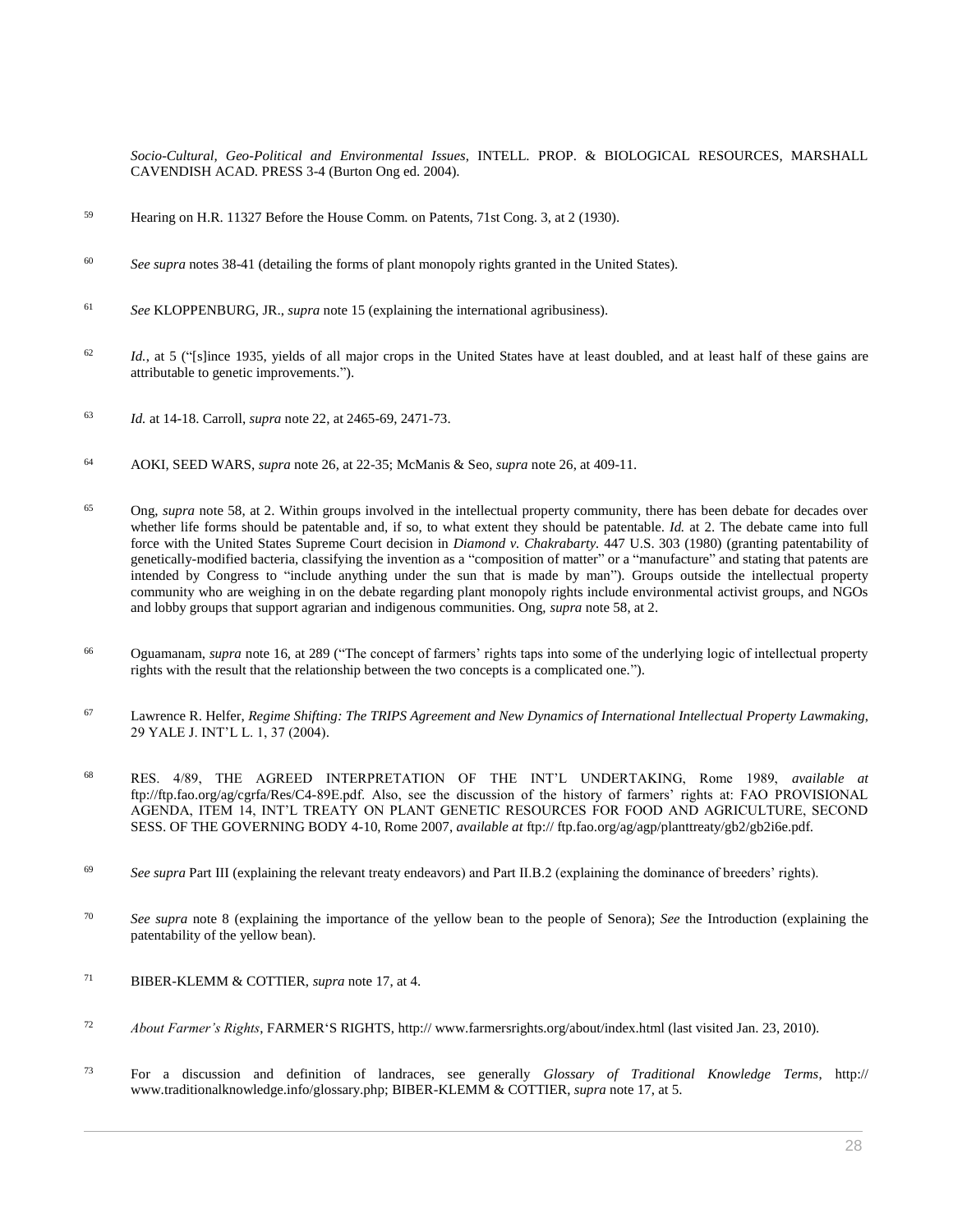*Socio-Cultural, Geo-Political and Environmental Issues*, INTELL. PROP. & BIOLOGICAL RESOURCES, MARSHALL CAVENDISH ACAD. PRESS 3-4 (Burton Ong ed. 2004).

[59] Hearing on H.R. 11327 Before the House Comm. on Patents, 71st Cong. 3, at 2 (1930).

[60] *See supra* notes 38-41 (detailing the forms of plant monopoly rights granted in the United States).

[61] *See* KLOPPENBURG, JR., *supra* note 15 (explaining the international agribusiness).

[62] *Id.*, at 5 ("[s]ince 1935, yields of all major crops in the United States have at least doubled, and at least half of these gains are attributable to genetic improvements.").

[63] *Id.* at 14-18. Carroll, *supra* note 22, at 2465-69, 2471-73.

[64] AOKI, SEED WARS, *supra* note 26, at 22-35; McManis & Seo, *supra* note 26, at 409-11.

[65] Ong, *supra* note 58, at 2. Within groups involved in the intellectual property community, there has been debate for decades over whether life forms should be patentable and, if so, to what extent they should be patentable. *Id.* at 2. The debate came into full force with the United States Supreme Court decision in *Diamond v. Chakrabarty.* 447 U.S. 303 (1980) (granting patentability of genetically-modified bacteria, classifying the invention as a "composition of matter" or a "manufacture" and stating that patents are intended by Congress to "include anything under the sun that is made by man"). Groups outside the intellectual property community who are weighing in on the debate regarding plant monopoly rights include environmental activist groups, and NGOs and lobby groups that support agrarian and indigenous communities. Ong, *supra* note 58, at 2.

[66] Oguamanam, *supra* note 16, at 289 ("The concept of farmers' rights taps into some of the underlying logic of intellectual property rights with the result that the relationship between the two concepts is a complicated one.").

[67] Lawrence R. Helfer, *Regime Shifting: The TRIPS Agreement and New Dynamics of International Intellectual Property Lawmaking*, 29 YALE J. INT'L L. 1, 37 (2004).

[68] RES. 4/89, THE AGREED INTERPRETATION OF THE INT'L UNDERTAKING, Rome 1989, *available at* ftp://ftp.fao.org/ag/cgrfa/Res/C4-89E.pdf. Also, see the discussion of the history of farmers' rights at: FAO PROVISIONAL AGENDA, ITEM 14, INT'L TREATY ON PLANT GENETIC RESOURCES FOR FOOD AND AGRICULTURE, SECOND SESS. OF THE GOVERNING BODY 4-10, Rome 2007, *available at* ftp:// ftp.fao.org/ag/agp/planttreaty/gb2/gb2i6e.pdf.

[69] *See supra* Part III (explaining the relevant treaty endeavors) and Part II.B.2 (explaining the dominance of breeders' rights).

[70] *See supra* note 8 (explaining the importance of the yellow bean to the people of Senora); *See* the Introduction (explaining the patentability of the yellow bean).

[71] BIBER-KLEMM & COTTIER, *supra* note 17, at 4.

[72] *About Farmer's Rights*, FARMER'S RIGHTS, http:// www.farmersrights.org/about/index.html (last visited Jan. 23, 2010).

[73] For a discussion and definition of landraces, see generally *Glossary of Traditional Knowledge Terms*, http:// www.traditionalknowledge.info/glossary.php; BIBER-KLEMM & COTTIER, *supra* note 17, at 5.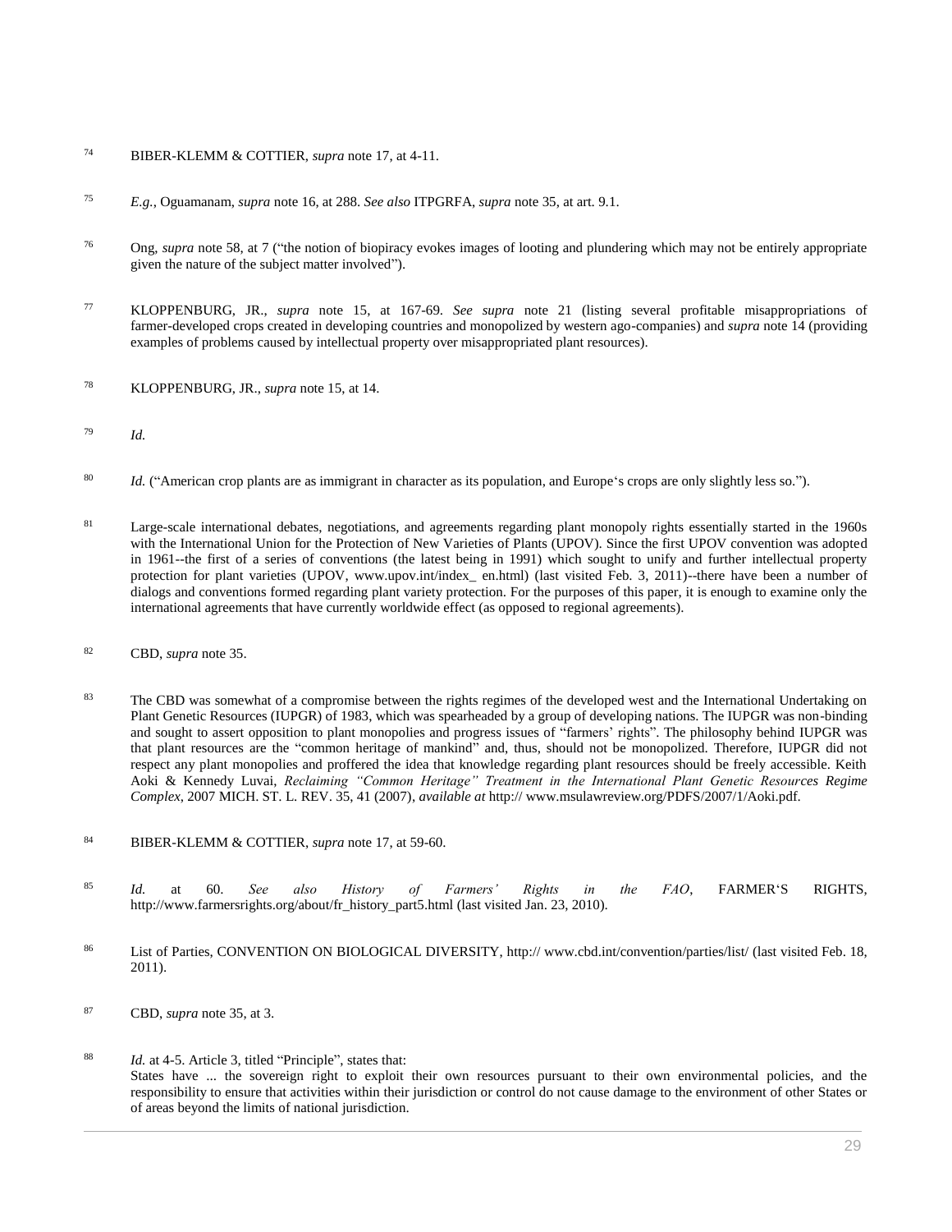74 BIBER-KLEMM & COTTIER, *supra* note 17, at 4-11.

75 *E.g.*, Oguamanam, *supra* note 16, at 288. *See also* ITPGRFA, *supra* note 35, at art. 9.1.

76 Ong, *supra* note 58, at 7 ("the notion of biopiracy evokes images of looting and plundering which may not be entirely appropriate given the nature of the subject matter involved").

77 KLOPPENBURG, JR., *supra* note 15, at 167-69. *See supra* note 21 (listing several profitable misappropriations of farmer-developed crops created in developing countries and monopolized by western ago-companies) and *supra* note 14 (providing examples of problems caused by intellectual property over misappropriated plant resources).

78 KLOPPENBURG, JR., *supra* note 15, at 14.

79 *Id.*

80 *Id.* ("American crop plants are as immigrant in character as its population, and Europe's crops are only slightly less so.").

81 Large-scale international debates, negotiations, and agreements regarding plant monopoly rights essentially started in the 1960s with the International Union for the Protection of New Varieties of Plants (UPOV). Since the first UPOV convention was adopted in 1961--the first of a series of conventions (the latest being in 1991) which sought to unify and further intellectual property protection for plant varieties (UPOV, www.upov.int/index_ en.html) (last visited Feb. 3, 2011)--there have been a number of dialogs and conventions formed regarding plant variety protection. For the purposes of this paper, it is enough to examine only the international agreements that have currently worldwide effect (as opposed to regional agreements).

82 CBD, *supra* note 35.

83 The CBD was somewhat of a compromise between the rights regimes of the developed west and the International Undertaking on Plant Genetic Resources (IUPGR) of 1983, which was spearheaded by a group of developing nations. The IUPGR was non-binding and sought to assert opposition to plant monopolies and progress issues of "farmers' rights". The philosophy behind IUPGR was that plant resources are the "common heritage of mankind" and, thus, should not be monopolized. Therefore, IUPGR did not respect any plant monopolies and proffered the idea that knowledge regarding plant resources should be freely accessible. Keith Aoki & Kennedy Luvai, *Reclaiming "Common Heritage" Treatment in the International Plant Genetic Resources Regime Complex*, 2007 MICH. ST. L. REV. 35, 41 (2007), *available at* http:// www.msulawreview.org/PDFS/2007/1/Aoki.pdf.

84 BIBER-KLEMM & COTTIER, *supra* note 17, at 59-60.

85 *Id.* at 60. *See also History of Farmers' Rights in the FAO*, FARMER'S RIGHTS, http://www.farmersrights.org/about/fr_history_part5.html (last visited Jan. 23, 2010).

86 List of Parties, CONVENTION ON BIOLOGICAL DIVERSITY, http:// www.cbd.int/convention/parties/list/ (last visited Feb. 18, 2011).

87 CBD, *supra* note 35, at 3.

88 *Id.* at 4-5. Article 3, titled "Principle", states that:
States have ... the sovereign right to exploit their own resources pursuant to their own environmental policies, and the responsibility to ensure that activities within their jurisdiction or control do not cause damage to the environment of other States or of areas beyond the limits of national jurisdiction.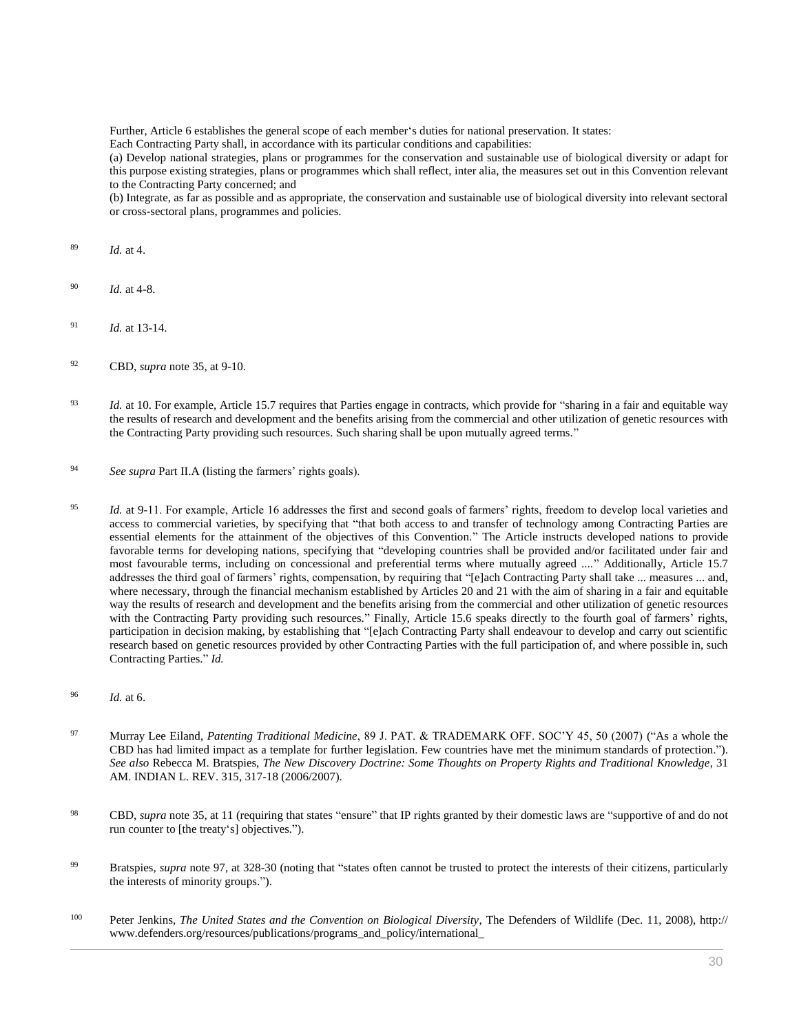Further, Article 6 establishes the general scope of each member's duties for national preservation. It states:
Each Contracting Party shall, in accordance with its particular conditions and capabilities:
(a) Develop national strategies, plans or programmes for the conservation and sustainable use of biological diversity or adapt for this purpose existing strategies, plans or programmes which shall reflect, inter alia, the measures set out in this Convention relevant to the Contracting Party concerned; and
(b) Integrate, as far as possible and as appropriate, the conservation and sustainable use of biological diversity into relevant sectoral or cross-sectoral plans, programmes and policies.

89 *Id.* at 4.

90 *Id.* at 4-8.

91 *Id.* at 13-14.

92 CBD, *supra* note 35, at 9-10.

93 *Id.* at 10. For example, Article 15.7 requires that Parties engage in contracts, which provide for "sharing in a fair and equitable way the results of research and development and the benefits arising from the commercial and other utilization of genetic resources with the Contracting Party providing such resources. Such sharing shall be upon mutually agreed terms."

94 *See supra* Part II.A (listing the farmers' rights goals).

95 *Id.* at 9-11. For example, Article 16 addresses the first and second goals of farmers' rights, freedom to develop local varieties and access to commercial varieties, by specifying that "that both access to and transfer of technology among Contracting Parties are essential elements for the attainment of the objectives of this Convention." The Article instructs developed nations to provide favorable terms for developing nations, specifying that "developing countries shall be provided and/or facilitated under fair and most favourable terms, including on concessional and preferential terms where mutually agreed ...." Additionally, Article 15.7 addresses the third goal of farmers' rights, compensation, by requiring that "[e]ach Contracting Party shall take ... measures ... and, where necessary, through the financial mechanism established by Articles 20 and 21 with the aim of sharing in a fair and equitable way the results of research and development and the benefits arising from the commercial and other utilization of genetic resources with the Contracting Party providing such resources." Finally, Article 15.6 speaks directly to the fourth goal of farmers' rights, participation in decision making, by establishing that "[e]ach Contracting Party shall endeavour to develop and carry out scientific research based on genetic resources provided by other Contracting Parties with the full participation of, and where possible in, such Contracting Parties." *Id.*

96 *Id.* at 6.

97 Murray Lee Eiland, *Patenting Traditional Medicine*, 89 J. PAT. & TRADEMARK OFF. SOC'Y 45, 50 (2007) ("As a whole the CBD has had limited impact as a template for further legislation. Few countries have met the minimum standards of protection."). *See also* Rebecca M. Bratspies, *The New Discovery Doctrine: Some Thoughts on Property Rights and Traditional Knowledge*, 31 AM. INDIAN L. REV. 315, 317-18 (2006/2007).

98 CBD, *supra* note 35, at 11 (requiring that states "ensure" that IP rights granted by their domestic laws are "supportive of and do not run counter to [the treaty's] objectives.").

99 Bratspies, *supra* note 97, at 328-30 (noting that "states often cannot be trusted to protect the interests of their citizens, particularly the interests of minority groups.").

100 Peter Jenkins, *The United States and the Convention on Biological Diversity*, The Defenders of Wildlife (Dec. 11, 2008), http:// www.defenders.org/resources/publications/programs_and_policy/international_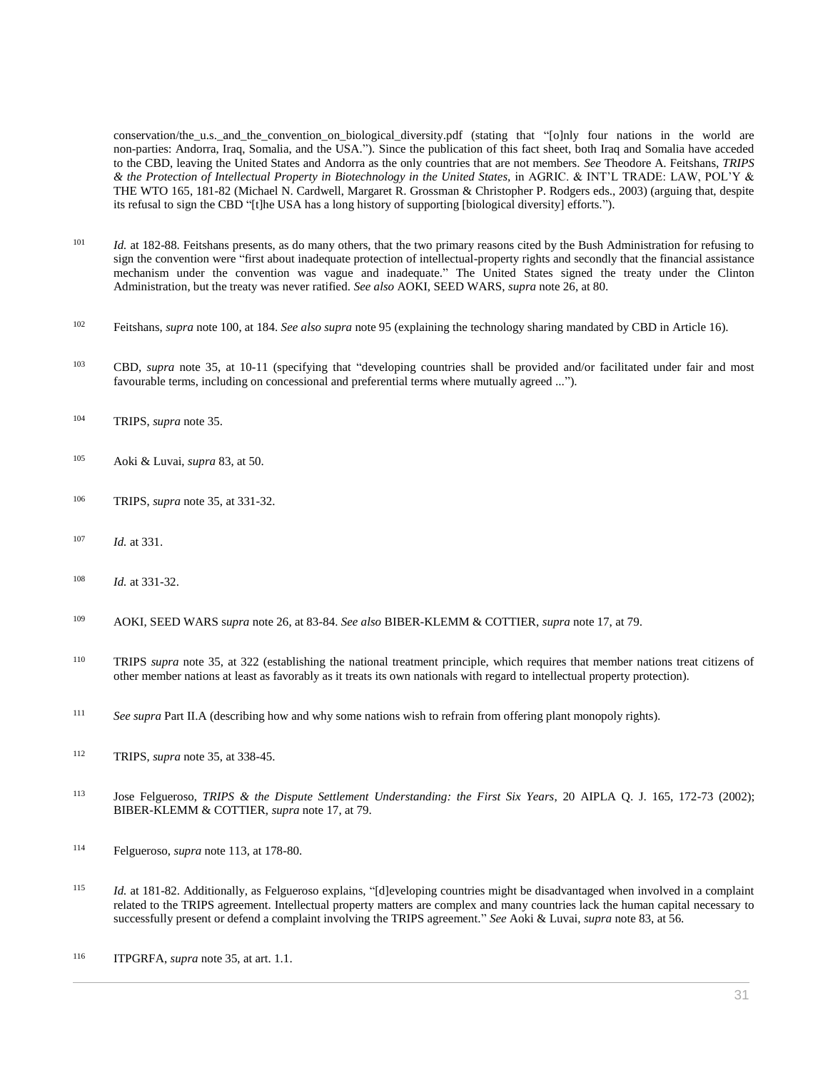conservation/the_u.s._and_the_convention_on_biological_diversity.pdf (stating that "[o]nly four nations in the world are non-parties: Andorra, Iraq, Somalia, and the USA."). Since the publication of this fact sheet, both Iraq and Somalia have acceded to the CBD, leaving the United States and Andorra as the only countries that are not members. *See* Theodore A. Feitshans, *TRIPS & the Protection of Intellectual Property in Biotechnology in the United States*, in AGRIC. & INT'L TRADE: LAW, POL'Y & THE WTO 165, 181-82 (Michael N. Cardwell, Margaret R. Grossman & Christopher P. Rodgers eds., 2003) (arguing that, despite its refusal to sign the CBD "[t]he USA has a long history of supporting [biological diversity] efforts.").

101 *Id.* at 182-88. Feitshans presents, as do many others, that the two primary reasons cited by the Bush Administration for refusing to sign the convention were "first about inadequate protection of intellectual-property rights and secondly that the financial assistance mechanism under the convention was vague and inadequate." The United States signed the treaty under the Clinton Administration, but the treaty was never ratified. *See also* AOKI, SEED WARS, *supra* note 26, at 80.

102 Feitshans, *supra* note 100, at 184. *See also supra* note 95 (explaining the technology sharing mandated by CBD in Article 16).

103 CBD, *supra* note 35, at 10-11 (specifying that "developing countries shall be provided and/or facilitated under fair and most favourable terms, including on concessional and preferential terms where mutually agreed ...").

104 TRIPS, *supra* note 35.

105 Aoki & Luvai, *supra* 83, at 50.

106 TRIPS, *supra* note 35, at 331-32.

107 *Id.* at 331.

108 *Id.* at 331-32.

109 AOKI, SEED WARS s*upra* note 26, at 83-84. *See also* BIBER-KLEMM & COTTIER, *supra* note 17, at 79.

110 TRIPS *supra* note 35, at 322 (establishing the national treatment principle, which requires that member nations treat citizens of other member nations at least as favorably as it treats its own nationals with regard to intellectual property protection).

111 *See supra* Part II.A (describing how and why some nations wish to refrain from offering plant monopoly rights).

112 TRIPS, *supra* note 35, at 338-45.

113 Jose Felgueroso, *TRIPS & the Dispute Settlement Understanding: the First Six Years*, 20 AIPLA Q. J. 165, 172-73 (2002); BIBER-KLEMM & COTTIER, *supra* note 17, at 79.

114 Felgueroso, *supra* note 113, at 178-80.

115 *Id.* at 181-82. Additionally, as Felgueroso explains, "[d]eveloping countries might be disadvantaged when involved in a complaint related to the TRIPS agreement. Intellectual property matters are complex and many countries lack the human capital necessary to successfully present or defend a complaint involving the TRIPS agreement." *See* Aoki & Luvai, *supra* note 83, at 56.

116 ITPGRFA, *supra* note 35, at art. 1.1.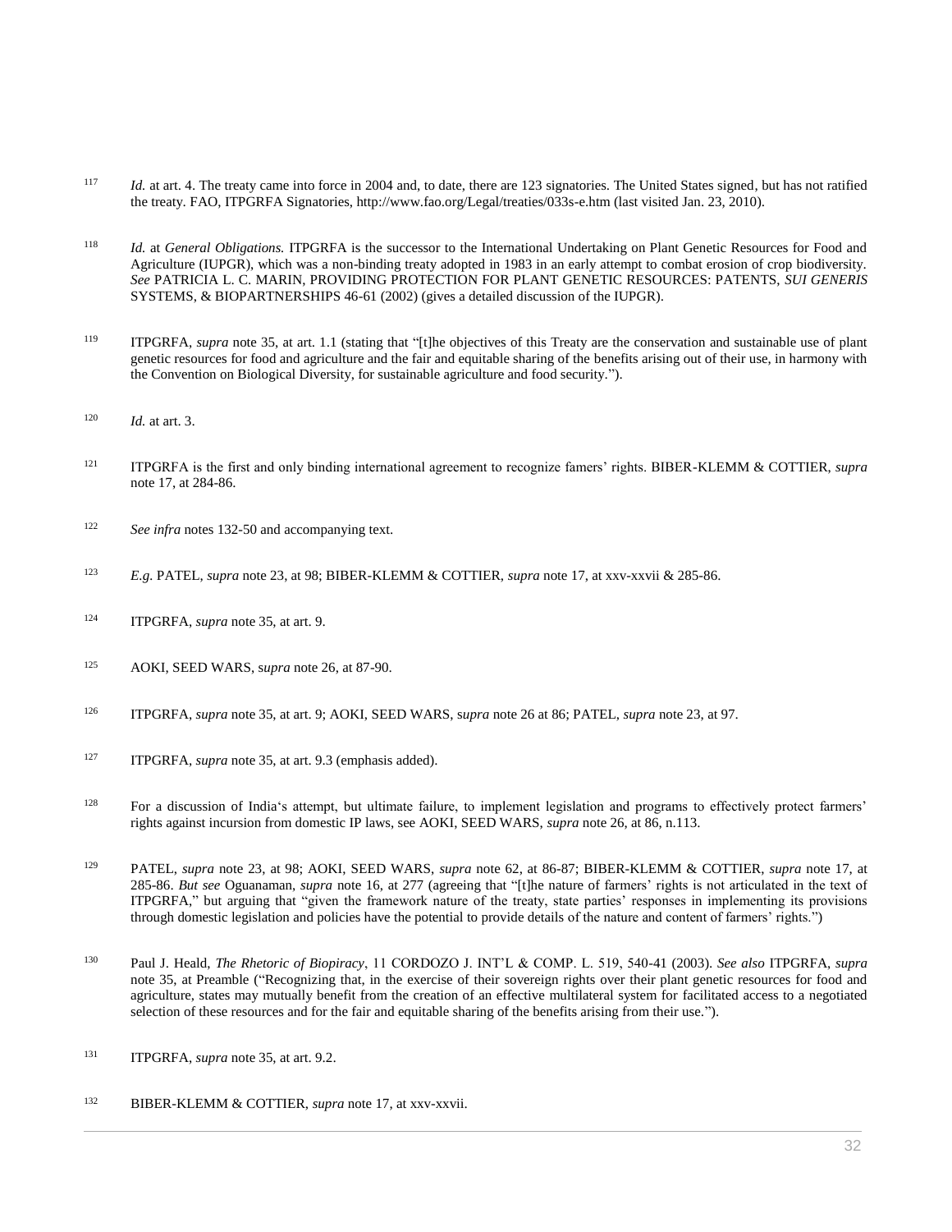[117] *Id.* at art. 4. The treaty came into force in 2004 and, to date, there are 123 signatories. The United States signed, but has not ratified the treaty. FAO, ITPGRFA Signatories, http://www.fao.org/Legal/treaties/033s-e.htm (last visited Jan. 23, 2010).

[118] *Id.* at *General Obligations.* ITPGRFA is the successor to the International Undertaking on Plant Genetic Resources for Food and Agriculture (IUPGR), which was a non-binding treaty adopted in 1983 in an early attempt to combat erosion of crop biodiversity. *See* PATRICIA L. C. MARIN, PROVIDING PROTECTION FOR PLANT GENETIC RESOURCES: PATENTS, *SUI GENERIS* SYSTEMS, & BIOPARTNERSHIPS 46-61 (2002) (gives a detailed discussion of the IUPGR).

[119] ITPGRFA, *supra* note 35, at art. 1.1 (stating that "[t]he objectives of this Treaty are the conservation and sustainable use of plant genetic resources for food and agriculture and the fair and equitable sharing of the benefits arising out of their use, in harmony with the Convention on Biological Diversity, for sustainable agriculture and food security.").

[120] *Id.* at art. 3.

[121] ITPGRFA is the first and only binding international agreement to recognize famers' rights. BIBER-KLEMM & COTTIER, *supra* note 17, at 284-86.

[122] *See infra* notes 132-50 and accompanying text.

[123] *E.g.* PATEL, *supra* note 23, at 98; BIBER-KLEMM & COTTIER, *supra* note 17, at xxv-xxvii & 285-86.

[124] ITPGRFA, *supra* note 35, at art. 9.

[125] AOKI, SEED WARS, s*upra* note 26, at 87-90.

[126] ITPGRFA, *supra* note 35, at art. 9; AOKI, SEED WARS, s*upra* note 26 at 86; PATEL, *supra* note 23, at 97.

[127] ITPGRFA, *supra* note 35, at art. 9.3 (emphasis added).

[128] For a discussion of India's attempt, but ultimate failure, to implement legislation and programs to effectively protect farmers' rights against incursion from domestic IP laws, see AOKI, SEED WARS, *supra* note 26, at 86, n.113.

[129] PATEL, *supra* note 23, at 98; AOKI, SEED WARS, *supra* note 62, at 86-87; BIBER-KLEMM & COTTIER, *supra* note 17, at 285-86. *But see* Oguanaman, *supra* note 16, at 277 (agreeing that "[t]he nature of farmers' rights is not articulated in the text of ITPGRFA," but arguing that "given the framework nature of the treaty, state parties' responses in implementing its provisions through domestic legislation and policies have the potential to provide details of the nature and content of farmers' rights.")

[130] Paul J. Heald, *The Rhetoric of Biopiracy*, 11 CORDOZO J. INT'L & COMP. L. 519, 540-41 (2003). *See also* ITPGRFA, *supra* note 35, at Preamble ("Recognizing that, in the exercise of their sovereign rights over their plant genetic resources for food and agriculture, states may mutually benefit from the creation of an effective multilateral system for facilitated access to a negotiated selection of these resources and for the fair and equitable sharing of the benefits arising from their use.").

[131] ITPGRFA, *supra* note 35, at art. 9.2.

[132] BIBER-KLEMM & COTTIER, *supra* note 17, at xxv-xxvii.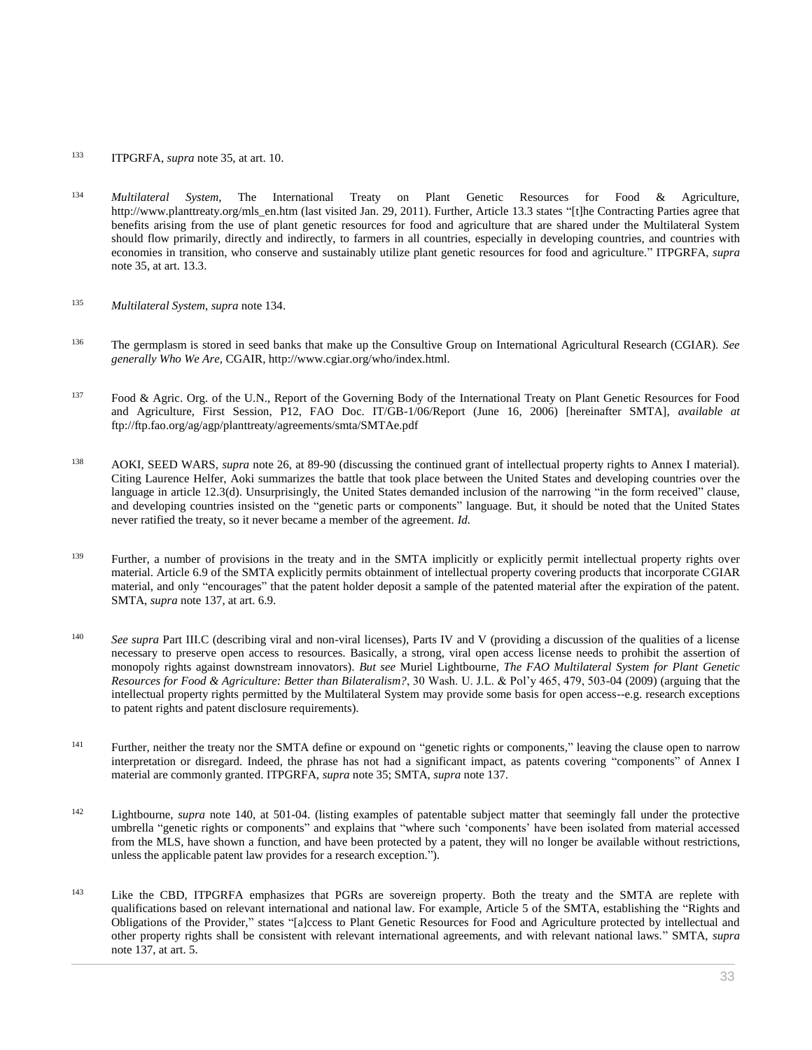133 ITPGRFA, *supra* note 35, at art. 10.

134 *Multilateral System*, The International Treaty on Plant Genetic Resources for Food & Agriculture, http://www.planttreaty.org/mls_en.htm (last visited Jan. 29, 2011). Further, Article 13.3 states "[t]he Contracting Parties agree that benefits arising from the use of plant genetic resources for food and agriculture that are shared under the Multilateral System should flow primarily, directly and indirectly, to farmers in all countries, especially in developing countries, and countries with economies in transition, who conserve and sustainably utilize plant genetic resources for food and agriculture." ITPGRFA, *supra* note 35, at art. 13.3.

135 *Multilateral System*, *supra* note 134.

136 The germplasm is stored in seed banks that make up the Consultive Group on International Agricultural Research (CGIAR). *See generally Who We Are*, CGAIR, http://www.cgiar.org/who/index.html.

137 Food & Agric. Org. of the U.N., Report of the Governing Body of the International Treaty on Plant Genetic Resources for Food and Agriculture, First Session, P12, FAO Doc. IT/GB-1/06/Report (June 16, 2006) [hereinafter SMTA], *available at* ftp://ftp.fao.org/ag/agp/planttreaty/agreements/smta/SMTAe.pdf

138 AOKI, SEED WARS, *supra* note 26, at 89-90 (discussing the continued grant of intellectual property rights to Annex I material). Citing Laurence Helfer, Aoki summarizes the battle that took place between the United States and developing countries over the language in article 12.3(d). Unsurprisingly, the United States demanded inclusion of the narrowing "in the form received" clause, and developing countries insisted on the "genetic parts or components" language. But, it should be noted that the United States never ratified the treaty, so it never became a member of the agreement. *Id.*

139 Further, a number of provisions in the treaty and in the SMTA implicitly or explicitly permit intellectual property rights over material. Article 6.9 of the SMTA explicitly permits obtainment of intellectual property covering products that incorporate CGIAR material, and only "encourages" that the patent holder deposit a sample of the patented material after the expiration of the patent. SMTA, *supra* note 137, at art. 6.9.

140 *See supra* Part III.C (describing viral and non-viral licenses), Parts IV and V (providing a discussion of the qualities of a license necessary to preserve open access to resources. Basically, a strong, viral open access license needs to prohibit the assertion of monopoly rights against downstream innovators). *But see* Muriel Lightbourne, *The FAO Multilateral System for Plant Genetic Resources for Food & Agriculture: Better than Bilateralism?*, 30 Wash. U. J.L. & Pol'y 465, 479, 503-04 (2009) (arguing that the intellectual property rights permitted by the Multilateral System may provide some basis for open access--e.g. research exceptions to patent rights and patent disclosure requirements).

141 Further, neither the treaty nor the SMTA define or expound on "genetic rights or components," leaving the clause open to narrow interpretation or disregard. Indeed, the phrase has not had a significant impact, as patents covering "components" of Annex I material are commonly granted. ITPGRFA, *supra* note 35; SMTA, *supra* note 137.

142 Lightbourne, *supra* note 140, at 501-04. (listing examples of patentable subject matter that seemingly fall under the protective umbrella "genetic rights or components" and explains that "where such 'components' have been isolated from material accessed from the MLS, have shown a function, and have been protected by a patent, they will no longer be available without restrictions, unless the applicable patent law provides for a research exception.").

143 Like the CBD, ITPGRFA emphasizes that PGRs are sovereign property. Both the treaty and the SMTA are replete with qualifications based on relevant international and national law. For example, Article 5 of the SMTA, establishing the "Rights and Obligations of the Provider," states "[a]ccess to Plant Genetic Resources for Food and Agriculture protected by intellectual and other property rights shall be consistent with relevant international agreements, and with relevant national laws." SMTA, *supra* note 137, at art. 5.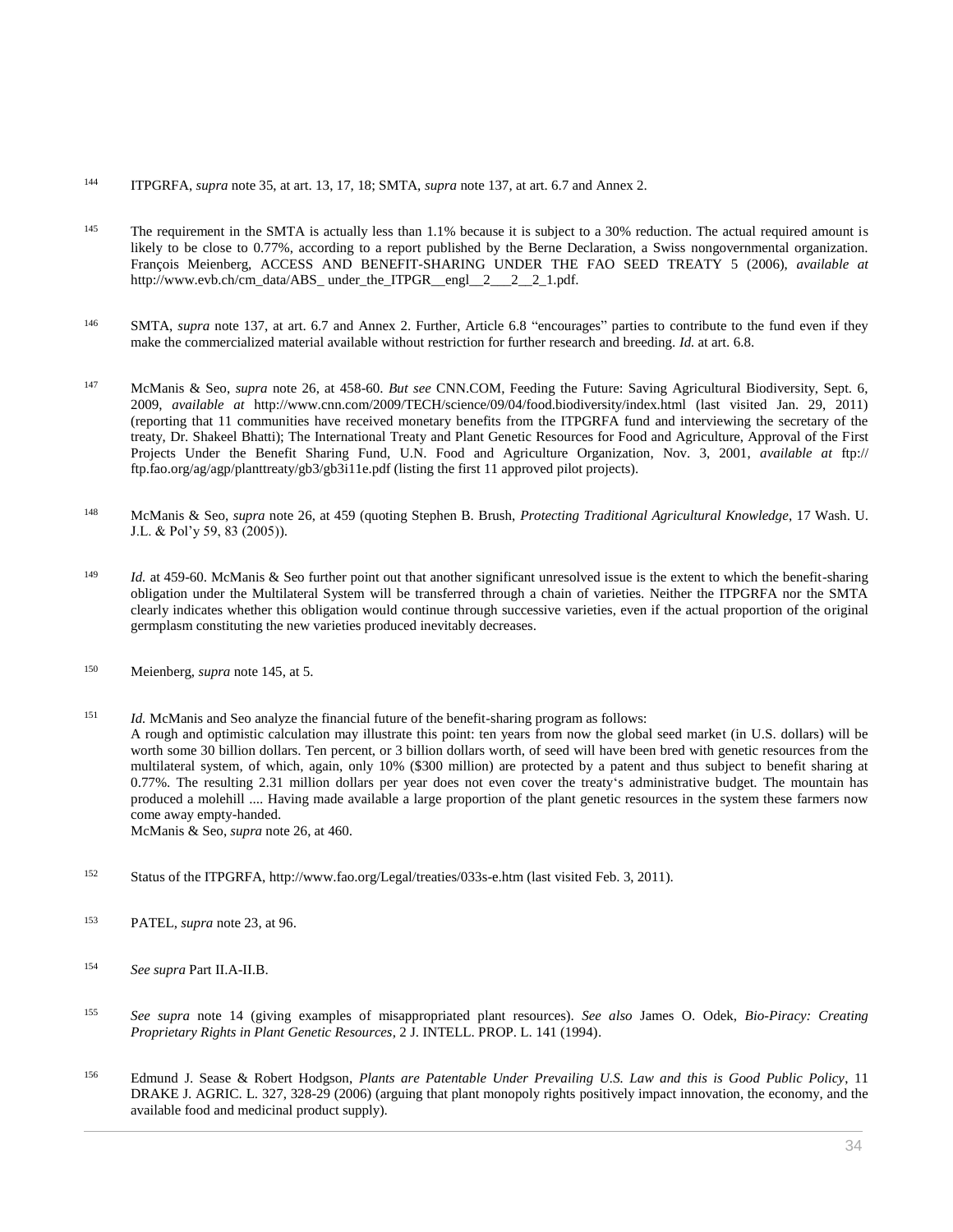144 ITPGRFA, *supra* note 35, at art. 13, 17, 18; SMTA, *supra* note 137, at art. 6.7 and Annex 2.

145 The requirement in the SMTA is actually less than 1.1% because it is subject to a 30% reduction. The actual required amount is likely to be close to 0.77%, according to a report published by the Berne Declaration, a Swiss nongovernmental organization. François Meienberg, ACCESS AND BENEFIT-SHARING UNDER THE FAO SEED TREATY 5 (2006), *available at* http://www.evb.ch/cm_data/ABS_ under_the_ITPGR__engl__2___2__2_1.pdf.

146 SMTA, *supra* note 137, at art. 6.7 and Annex 2. Further, Article 6.8 "encourages" parties to contribute to the fund even if they make the commercialized material available without restriction for further research and breeding. *Id.* at art. 6.8.

147 McManis & Seo, *supra* note 26, at 458-60. *But see* CNN.COM, Feeding the Future: Saving Agricultural Biodiversity, Sept. 6, 2009, *available at* http://www.cnn.com/2009/TECH/science/09/04/food.biodiversity/index.html (last visited Jan. 29, 2011) (reporting that 11 communities have received monetary benefits from the ITPGRFA fund and interviewing the secretary of the treaty, Dr. Shakeel Bhatti); The International Treaty and Plant Genetic Resources for Food and Agriculture, Approval of the First Projects Under the Benefit Sharing Fund, U.N. Food and Agriculture Organization, Nov. 3, 2001, *available at* ftp:// ftp.fao.org/ag/agp/planttreaty/gb3/gb3i11e.pdf (listing the first 11 approved pilot projects).

148 McManis & Seo, *supra* note 26, at 459 (quoting Stephen B. Brush, *Protecting Traditional Agricultural Knowledge*, 17 Wash. U. J.L. & Pol'y 59, 83 (2005)).

149 *Id.* at 459-60. McManis & Seo further point out that another significant unresolved issue is the extent to which the benefit-sharing obligation under the Multilateral System will be transferred through a chain of varieties. Neither the ITPGRFA nor the SMTA clearly indicates whether this obligation would continue through successive varieties, even if the actual proportion of the original germplasm constituting the new varieties produced inevitably decreases.

150 Meienberg, *supra* note 145, at 5.

151 *Id.* McManis and Seo analyze the financial future of the benefit-sharing program as follows:
A rough and optimistic calculation may illustrate this point: ten years from now the global seed market (in U.S. dollars) will be worth some 30 billion dollars. Ten percent, or 3 billion dollars worth, of seed will have been bred with genetic resources from the multilateral system, of which, again, only 10% ($300 million) are protected by a patent and thus subject to benefit sharing at 0.77%. The resulting 2.31 million dollars per year does not even cover the treaty's administrative budget. The mountain has produced a molehill .... Having made available a large proportion of the plant genetic resources in the system these farmers now come away empty-handed.
McManis & Seo, *supra* note 26, at 460.

152 Status of the ITPGRFA, http://www.fao.org/Legal/treaties/033s-e.htm (last visited Feb. 3, 2011).

153 PATEL, *supra* note 23, at 96.

154 *See supra* Part II.A-II.B.

155 *See supra* note 14 (giving examples of misappropriated plant resources). *See also* James O. Odek, *Bio-Piracy: Creating Proprietary Rights in Plant Genetic Resources*, 2 J. INTELL. PROP. L. 141 (1994).

156 Edmund J. Sease & Robert Hodgson, *Plants are Patentable Under Prevailing U.S. Law and this is Good Public Policy*, 11 DRAKE J. AGRIC. L. 327, 328-29 (2006) (arguing that plant monopoly rights positively impact innovation, the economy, and the available food and medicinal product supply).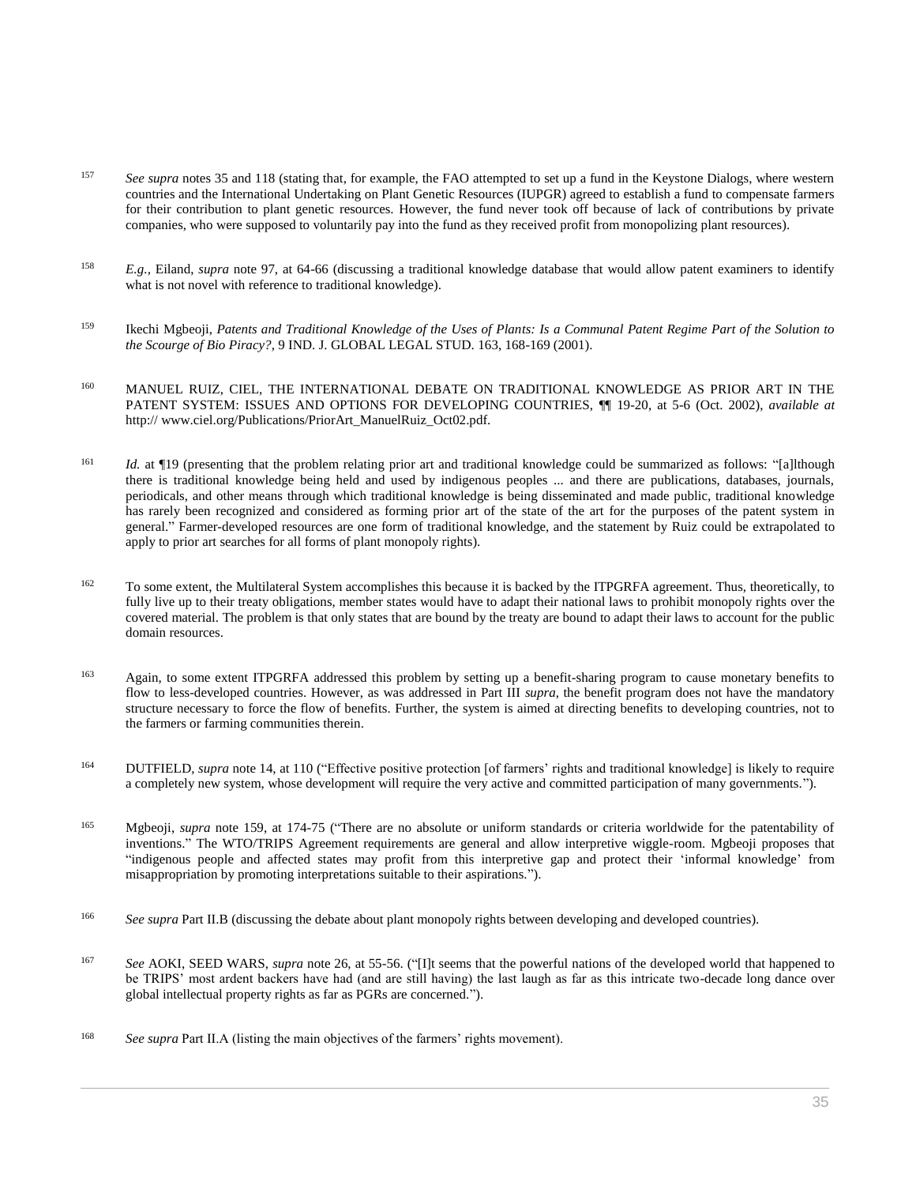157 *See supra* notes 35 and 118 (stating that, for example, the FAO attempted to set up a fund in the Keystone Dialogs, where western countries and the International Undertaking on Plant Genetic Resources (IUPGR) agreed to establish a fund to compensate farmers for their contribution to plant genetic resources. However, the fund never took off because of lack of contributions by private companies, who were supposed to voluntarily pay into the fund as they received profit from monopolizing plant resources).

158 *E.g.*, Eiland, *supra* note 97, at 64-66 (discussing a traditional knowledge database that would allow patent examiners to identify what is not novel with reference to traditional knowledge).

159 Ikechi Mgbeoji, *Patents and Traditional Knowledge of the Uses of Plants: Is a Communal Patent Regime Part of the Solution to the Scourge of Bio Piracy?*, 9 IND. J. GLOBAL LEGAL STUD. 163, 168-169 (2001).

160 MANUEL RUIZ, CIEL, THE INTERNATIONAL DEBATE ON TRADITIONAL KNOWLEDGE AS PRIOR ART IN THE PATENT SYSTEM: ISSUES AND OPTIONS FOR DEVELOPING COUNTRIES, ¶¶ 19-20, at 5-6 (Oct. 2002), *available at* http:// www.ciel.org/Publications/PriorArt_ManuelRuiz_Oct02.pdf.

161 *Id.* at ¶19 (presenting that the problem relating prior art and traditional knowledge could be summarized as follows: "[a]lthough there is traditional knowledge being held and used by indigenous peoples ... and there are publications, databases, journals, periodicals, and other means through which traditional knowledge is being disseminated and made public, traditional knowledge has rarely been recognized and considered as forming prior art of the state of the art for the purposes of the patent system in general." Farmer-developed resources are one form of traditional knowledge, and the statement by Ruiz could be extrapolated to apply to prior art searches for all forms of plant monopoly rights).

162 To some extent, the Multilateral System accomplishes this because it is backed by the ITPGRFA agreement. Thus, theoretically, to fully live up to their treaty obligations, member states would have to adapt their national laws to prohibit monopoly rights over the covered material. The problem is that only states that are bound by the treaty are bound to adapt their laws to account for the public domain resources.

163 Again, to some extent ITPGRFA addressed this problem by setting up a benefit-sharing program to cause monetary benefits to flow to less-developed countries. However, as was addressed in Part III *supra*, the benefit program does not have the mandatory structure necessary to force the flow of benefits. Further, the system is aimed at directing benefits to developing countries, not to the farmers or farming communities therein.

164 DUTFIELD, *supra* note 14, at 110 ("Effective positive protection [of farmers' rights and traditional knowledge] is likely to require a completely new system, whose development will require the very active and committed participation of many governments.").

165 Mgbeoji, *supra* note 159, at 174-75 ("There are no absolute or uniform standards or criteria worldwide for the patentability of inventions." The WTO/TRIPS Agreement requirements are general and allow interpretive wiggle-room. Mgbeoji proposes that "indigenous people and affected states may profit from this interpretive gap and protect their 'informal knowledge' from misappropriation by promoting interpretations suitable to their aspirations.").

166 *See supra* Part II.B (discussing the debate about plant monopoly rights between developing and developed countries).

167 *See* AOKI, SEED WARS, *supra* note 26, at 55-56. ("[I]t seems that the powerful nations of the developed world that happened to be TRIPS' most ardent backers have had (and are still having) the last laugh as far as this intricate two-decade long dance over global intellectual property rights as far as PGRs are concerned.").

168 *See supra* Part II.A (listing the main objectives of the farmers' rights movement).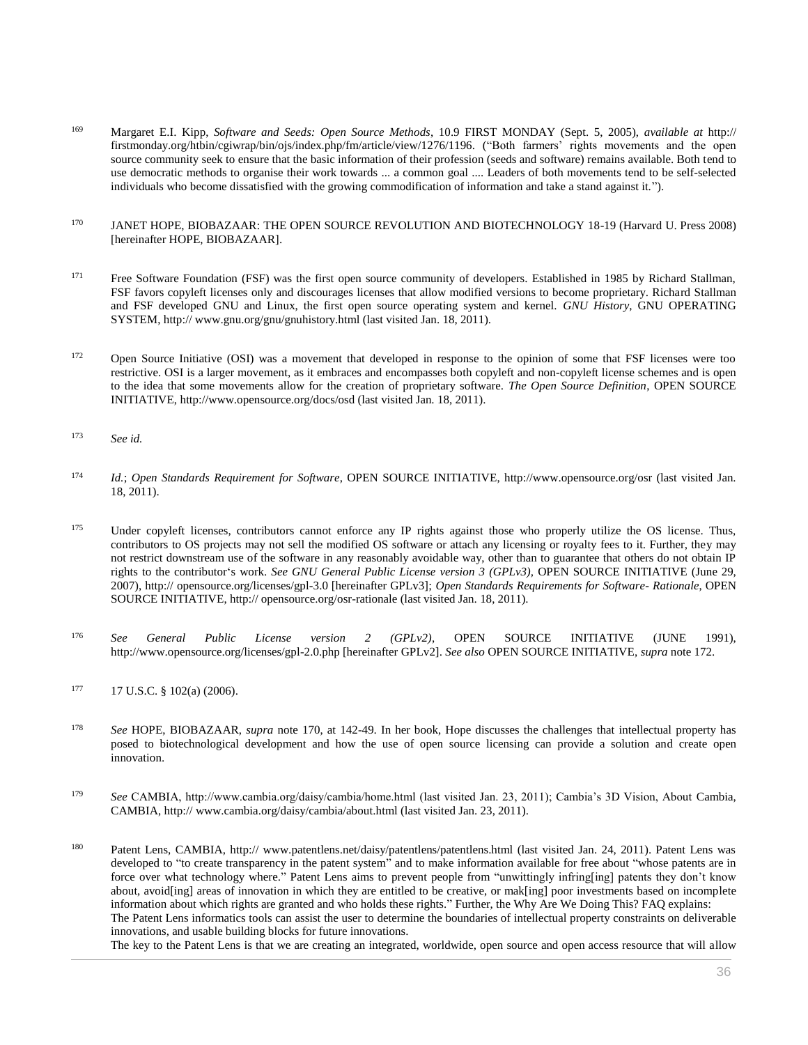169 Margaret E.I. Kipp, *Software and Seeds: Open Source Methods*, 10.9 FIRST MONDAY (Sept. 5, 2005), *available at* http:// firstmonday.org/htbin/cgiwrap/bin/ojs/index.php/fm/article/view/1276/1196. ("Both farmers' rights movements and the open source community seek to ensure that the basic information of their profession (seeds and software) remains available. Both tend to use democratic methods to organise their work towards ... a common goal .... Leaders of both movements tend to be self-selected individuals who become dissatisfied with the growing commodification of information and take a stand against it.").

170 JANET HOPE, BIOBAZAAR: THE OPEN SOURCE REVOLUTION AND BIOTECHNOLOGY 18-19 (Harvard U. Press 2008) [hereinafter HOPE, BIOBAZAAR].

171 Free Software Foundation (FSF) was the first open source community of developers. Established in 1985 by Richard Stallman, FSF favors copyleft licenses only and discourages licenses that allow modified versions to become proprietary. Richard Stallman and FSF developed GNU and Linux, the first open source operating system and kernel. *GNU History*, GNU OPERATING SYSTEM, http:// www.gnu.org/gnu/gnuhistory.html (last visited Jan. 18, 2011).

172 Open Source Initiative (OSI) was a movement that developed in response to the opinion of some that FSF licenses were too restrictive. OSI is a larger movement, as it embraces and encompasses both copyleft and non-copyleft license schemes and is open to the idea that some movements allow for the creation of proprietary software. *The Open Source Definition*, OPEN SOURCE INITIATIVE, http://www.opensource.org/docs/osd (last visited Jan. 18, 2011).

173 *See id.*

174 *Id.*; *Open Standards Requirement for Software*, OPEN SOURCE INITIATIVE, http://www.opensource.org/osr (last visited Jan. 18, 2011).

175 Under copyleft licenses, contributors cannot enforce any IP rights against those who properly utilize the OS license. Thus, contributors to OS projects may not sell the modified OS software or attach any licensing or royalty fees to it. Further, they may not restrict downstream use of the software in any reasonably avoidable way, other than to guarantee that others do not obtain IP rights to the contributor's work. *See GNU General Public License version 3 (GPLv3)*, OPEN SOURCE INITIATIVE (June 29, 2007), http:// opensource.org/licenses/gpl-3.0 [hereinafter GPLv3]; *Open Standards Requirements for Software- Rationale*, OPEN SOURCE INITIATIVE, http:// opensource.org/osr-rationale (last visited Jan. 18, 2011).

176 *See General Public License version 2 (GPLv2)*, OPEN SOURCE INITIATIVE (JUNE 1991), http://www.opensource.org/licenses/gpl-2.0.php [hereinafter GPLv2]. *See also* OPEN SOURCE INITIATIVE, *supra* note 172.

177 17 U.S.C. § 102(a) (2006).

178 *See* HOPE, BIOBAZAAR, *supra* note 170, at 142-49. In her book, Hope discusses the challenges that intellectual property has posed to biotechnological development and how the use of open source licensing can provide a solution and create open innovation.

179 *See* CAMBIA, http://www.cambia.org/daisy/cambia/home.html (last visited Jan. 23, 2011); Cambia's 3D Vision, About Cambia, CAMBIA, http:// www.cambia.org/daisy/cambia/about.html (last visited Jan. 23, 2011).

180 Patent Lens, CAMBIA, http:// www.patentlens.net/daisy/patentlens/patentlens.html (last visited Jan. 24, 2011). Patent Lens was developed to "to create transparency in the patent system" and to make information available for free about "whose patents are in force over what technology where." Patent Lens aims to prevent people from "unwittingly infring[ing] patents they don't know about, avoid[ing] areas of innovation in which they are entitled to be creative, or mak[ing] poor investments based on incomplete information about which rights are granted and who holds these rights." Further, the Why Are We Doing This? FAQ explains:

The Patent Lens informatics tools can assist the user to determine the boundaries of intellectual property constraints on deliverable innovations, and usable building blocks for future innovations.

The key to the Patent Lens is that we are creating an integrated, worldwide, open source and open access resource that will allow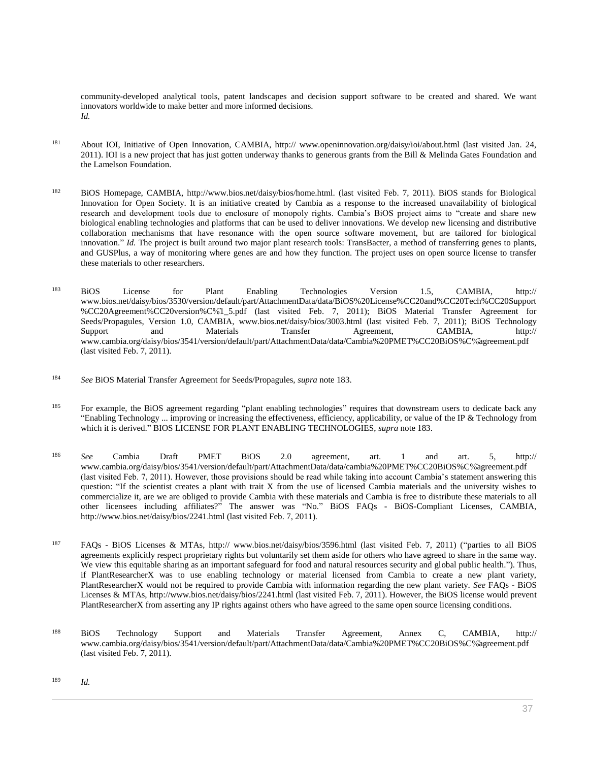community-developed analytical tools, patent landscapes and decision support software to be created and shared. We want innovators worldwide to make better and more informed decisions.

*Id.*

181 About IOI, Initiative of Open Innovation, CAMBIA, http:// www.openinnovation.org/daisy/ioi/about.html (last visited Jan. 24, 2011). IOI is a new project that has just gotten underway thanks to generous grants from the Bill & Melinda Gates Foundation and the Lamelson Foundation.

182 BiOS Homepage, CAMBIA, http://www.bios.net/daisy/bios/home.html. (last visited Feb. 7, 2011). BiOS stands for Biological Innovation for Open Society. It is an initiative created by Cambia as a response to the increased unavailability of biological research and development tools due to enclosure of monopoly rights. Cambia's BiOS project aims to "create and share new biological enabling technologies and platforms that can be used to deliver innovations. We develop new licensing and distributive collaboration mechanisms that have resonance with the open source software movement, but are tailored for biological innovation." *Id.* The project is built around two major plant research tools: TransBacter, a method of transferring genes to plants, and GUSPlus, a way of monitoring where genes are and how they function. The project uses on open source license to transfer these materials to other researchers.

183 BiOS License for Plant Enabling Technologies Version 1.5, CAMBIA, http:// www.bios.net/daisy/bios/3530/version/default/part/AttachmentData/data/BiOS%20License%CC20and%CC20Tech%CC20Support %CC20Agreement%CC20version%C%1_5.pdf (last visited Feb. 7, 2011); BiOS Material Transfer Agreement for Seeds/Propagules, Version 1.0, CAMBIA, www.bios.net/daisy/bios/3003.html (last visited Feb. 7, 2011); BiOS Technology Support and Materials Transfer Agreement, CAMBIA, http:// www.cambia.org/daisy/bios/3541/version/default/part/AttachmentData/data/Cambia%20PMET%CC20BiOS%C%agreement.pdf (last visited Feb. 7, 2011).

184 *See* BiOS Material Transfer Agreement for Seeds/Propagules, *supra* note 183.

185 For example, the BiOS agreement regarding "plant enabling technologies" requires that downstream users to dedicate back any "Enabling Technology ... improving or increasing the effectiveness, efficiency, applicability, or value of the IP & Technology from which it is derived." BIOS LICENSE FOR PLANT ENABLING TECHNOLOGIES, *supra* note 183.

186 *See* Cambia Draft PMET BiOS 2.0 agreement, art. 1 and art. 5, http:// www.cambia.org/daisy/bios/3541/version/default/part/AttachmentData/data/cambia%20PMET%CC20BiOS%C%agreement.pdf (last visited Feb. 7, 2011). However, those provisions should be read while taking into account Cambia's statement answering this question: "If the scientist creates a plant with trait X from the use of licensed Cambia materials and the university wishes to commercialize it, are we are obliged to provide Cambia with these materials and Cambia is free to distribute these materials to all other licensees including affiliates?" The answer was "No." BiOS FAQs - BiOS-Compliant Licenses, CAMBIA, http://www.bios.net/daisy/bios/2241.html (last visited Feb. 7, 2011).

187 FAQs - BiOS Licenses & MTAs, http:// www.bios.net/daisy/bios/3596.html (last visited Feb. 7, 2011) ("parties to all BiOS agreements explicitly respect proprietary rights but voluntarily set them aside for others who have agreed to share in the same way. We view this equitable sharing as an important safeguard for food and natural resources security and global public health."). Thus, if PlantResearcherX was to use enabling technology or material licensed from Cambia to create a new plant variety, PlantResearcherX would not be required to provide Cambia with information regarding the new plant variety. *See* FAQs - BiOS Licenses & MTAs, http://www.bios.net/daisy/bios/2241.html (last visited Feb. 7, 2011). However, the BiOS license would prevent PlantResearcherX from asserting any IP rights against others who have agreed to the same open source licensing conditions.

188 BiOS Technology Support and Materials Transfer Agreement, Annex C, CAMBIA, http:// www.cambia.org/daisy/bios/3541/version/default/part/AttachmentData/data/Cambia%20PMET%CC20BiOS%C%agreement.pdf (last visited Feb. 7, 2011).

189 *Id.*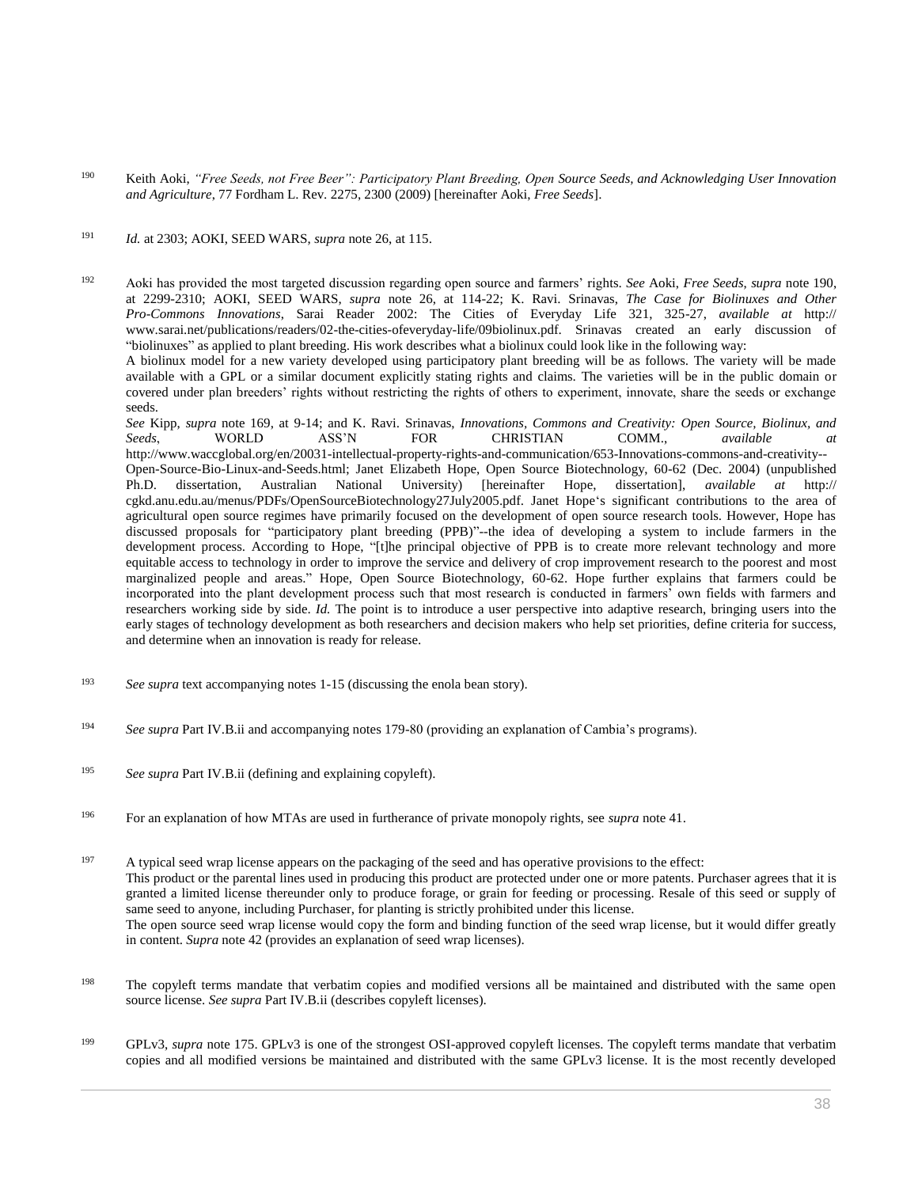190 Keith Aoki, *"Free Seeds, not Free Beer": Participatory Plant Breeding, Open Source Seeds, and Acknowledging User Innovation and Agriculture*, 77 Fordham L. Rev. 2275, 2300 (2009) [hereinafter Aoki, *Free Seeds*].

191 *Id.* at 2303; AOKI, SEED WARS, *supra* note 26, at 115.

192 Aoki has provided the most targeted discussion regarding open source and farmers' rights. *See* Aoki, *Free Seeds*, *supra* note 190, at 2299-2310; AOKI, SEED WARS, *supra* note 26, at 114-22; K. Ravi. Srinavas, *The Case for Biolinuxes and Other Pro-Commons Innovations*, Sarai Reader 2002: The Cities of Everyday Life 321, 325-27, *available at* http:// www.sarai.net/publications/readers/02-the-cities-ofeveryday-life/09biolinux.pdf. Srinavas created an early discussion of "biolinuxes" as applied to plant breeding. His work describes what a biolinux could look like in the following way:

A biolinux model for a new variety developed using participatory plant breeding will be as follows. The variety will be made available with a GPL or a similar document explicitly stating rights and claims. The varieties will be in the public domain or covered under plan breeders' rights without restricting the rights of others to experiment, innovate, share the seeds or exchange seeds.

*See* Kipp, *supra* note 169, at 9-14; and K. Ravi. Srinavas, *Innovations, Commons and Creativity: Open Source, Biolinux, and Seeds*, WORLD ASS'N FOR CHRISTIAN COMM., *available at* http://www.waccglobal.org/en/20031-intellectual-property-rights-and-communication/653-Innovations-commons-and-creativity--Open-Source-Bio-Linux-and-Seeds.html; Janet Elizabeth Hope, Open Source Biotechnology, 60-62 (Dec. 2004) (unpublished Ph.D. dissertation, Australian National University) [hereinafter Hope, dissertation], *available at* http:// cgkd.anu.edu.au/menus/PDFs/OpenSourceBiotechnology27July2005.pdf. Janet Hope's significant contributions to the area of agricultural open source regimes have primarily focused on the development of open source research tools. However, Hope has discussed proposals for "participatory plant breeding (PPB)"--the idea of developing a system to include farmers in the development process. According to Hope, "[t]he principal objective of PPB is to create more relevant technology and more equitable access to technology in order to improve the service and delivery of crop improvement research to the poorest and most marginalized people and areas." Hope, Open Source Biotechnology, 60-62. Hope further explains that farmers could be incorporated into the plant development process such that most research is conducted in farmers' own fields with farmers and researchers working side by side. *Id.* The point is to introduce a user perspective into adaptive research, bringing users into the early stages of technology development as both researchers and decision makers who help set priorities, define criteria for success, and determine when an innovation is ready for release.

193 *See supra* text accompanying notes 1-15 (discussing the enola bean story).

194 *See supra* Part IV.B.ii and accompanying notes 179-80 (providing an explanation of Cambia's programs).

195 *See supra* Part IV.B.ii (defining and explaining copyleft).

196 For an explanation of how MTAs are used in furtherance of private monopoly rights, see *supra* note 41.

197 A typical seed wrap license appears on the packaging of the seed and has operative provisions to the effect:

This product or the parental lines used in producing this product are protected under one or more patents. Purchaser agrees that it is granted a limited license thereunder only to produce forage, or grain for feeding or processing. Resale of this seed or supply of same seed to anyone, including Purchaser, for planting is strictly prohibited under this license.

The open source seed wrap license would copy the form and binding function of the seed wrap license, but it would differ greatly in content. *Supra* note 42 (provides an explanation of seed wrap licenses).

198 The copyleft terms mandate that verbatim copies and modified versions all be maintained and distributed with the same open source license. *See supra* Part IV.B.ii (describes copyleft licenses).

199 GPLv3, *supra* note 175. GPLv3 is one of the strongest OSI-approved copyleft licenses. The copyleft terms mandate that verbatim copies and all modified versions be maintained and distributed with the same GPLv3 license. It is the most recently developed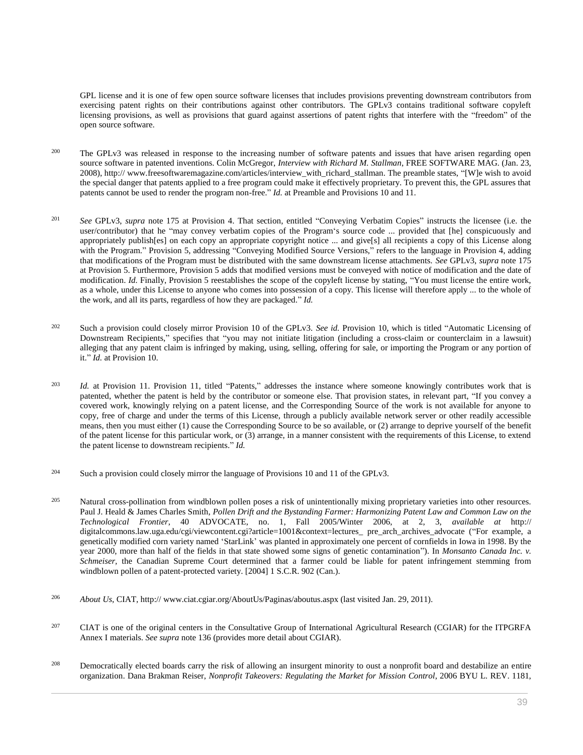GPL license and it is one of few open source software licenses that includes provisions preventing downstream contributors from exercising patent rights on their contributions against other contributors. The GPLv3 contains traditional software copyleft licensing provisions, as well as provisions that guard against assertions of patent rights that interfere with the "freedom" of the open source software.

[200] The GPLv3 was released in response to the increasing number of software patents and issues that have arisen regarding open source software in patented inventions. Colin McGregor, *Interview with Richard M. Stallman*, FREE SOFTWARE MAG. (Jan. 23, 2008), http:// www.freesoftwaremagazine.com/articles/interview_with_richard_stallman. The preamble states, "[W]e wish to avoid the special danger that patents applied to a free program could make it effectively proprietary. To prevent this, the GPL assures that patents cannot be used to render the program non-free." *Id.* at Preamble and Provisions 10 and 11.

[201] *See* GPLv3, *supra* note 175 at Provision 4. That section, entitled "Conveying Verbatim Copies" instructs the licensee (i.e. the user/contributor) that he "may convey verbatim copies of the Program's source code ... provided that [he] conspicuously and appropriately publish[es] on each copy an appropriate copyright notice ... and give[s] all recipients a copy of this License along with the Program." Provision 5, addressing "Conveying Modified Source Versions," refers to the language in Provision 4, adding that modifications of the Program must be distributed with the same downstream license attachments. *See* GPLv3, *supra* note 175 at Provision 5. Furthermore, Provision 5 adds that modified versions must be conveyed with notice of modification and the date of modification. *Id.* Finally, Provision 5 reestablishes the scope of the copyleft license by stating, "You must license the entire work, as a whole, under this License to anyone who comes into possession of a copy. This license will therefore apply ... to the whole of the work, and all its parts, regardless of how they are packaged." *Id.*

[202] Such a provision could closely mirror Provision 10 of the GPLv3. *See id.* Provision 10, which is titled "Automatic Licensing of Downstream Recipients," specifies that "you may not initiate litigation (including a cross-claim or counterclaim in a lawsuit) alleging that any patent claim is infringed by making, using, selling, offering for sale, or importing the Program or any portion of it." *Id.* at Provision 10.

[203] *Id.* at Provision 11. Provision 11, titled "Patents," addresses the instance where someone knowingly contributes work that is patented, whether the patent is held by the contributor or someone else. That provision states, in relevant part, "If you convey a covered work, knowingly relying on a patent license, and the Corresponding Source of the work is not available for anyone to copy, free of charge and under the terms of this License, through a publicly available network server or other readily accessible means, then you must either (1) cause the Corresponding Source to be so available, or (2) arrange to deprive yourself of the benefit of the patent license for this particular work, or (3) arrange, in a manner consistent with the requirements of this License, to extend the patent license to downstream recipients." *Id.*

[204] Such a provision could closely mirror the language of Provisions 10 and 11 of the GPLv3.

[205] Natural cross-pollination from windblown pollen poses a risk of unintentionally mixing proprietary varieties into other resources. Paul J. Heald & James Charles Smith, *Pollen Drift and the Bystanding Farmer: Harmonizing Patent Law and Common Law on the Technological Frontier*, 40 ADVOCATE, no. 1, Fall 2005/Winter 2006, at 2, 3, *available at* http:// digitalcommons.law.uga.edu/cgi/viewcontent.cgi?article=1001&context=lectures_ pre_arch_archives_advocate ("For example, a genetically modified corn variety named 'StarLink' was planted in approximately one percent of cornfields in Iowa in 1998. By the year 2000, more than half of the fields in that state showed some signs of genetic contamination"). In *Monsanto Canada Inc. v. Schmeiser*, the Canadian Supreme Court determined that a farmer could be liable for patent infringement stemming from windblown pollen of a patent-protected variety. [2004] 1 S.C.R. 902 (Can.).

[206] *About Us*, CIAT, http:// www.ciat.cgiar.org/AboutUs/Paginas/aboutus.aspx (last visited Jan. 29, 2011).

[207] CIAT is one of the original centers in the Consultative Group of International Agricultural Research (CGIAR) for the ITPGRFA Annex I materials. *See supra* note 136 (provides more detail about CGIAR).

[208] Democratically elected boards carry the risk of allowing an insurgent minority to oust a nonprofit board and destabilize an entire organization. Dana Brakman Reiser, *Nonprofit Takeovers: Regulating the Market for Mission Control*, 2006 BYU L. REV. 1181,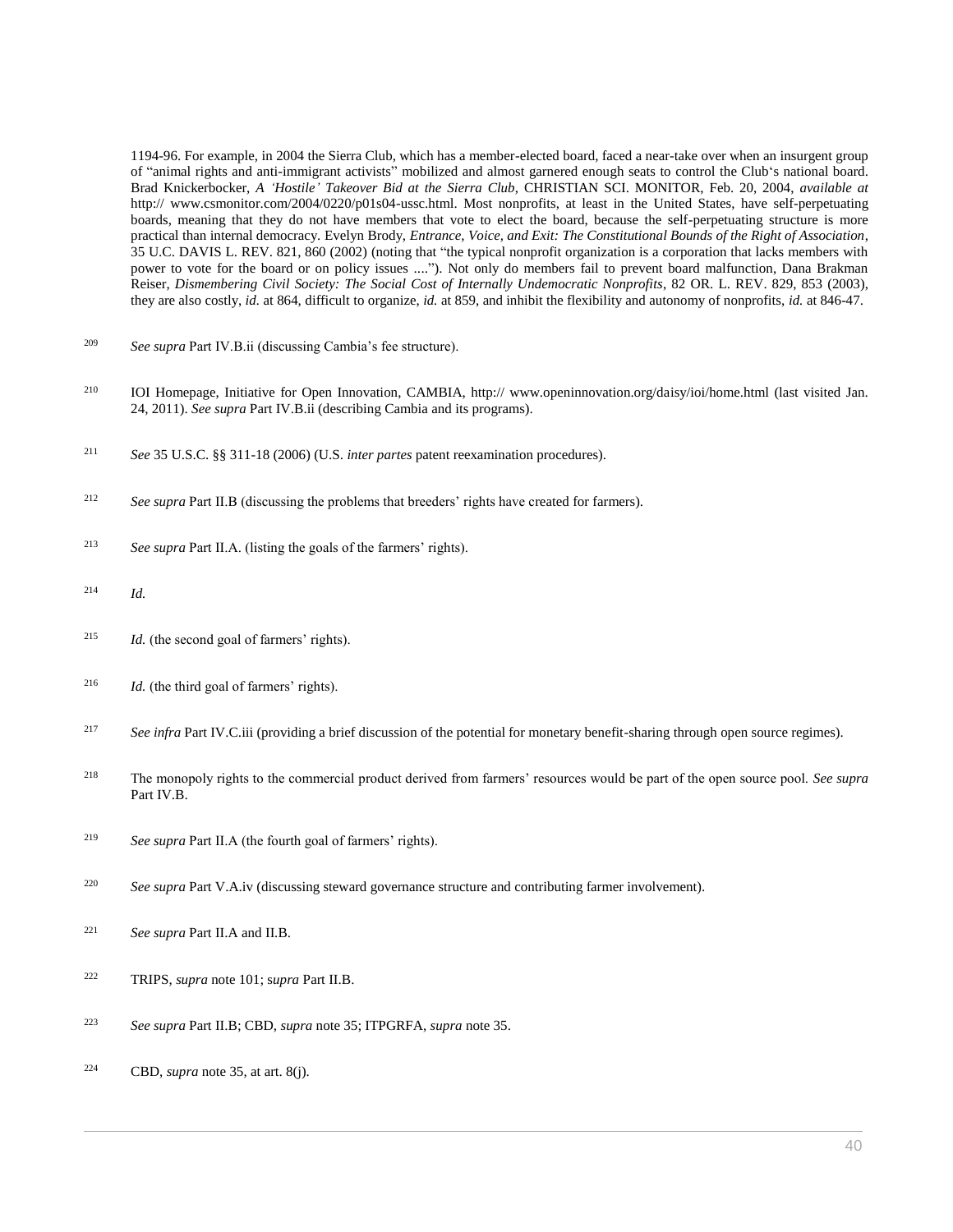1194-96. For example, in 2004 the Sierra Club, which has a member-elected board, faced a near-take over when an insurgent group of "animal rights and anti-immigrant activists" mobilized and almost garnered enough seats to control the Club's national board. Brad Knickerbocker, *A 'Hostile' Takeover Bid at the Sierra Club*, CHRISTIAN SCI. MONITOR, Feb. 20, 2004, *available at* http:// www.csmonitor.com/2004/0220/p01s04-ussc.html. Most nonprofits, at least in the United States, have self-perpetuating boards, meaning that they do not have members that vote to elect the board, because the self-perpetuating structure is more practical than internal democracy. Evelyn Brody, *Entrance, Voice, and Exit: The Constitutional Bounds of the Right of Association*, 35 U.C. DAVIS L. REV. 821, 860 (2002) (noting that "the typical nonprofit organization is a corporation that lacks members with power to vote for the board or on policy issues ...."). Not only do members fail to prevent board malfunction, Dana Brakman Reiser, *Dismembering Civil Society: The Social Cost of Internally Undemocratic Nonprofits*, 82 OR. L. REV. 829, 853 (2003), they are also costly, *id.* at 864, difficult to organize, *id.* at 859, and inhibit the flexibility and autonomy of nonprofits, *id.* at 846-47.

[209] *See supra* Part IV.B.ii (discussing Cambia's fee structure).

[210] IOI Homepage, Initiative for Open Innovation, CAMBIA, http:// www.openinnovation.org/daisy/ioi/home.html (last visited Jan. 24, 2011). *See supra* Part IV.B.ii (describing Cambia and its programs).

[211] *See* 35 U.S.C. §§ 311-18 (2006) (U.S. *inter partes* patent reexamination procedures).

[212] *See supra* Part II.B (discussing the problems that breeders' rights have created for farmers).

[213] *See supra* Part II.A. (listing the goals of the farmers' rights).

[214] *Id.*

[215] *Id.* (the second goal of farmers' rights).

[216] *Id.* (the third goal of farmers' rights).

[217] *See infra* Part IV.C.iii (providing a brief discussion of the potential for monetary benefit-sharing through open source regimes).

[218] The monopoly rights to the commercial product derived from farmers' resources would be part of the open source pool. *See supra* Part IV.B.

[219] *See supra* Part II.A (the fourth goal of farmers' rights).

[220] *See supra* Part V.A.iv (discussing steward governance structure and contributing farmer involvement).

[221] *See supra* Part II.A and II.B.

[222] TRIPS, *supra* note 101; s*upra* Part II.B.

[223] *See supra* Part II.B; CBD, *supra* note 35; ITPGRFA, *supra* note 35.

[224] CBD, *supra* note 35, at art. 8(j).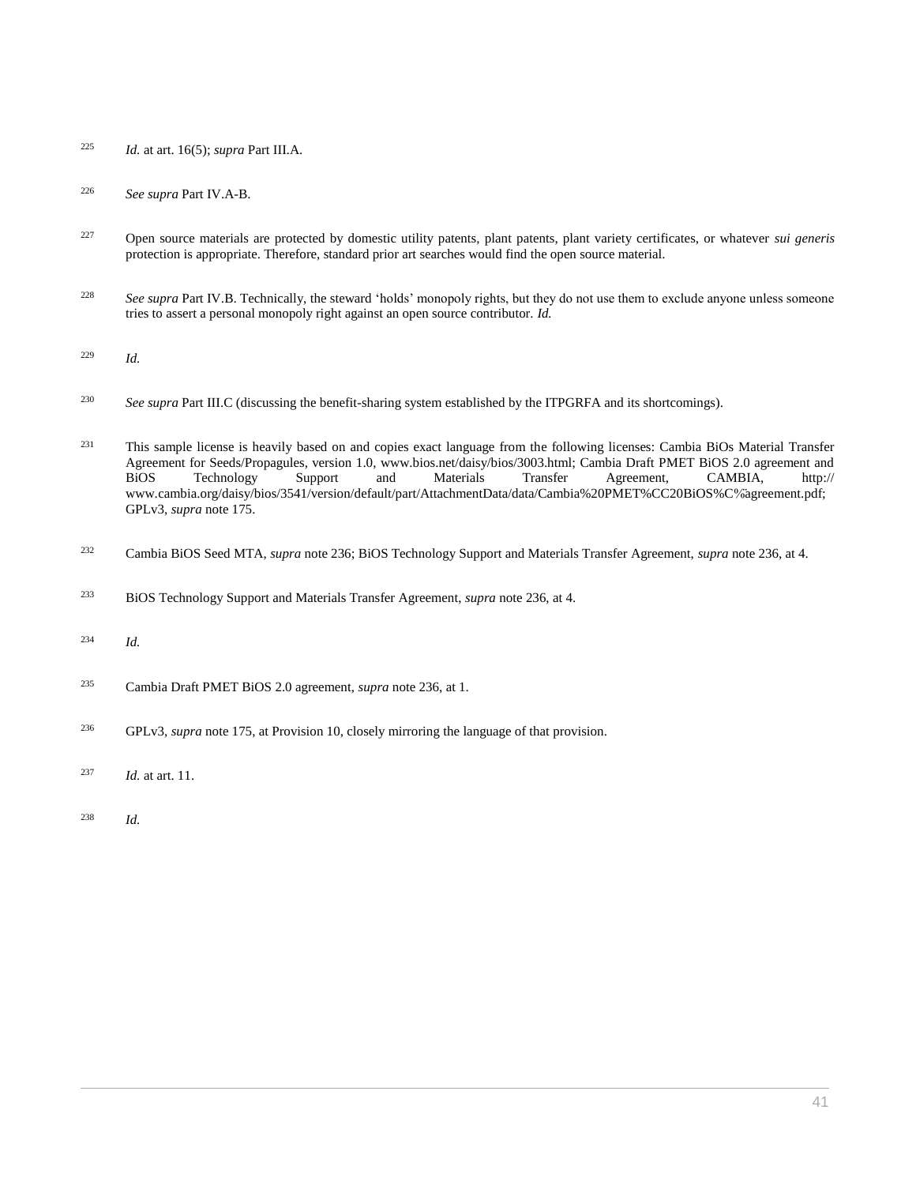[225] *Id.* at art. 16(5); *supra* Part III.A.

[226] *See supra* Part IV.A-B.

[227] Open source materials are protected by domestic utility patents, plant patents, plant variety certificates, or whatever *sui generis* protection is appropriate. Therefore, standard prior art searches would find the open source material.

[228] *See supra* Part IV.B. Technically, the steward 'holds' monopoly rights, but they do not use them to exclude anyone unless someone tries to assert a personal monopoly right against an open source contributor. *Id.*

[229] *Id.*

[230] *See supra* Part III.C (discussing the benefit-sharing system established by the ITPGRFA and its shortcomings).

[231] This sample license is heavily based on and copies exact language from the following licenses: Cambia BiOs Material Transfer Agreement for Seeds/Propagules, version 1.0, www.bios.net/daisy/bios/3003.html; Cambia Draft PMET BiOS 2.0 agreement and BiOS Technology Support and Materials Transfer Agreement, CAMBIA, http:// www.cambia.org/daisy/bios/3541/version/default/part/AttachmentData/data/Cambia%20PMET%CC20BiOS%C%agreement.pdf; GPLv3, *supra* note 175.

[232] Cambia BiOS Seed MTA, *supra* note 236; BiOS Technology Support and Materials Transfer Agreement, *supra* note 236, at 4.

[233] BiOS Technology Support and Materials Transfer Agreement, *supra* note 236, at 4.

[234] *Id.*

[235] Cambia Draft PMET BiOS 2.0 agreement, *supra* note 236, at 1.

[236] GPLv3, *supra* note 175, at Provision 10, closely mirroring the language of that provision.

[237] *Id.* at art. 11.

[238] *Id.*